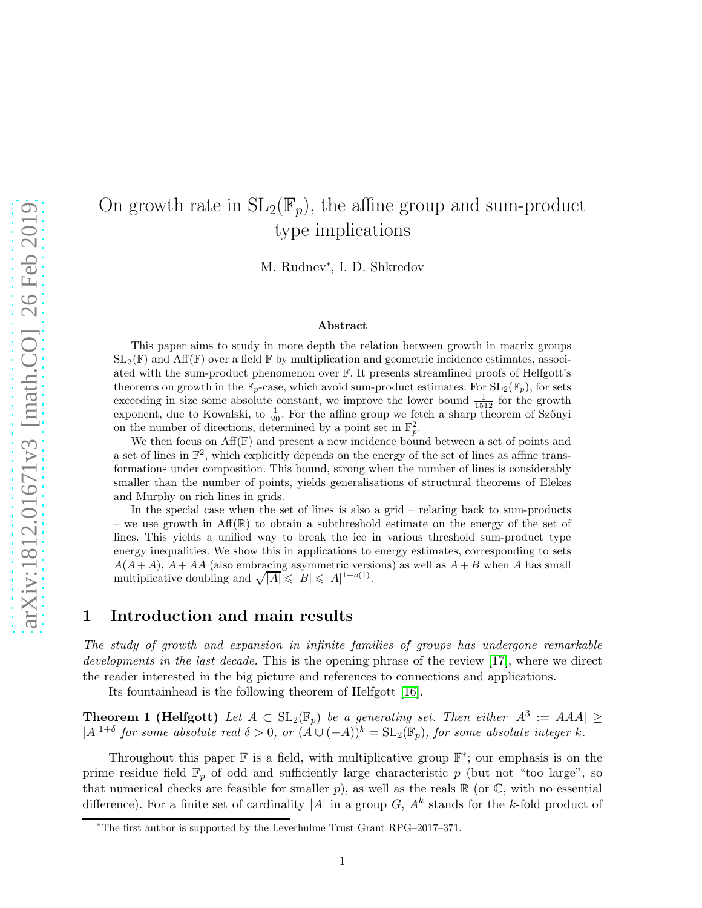# On growth rate in $\mathrm{SL}_2(\mathbb{F}_p)$, the affine group and sum-product type implications

M. Rudnev*, I. D. Shkredov

### Abstract

This paper aims to study in more depth the relation between growth in matrix groups $\mathrm{SL}_2(\mathbb{F})$ and $\mathrm{Aff}(\mathbb{F})$ over a field $\mathbb{F}$ by multiplication and geometric incidence estimates, associated with the sum-product phenomenon over $\mathbb{F}$. It presents streamlined proofs of Helfgott's theorems on growth in the $\mathbb{F}_p$-case, which avoid sum-product estimates. For $\mathrm{SL}_2(\mathbb{F}_p)$, for sets exceeding in size some absolute constant, we improve the lower bound $\frac{1}{1512}$ for the growth exponent, due to Kowalski, to $\frac{1}{20}$. For the affine group we fetch a sharp theorem of Szőnyi on the number of directions, determined by a point set in $\mathbb{F}_p^2$.

We then focus on $\mathrm{Aff}(\mathbb{F})$ and present a new incidence bound between a set of points and a set of lines in $\mathbb{F}^2$, which explicitly depends on the energy of the set of lines as affine transformations under composition. This bound, strong when the number of lines is considerably smaller than the number of points, yields generalisations of structural theorems of Elekes and Murphy on rich lines in grids.

In the special case when the set of lines is also a grid – relating back to sum-products – we use growth in $\mathrm{Aff}(\mathbb{R})$ to obtain a subthreshold estimate on the energy of the set of lines. This yields a unified way to break the ice in various threshold sum-product type energy inequalities. We show this in applications to energy estimates, corresponding to sets $A(A+A)$, $A+AA$ (also embracing asymmetric versions) as well as $A+B$ when $A$ has small multiplicative doubling and $\sqrt{|A|} \leqslant |B| \leqslant |A|^{1+o(1)}$.

## 1 Introduction and main results

*The study of growth and expansion in infinite families of groups has undergone remarkable developments in the last decade.* This is the opening phrase of the review [17], where we direct the reader interested in the big picture and references to connections and applications.

Its fountainhead is the following theorem of Helfgott [16].

**Theorem 1 (Helfgott)** *Let $A \subset \mathrm{SL}_2(\mathbb{F}_p)$ be a generating set. Then either $|A^3 := AAA| \geq |A|^{1+\delta}$ for some absolute real $\delta > 0$, or $(A \cup (-A))^k = \mathrm{SL}_2(\mathbb{F}_p)$, for some absolute integer $k$.*

Throughout this paper $\mathbb{F}$ is a field, with multiplicative group $\mathbb{F}^*$; our emphasis is on the prime residue field $\mathbb{F}_p$ of odd and sufficiently large characteristic $p$ (but not "too large", so that numerical checks are feasible for smaller $p$), as well as the reals $\mathbb{R}$ (or $\mathbb{C}$, with no essential difference). For a finite set of cardinality $|A|$ in a group $G$, $A^k$ stands for the $k$-fold product of

*The first author is supported by the Leverhulme Trust Grant RPG–2017–371.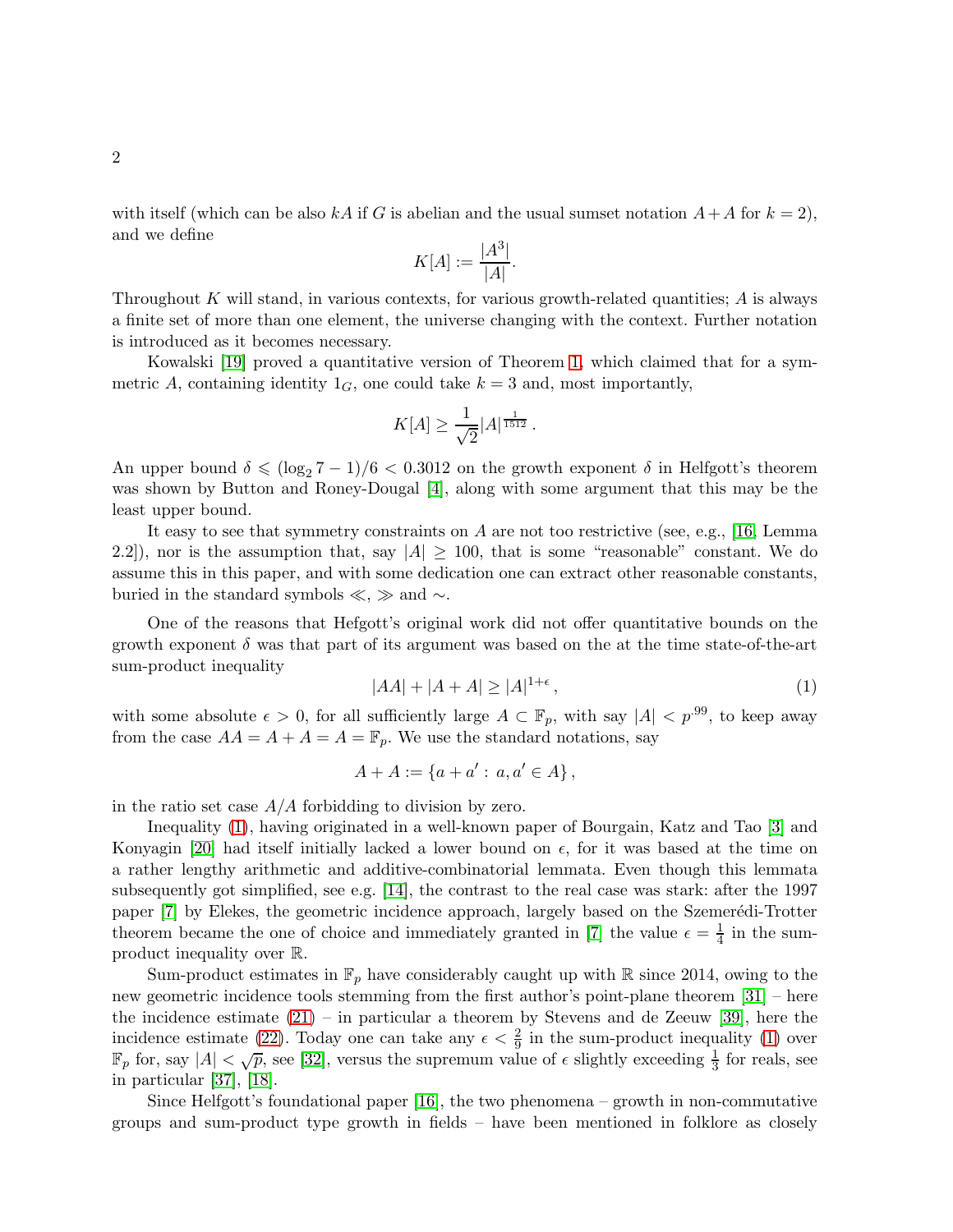with itself (which can be also $kA$ if $G$ is abelian and the usual sumset notation $A+A$ for $k=2$), and we define

$$K[A] := \frac{|A^3|}{|A|}.$$

Throughout $K$ will stand, in various contexts, for various growth-related quantities; $A$ is always a finite set of more than one element, the universe changing with the context. Further notation is introduced as it becomes necessary.

Kowalski [19] proved a quantitative version of Theorem 1, which claimed that for a symmetric $A$, containing identity $1_G$, one could take $k=3$ and, most importantly,

$$K[A] \geq \frac{1}{\sqrt{2}}|A|^{\frac{1}{1512}}.$$

An upper bound $\delta \leqslant (\log_2 7 - 1)/6 < 0.3012$ on the growth exponent $\delta$ in Helfgott's theorem was shown by Button and Roney-Dougal [4], along with some argument that this may be the least upper bound.

It easy to see that symmetry constraints on $A$ are not too restrictive (see, e.g., [16, Lemma 2.2]), nor is the assumption that, say $|A| \geq 100$, that is some "reasonable" constant. We do assume this in this paper, and with some dedication one can extract other reasonable constants, buried in the standard symbols $\ll$, $\gg$ and $\sim$.

One of the reasons that Hefgott's original work did not offer quantitative bounds on the growth exponent $\delta$ was that part of its argument was based on the at the time state-of-the-art sum-product inequality

$$|AA| + |A+A| \geq |A|^{1+\epsilon}, \tag{1}$$

with some absolute $\epsilon > 0$, for all sufficiently large $A \subset \mathbb{F}_p$, with say $|A| < p^{.99}$, to keep away from the case $AA = A+A = A = \mathbb{F}_p$. We use the standard notations, say

$$A + A := \{a + a' : \, a, a' \in A\},$$

in the ratio set case $A/A$ forbidding to division by zero.

Inequality (1), having originated in a well-known paper of Bourgain, Katz and Tao [3] and Konyagin [20] had itself initially lacked a lower bound on $\epsilon$, for it was based at the time on a rather lengthy arithmetic and additive-combinatorial lemmata. Even though this lemmata subsequently got simplified, see e.g. [14], the contrast to the real case was stark: after the 1997 paper [7] by Elekes, the geometric incidence approach, largely based on the Szemerédi-Trotter theorem became the one of choice and immediately granted in [7] the value $\epsilon = \frac{1}{4}$ in the sum-product inequality over $\mathbb{R}$.

Sum-product estimates in $\mathbb{F}_p$ have considerably caught up with $\mathbb{R}$ since 2014, owing to the new geometric incidence tools stemming from the first author's point-plane theorem [31] – here the incidence estimate (21) – in particular a theorem by Stevens and de Zeeuw [39], here the incidence estimate (22). Today one can take any $\epsilon < \frac{2}{9}$ in the sum-product inequality (1) over $\mathbb{F}_p$ for, say $|A| < \sqrt{p}$, see [32], versus the supremum value of $\epsilon$ slightly exceeding $\frac{1}{3}$ for reals, see in particular [37], [18].

Since Helfgott's foundational paper [16], the two phenomena – growth in non-commutative groups and sum-product type growth in fields – have been mentioned in folklore as closely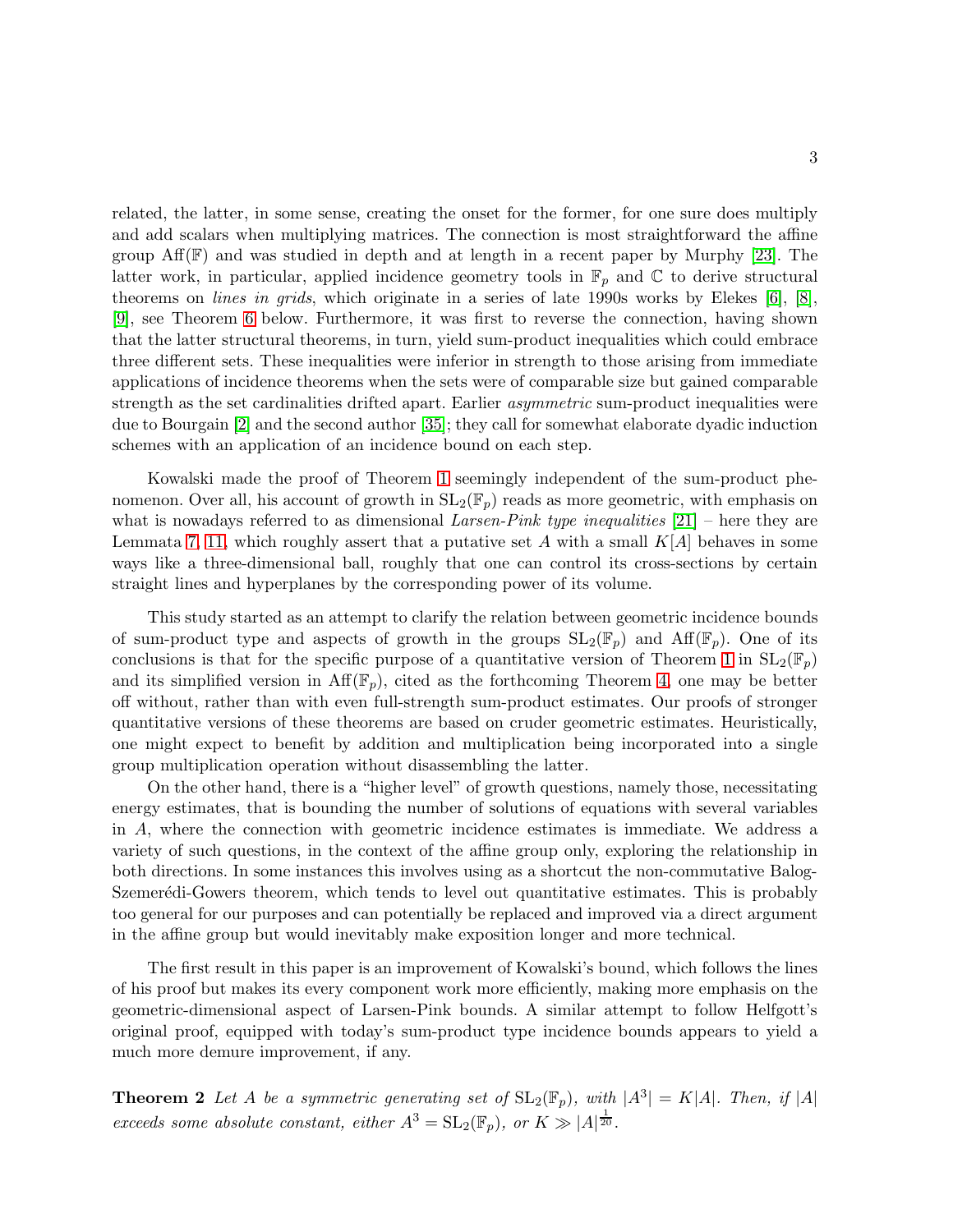related, the latter, in some sense, creating the onset for the former, for one sure does multiply and add scalars when multiplying matrices. The connection is most straightforward the affine group $\mathrm{Aff}(\mathbb{F})$ and was studied in depth and at length in a recent paper by Murphy [23]. The latter work, in particular, applied incidence geometry tools in $\mathbb{F}_p$ and $\mathbb{C}$ to derive structural theorems on *lines in grids*, which originate in a series of late 1990s works by Elekes [6], [8], [9], see Theorem 6 below. Furthermore, it was first to reverse the connection, having shown that the latter structural theorems, in turn, yield sum-product inequalities which could embrace three different sets. These inequalities were inferior in strength to those arising from immediate applications of incidence theorems when the sets were of comparable size but gained comparable strength as the set cardinalities drifted apart. Earlier *asymmetric* sum-product inequalities were due to Bourgain [2] and the second author [35]; they call for somewhat elaborate dyadic induction schemes with an application of an incidence bound on each step.

Kowalski made the proof of Theorem 1 seemingly independent of the sum-product phenomenon. Over all, his account of growth in $\mathrm{SL}_2(\mathbb{F}_p)$ reads as more geometric, with emphasis on what is nowadays referred to as dimensional *Larsen-Pink type inequalities* [21] – here they are Lemmata 7, 11, which roughly assert that a putative set $A$ with a small $K[A]$ behaves in some ways like a three-dimensional ball, roughly that one can control its cross-sections by certain straight lines and hyperplanes by the corresponding power of its volume.

This study started as an attempt to clarify the relation between geometric incidence bounds of sum-product type and aspects of growth in the groups $\mathrm{SL}_2(\mathbb{F}_p)$ and $\mathrm{Aff}(\mathbb{F}_p)$. One of its conclusions is that for the specific purpose of a quantitative version of Theorem 1 in $\mathrm{SL}_2(\mathbb{F}_p)$ and its simplified version in $\mathrm{Aff}(\mathbb{F}_p)$, cited as the forthcoming Theorem 4, one may be better off without, rather than with even full-strength sum-product estimates. Our proofs of stronger quantitative versions of these theorems are based on cruder geometric estimates. Heuristically, one might expect to benefit by addition and multiplication being incorporated into a single group multiplication operation without disassembling the latter.

On the other hand, there is a "higher level" of growth questions, namely those, necessitating energy estimates, that is bounding the number of solutions of equations with several variables in $A$, where the connection with geometric incidence estimates is immediate. We address a variety of such questions, in the context of the affine group only, exploring the relationship in both directions. In some instances this involves using as a shortcut the non-commutative Balog-Szemerédi-Gowers theorem, which tends to level out quantitative estimates. This is probably too general for our purposes and can potentially be replaced and improved via a direct argument in the affine group but would inevitably make exposition longer and more technical.

The first result in this paper is an improvement of Kowalski's bound, which follows the lines of his proof but makes its every component work more efficiently, making more emphasis on the geometric-dimensional aspect of Larsen-Pink bounds. A similar attempt to follow Helfgott's original proof, equipped with today's sum-product type incidence bounds appears to yield a much more demure improvement, if any.

**Theorem 2** *Let $A$ be a symmetric generating set of $\mathrm{SL}_2(\mathbb{F}_p)$, with $|A^3| = K|A|$. Then, if $|A|$ exceeds some absolute constant, either $A^3 = \mathrm{SL}_2(\mathbb{F}_p)$, or $K \gg |A|^{\frac{1}{20}}$.*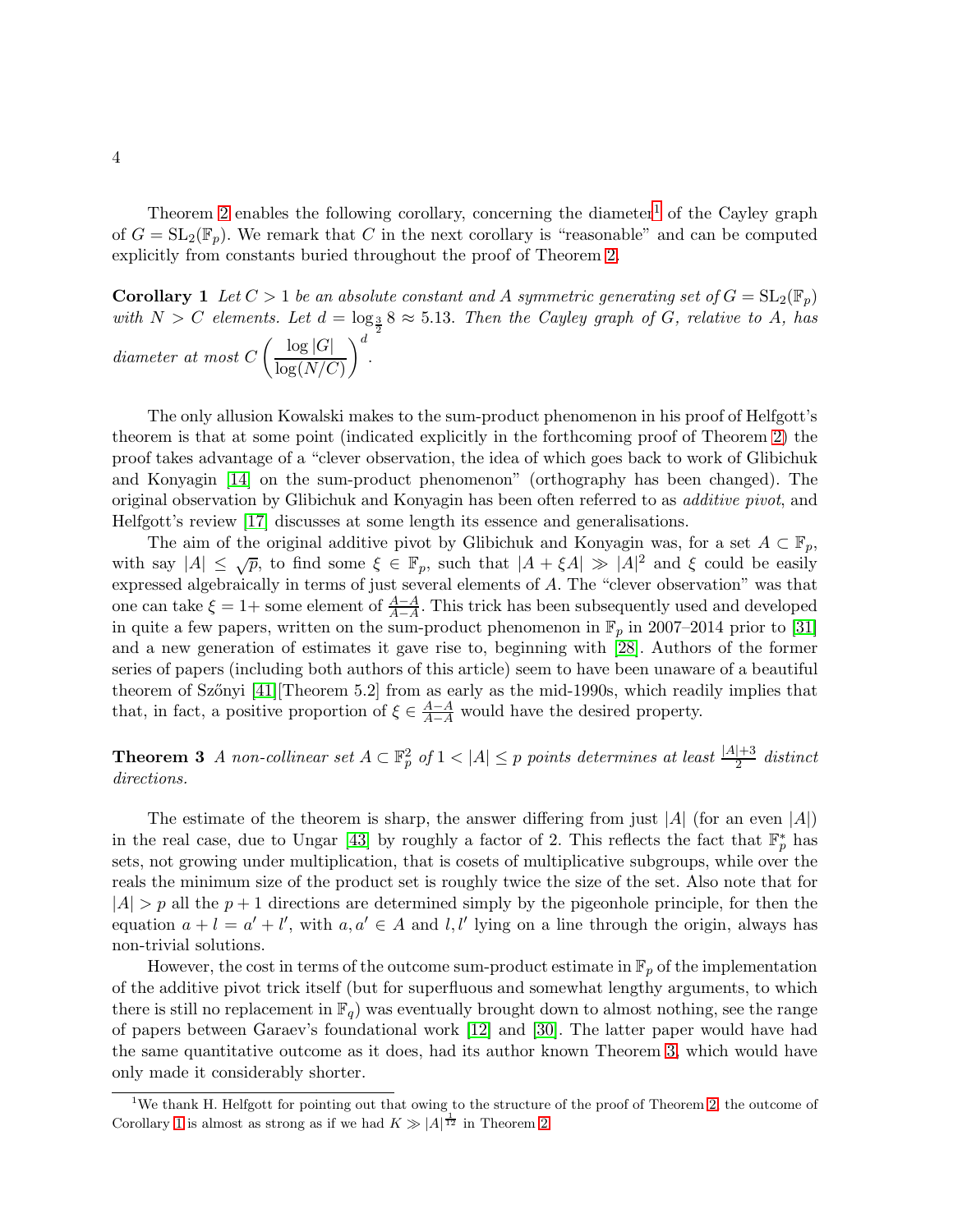Theorem 2 enables the following corollary, concerning the diameter[1] of the Cayley graph of $G = \mathrm{SL}_2(\mathbb{F}_p)$. We remark that $C$ in the next corollary is "reasonable" and can be computed explicitly from constants buried throughout the proof of Theorem 2.

**Corollary 1** *Let $C > 1$ be an absolute constant and $A$ symmetric generating set of $G = \mathrm{SL}_2(\mathbb{F}_p)$ with $N > C$ elements. Let $d = \log_{\frac{3}{2}} 8 \approx 5.13$. Then the Cayley graph of $G$, relative to $A$, has diameter at most $C\left(\frac{\log |G|}{\log(N/C)}\right)^d$.*

The only allusion Kowalski makes to the sum-product phenomenon in his proof of Helfgott's theorem is that at some point (indicated explicitly in the forthcoming proof of Theorem 2) the proof takes advantage of a "clever observation, the idea of which goes back to work of Glibichuk and Konyagin [14] on the sum-product phenomenon" (orthography has been changed). The original observation by Glibichuk and Konyagin has been often referred to as *additive pivot*, and Helfgott's review [17] discusses at some length its essence and generalisations.

The aim of the original additive pivot by Glibichuk and Konyagin was, for a set $A \subset \mathbb{F}_p$, with say $|A| \leq \sqrt{p}$, to find some $\xi \in \mathbb{F}_p$, such that $|A + \xi A| \gg |A|^2$ and $\xi$ could be easily expressed algebraically in terms of just several elements of $A$. The "clever observation" was that one can take $\xi = 1+$ some element of $\frac{A-A}{A-A}$. This trick has been subsequently used and developed in quite a few papers, written on the sum-product phenomenon in $\mathbb{F}_p$ in 2007–2014 prior to [31] and a new generation of estimates it gave rise to, beginning with [28]. Authors of the former series of papers (including both authors of this article) seem to have been unaware of a beautiful theorem of Szőnyi [41][Theorem 5.2] from as early as the mid-1990s, which readily implies that that, in fact, a positive proportion of $\xi \in \frac{A-A}{A-A}$ would have the desired property.

**Theorem 3** *A non-collinear set $A \subset \mathbb{F}_p^2$ of $1 < |A| \leq p$ points determines at least $\frac{|A|+3}{2}$ distinct directions.*

The estimate of the theorem is sharp, the answer differing from just $|A|$ (for an even $|A|$) in the real case, due to Ungar [43] by roughly a factor of 2. This reflects the fact that $\mathbb{F}_p^*$ has sets, not growing under multiplication, that is cosets of multiplicative subgroups, while over the reals the minimum size of the product set is roughly twice the size of the set. Also note that for $|A| > p$ all the $p+1$ directions are determined simply by the pigeonhole principle, for then the equation $a + l = a' + l'$, with $a, a' \in A$ and $l, l'$ lying on a line through the origin, always has non-trivial solutions.

However, the cost in terms of the outcome sum-product estimate in $\mathbb{F}_p$ of the implementation of the additive pivot trick itself (but for superfluous and somewhat lengthy arguments, to which there is still no replacement in $\mathbb{F}_q$) was eventually brought down to almost nothing, see the range of papers between Garaev's foundational work [12] and [30]. The latter paper would have had the same quantitative outcome as it does, had its author known Theorem 3, which would have only made it considerably shorter.

[1] We thank H. Helfgott for pointing out that owing to the structure of the proof of Theorem 2, the outcome of Corollary 1 is almost as strong as if we had $K \gg |A|^{\frac{1}{12}}$ in Theorem 2.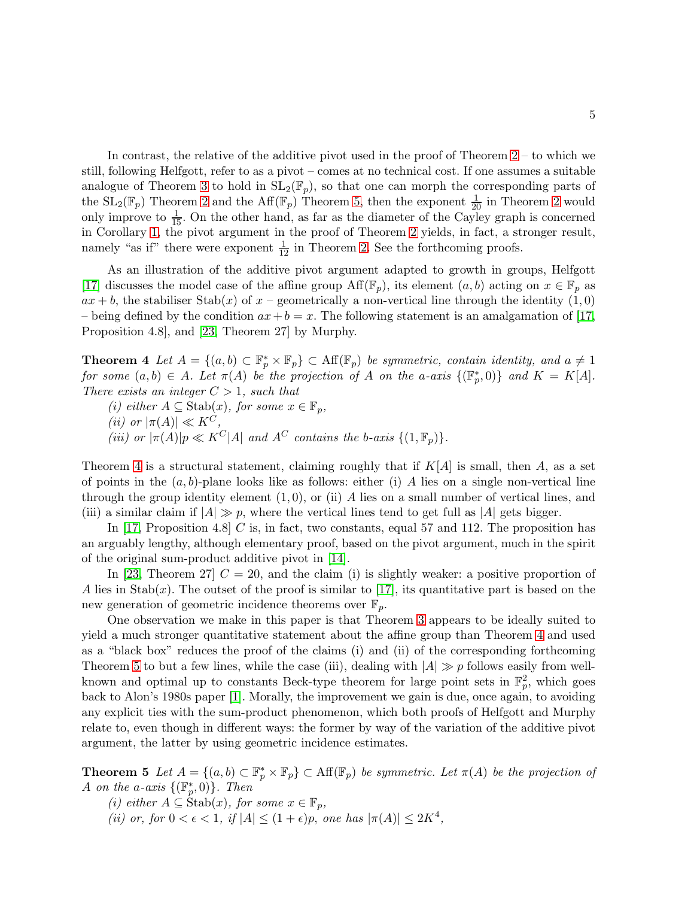In contrast, the relative of the additive pivot used in the proof of Theorem 2 – to which we still, following Helfgott, refer to as a pivot – comes at no technical cost. If one assumes a suitable analogue of Theorem 3 to hold in $\mathrm{SL}_2(\mathbb{F}_p)$, so that one can morph the corresponding parts of the $\mathrm{SL}_2(\mathbb{F}_p)$ Theorem 2 and the $\mathrm{Aff}(\mathbb{F}_p)$ Theorem 5, then the exponent $\frac{1}{20}$ in Theorem 2 would only improve to $\frac{1}{15}$. On the other hand, as far as the diameter of the Cayley graph is concerned in Corollary 1, the pivot argument in the proof of Theorem 2 yields, in fact, a stronger result, namely "as if" there were exponent $\frac{1}{12}$ in Theorem 2. See the forthcoming proofs.

As an illustration of the additive pivot argument adapted to growth in groups, Helfgott [17] discusses the model case of the affine group $\mathrm{Aff}(\mathbb{F}_p)$, its element $(a,b)$ acting on $x \in \mathbb{F}_p$ as $ax+b$, the stabiliser $\mathrm{Stab}(x)$ of $x$ – geometrically a non-vertical line through the identity $(1,0)$ – being defined by the condition $ax+b=x$. The following statement is an amalgamation of [17, Proposition 4.8], and [23, Theorem 27] by Murphy.

**Theorem 4** *Let $A = \{(a,b) \subset \mathbb{F}_p^* \times \mathbb{F}_p\} \subset \mathrm{Aff}(\mathbb{F}_p)$ be symmetric, contain identity, and $a \neq 1$ for some $(a,b) \in A$. Let $\pi(A)$ be the projection of $A$ on the $a$-axis $\{(\mathbb{F}_p^*, 0)\}$ and $K = K[A]$. There exists an integer $C > 1$, such that*

*(i) either $A \subseteq \mathrm{Stab}(x)$, for some $x \in \mathbb{F}_p$,*

*(ii) or $|\pi(A)| \ll K^C$,*

*(iii) or $|\pi(A)|p \ll K^C|A|$ and $A^C$ contains the $b$-axis $\{(1, \mathbb{F}_p)\}$.*

Theorem 4 is a structural statement, claiming roughly that if $K[A]$ is small, then $A$, as a set of points in the $(a,b)$-plane looks like as follows: either (i) $A$ lies on a single non-vertical line through the group identity element $(1,0)$, or (ii) $A$ lies on a small number of vertical lines, and (iii) a similar claim if $|A| \gg p$, where the vertical lines tend to get full as $|A|$ gets bigger.

In [17, Proposition 4.8] $C$ is, in fact, two constants, equal 57 and 112. The proposition has an arguably lengthy, although elementary proof, based on the pivot argument, much in the spirit of the original sum-product additive pivot in [14].

In [23, Theorem 27] $C = 20$, and the claim (i) is slightly weaker: a positive proportion of $A$ lies in $\mathrm{Stab}(x)$. The outset of the proof is similar to [17], its quantitative part is based on the new generation of geometric incidence theorems over $\mathbb{F}_p$.

One observation we make in this paper is that Theorem 3 appears to be ideally suited to yield a much stronger quantitative statement about the affine group than Theorem 4 and used as a "black box" reduces the proof of the claims (i) and (ii) of the corresponding forthcoming Theorem 5 to but a few lines, while the case (iii), dealing with $|A| \gg p$ follows easily from well-known and optimal up to constants Beck-type theorem for large point sets in $\mathbb{F}_p^2$, which goes back to Alon's 1980s paper [1]. Morally, the improvement we gain is due, once again, to avoiding any explicit ties with the sum-product phenomenon, which both proofs of Helfgott and Murphy relate to, even though in different ways: the former by way of the variation of the additive pivot argument, the latter by using geometric incidence estimates.

**Theorem 5** *Let $A = \{(a,b) \subset \mathbb{F}_p^* \times \mathbb{F}_p\} \subset \mathrm{Aff}(\mathbb{F}_p)$ be symmetric. Let $\pi(A)$ be the projection of $A$ on the $a$-axis $\{(\mathbb{F}_p^*, 0)\}$. Then*

*(i) either $A \subseteq \mathrm{Stab}(x)$, for some $x \in \mathbb{F}_p$,*

*(ii) or, for $0 < \epsilon < 1$, if $|A| \leq (1+\epsilon)p$, one has $|\pi(A)| \leq 2K^4$,*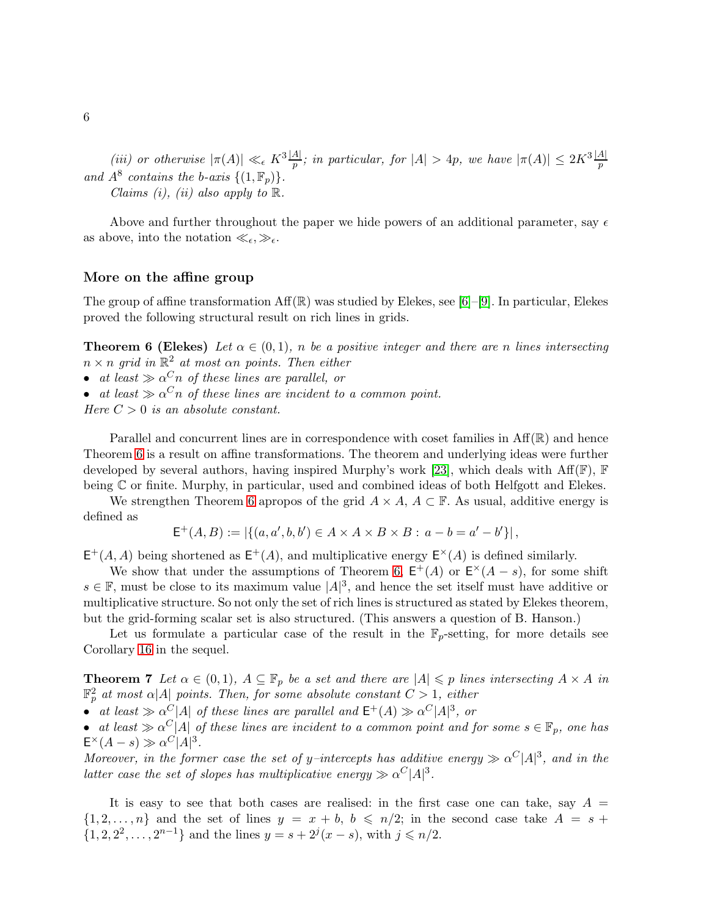*(iii) or otherwise $|\pi(A)| \ll_\epsilon K^3 \frac{|A|}{p}$; in particular, for $|A| > 4p$, we have $|\pi(A)| \le 2K^3 \frac{|A|}{p}$ and $A^8$ contains the b-axis $\{(1, \mathbb{F}_p)\}$.*

*Claims (i), (ii) also apply to $\mathbb{R}$.*

Above and further throughout the paper we hide powers of an additional parameter, say $\epsilon$ as above, into the notation $\ll_\epsilon, \gg_\epsilon$.

## More on the affine group

The group of affine transformation $\mathrm{Aff}(\mathbb{R})$ was studied by Elekes, see [6]–[9]. In particular, Elekes proved the following structural result on rich lines in grids.

**Theorem 6 (Elekes)** *Let $\alpha \in (0,1)$, $n$ be a positive integer and there are $n$ lines intersecting $n \times n$ grid in $\mathbb{R}^2$ at most $\alpha n$ points. Then either*
- *at least $\gg \alpha^C n$ of these lines are parallel, or*
- *at least $\gg \alpha^C n$ of these lines are incident to a common point.*

*Here $C > 0$ is an absolute constant.*

Parallel and concurrent lines are in correspondence with coset families in $\mathrm{Aff}(\mathbb{R})$ and hence Theorem 6 is a result on affine transformations. The theorem and underlying ideas were further developed by several authors, having inspired Murphy's work [23], which deals with $\mathrm{Aff}(\mathbb{F})$, $\mathbb{F}$ being $\mathbb{C}$ or finite. Murphy, in particular, used and combined ideas of both Helfgott and Elekes.

We strengthen Theorem 6 apropos of the grid $A \times A$, $A \subset \mathbb{F}$. As usual, additive energy is defined as

$$\mathsf{E}^+(A,B) := |\{(a,a',b,b') \in A \times A \times B \times B : \, a - b = a' - b'\}|,$$

$\mathsf{E}^+(A,A)$ being shortened as $\mathsf{E}^+(A)$, and multiplicative energy $\mathsf{E}^\times(A)$ is defined similarly.

We show that under the assumptions of Theorem 6, $\mathsf{E}^+(A)$ or $\mathsf{E}^\times(A-s)$, for some shift $s \in \mathbb{F}$, must be close to its maximum value $|A|^3$, and hence the set itself must have additive or multiplicative structure. So not only the set of rich lines is structured as stated by Elekes theorem, but the grid-forming scalar set is also structured. (This answers a question of B. Hanson.)

Let us formulate a particular case of the result in the $\mathbb{F}_p$-setting, for more details see Corollary 16 in the sequel.

**Theorem 7** *Let $\alpha \in (0,1)$, $A \subseteq \mathbb{F}_p$ be a set and there are $|A| \leqslant p$ lines intersecting $A \times A$ in $\mathbb{F}_p^2$ at most $\alpha |A|$ points. Then, for some absolute constant $C > 1$, either*
- *at least $\gg \alpha^C |A|$ of these lines are parallel and $\mathsf{E}^+(A) \gg \alpha^C |A|^3$, or*
- *at least $\gg \alpha^C |A|$ of these lines are incident to a common point and for some $s \in \mathbb{F}_p$, one has $\mathsf{E}^\times(A-s) \gg \alpha^C |A|^3$.*

*Moreover, in the former case the set of $y$–intercepts has additive energy $\gg \alpha^C |A|^3$, and in the latter case the set of slopes has multiplicative energy $\gg \alpha^C |A|^3$.*

It is easy to see that both cases are realised: in the first case one can take, say $A = \{1, 2, \dots, n\}$ and the set of lines $y = x + b$, $b \leqslant n/2$; in the second case take $A = s + \{1, 2, 2^2, \dots, 2^{n-1}\}$ and the lines $y = s + 2^j(x - s)$, with $j \leqslant n/2$.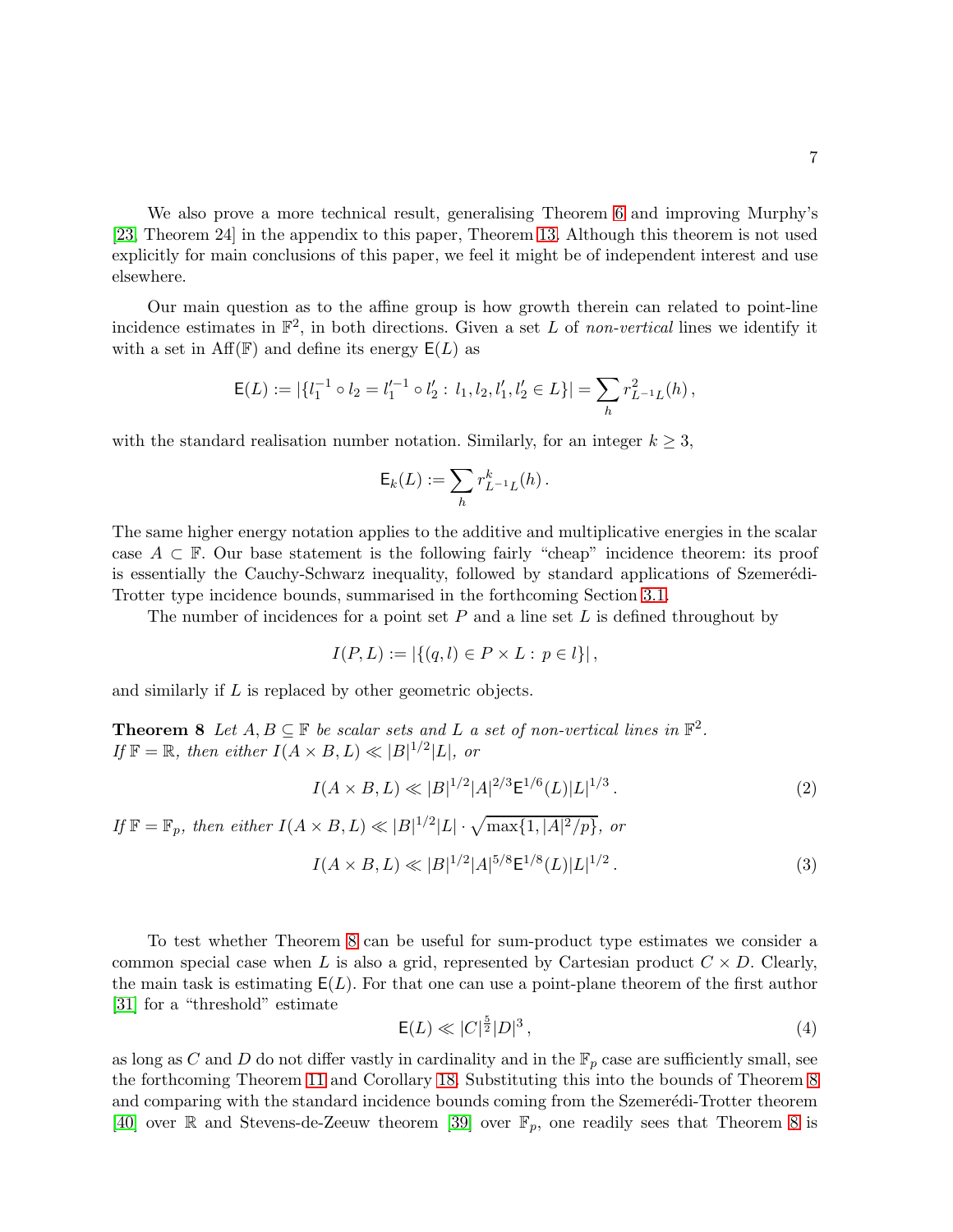We also prove a more technical result, generalising Theorem 6 and improving Murphy's [23, Theorem 24] in the appendix to this paper, Theorem 13. Although this theorem is not used explicitly for main conclusions of this paper, we feel it might be of independent interest and use elsewhere.

Our main question as to the affine group is how growth therein can related to point-line incidence estimates in $\mathbb{F}^2$, in both directions. Given a set $L$ of *non-vertical* lines we identify it with a set in $\mathrm{Aff}(\mathbb{F})$ and define its energy $\mathsf{E}(L)$ as

$$\mathsf{E}(L) := |\{l_1^{-1} \circ l_2 = l_1'^{-1} \circ l_2' : l_1, l_2, l_1', l_2' \in L\}| = \sum_h r^2_{L^{-1}L}(h)\,,$$

with the standard realisation number notation. Similarly, for an integer $k \geq 3$,

$$\mathsf{E}_k(L) := \sum_h r^k_{L^{-1}L}(h)\,.$$

The same higher energy notation applies to the additive and multiplicative energies in the scalar case $A \subset \mathbb{F}$. Our base statement is the following fairly "cheap" incidence theorem: its proof is essentially the Cauchy-Schwarz inequality, followed by standard applications of Szemerédi-Trotter type incidence bounds, summarised in the forthcoming Section 3.1.

The number of incidences for a point set $P$ and a line set $L$ is defined throughout by

$$I(P, L) := |\{(q, l) \in P \times L : p \in l\}|\,,$$

and similarly if $L$ is replaced by other geometric objects.

**Theorem 8** *Let $A, B \subseteq \mathbb{F}$ be scalar sets and $L$ a set of non-vertical lines in $\mathbb{F}^2$. If $\mathbb{F} = \mathbb{R}$, then either $I(A \times B, L) \ll |B|^{1/2}|L|$, or*

$$I(A \times B, L) \ll |B|^{1/2}|A|^{2/3}\mathsf{E}^{1/6}(L)|L|^{1/3}\,. \tag{2}$$

*If $\mathbb{F} = \mathbb{F}_p$, then either $I(A \times B, L) \ll |B|^{1/2}|L| \cdot \sqrt{\max\{1, |A|^2/p\}}$, or*

$$I(A \times B, L) \ll |B|^{1/2}|A|^{5/8}\mathsf{E}^{1/8}(L)|L|^{1/2}\,. \tag{3}$$

To test whether Theorem 8 can be useful for sum-product type estimates we consider a common special case when $L$ is also a grid, represented by Cartesian product $C \times D$. Clearly, the main task is estimating $\mathsf{E}(L)$. For that one can use a point-plane theorem of the first author [31] for a "threshold" estimate

$$\mathsf{E}(L) \ll |C|^{\frac{5}{2}}|D|^3\,, \tag{4}$$

as long as $C$ and $D$ do not differ vastly in cardinality and in the $\mathbb{F}_p$ case are sufficiently small, see the forthcoming Theorem 11 and Corollary 18. Substituting this into the bounds of Theorem 8 and comparing with the standard incidence bounds coming from the Szemerédi-Trotter theorem [40] over $\mathbb{R}$ and Stevens-de-Zeeuw theorem [39] over $\mathbb{F}_p$, one readily sees that Theorem 8 is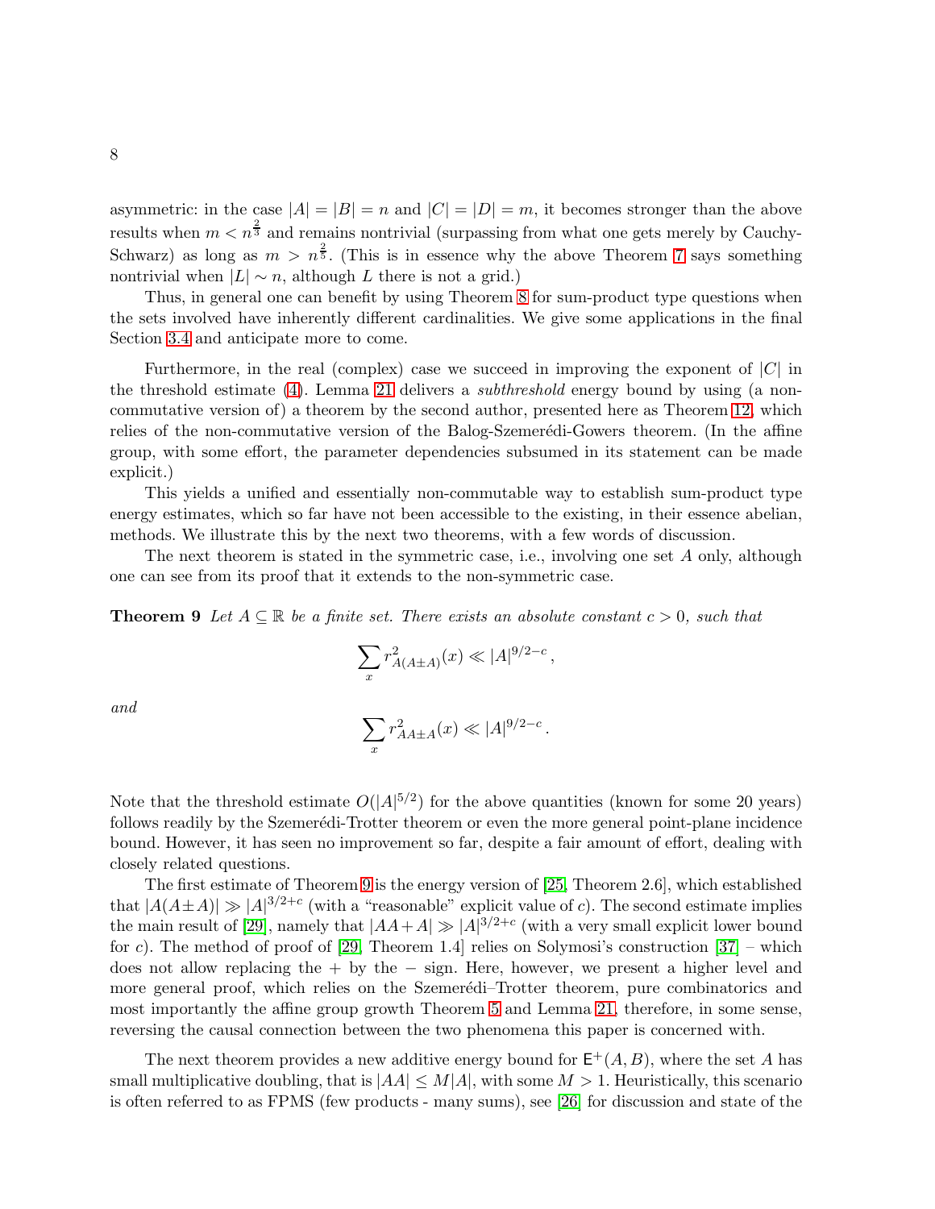asymmetric: in the case $|A| = |B| = n$ and $|C| = |D| = m$, it becomes stronger than the above results when $m < n^{\frac{2}{3}}$ and remains nontrivial (surpassing from what one gets merely by Cauchy-Schwarz) as long as $m > n^{\frac{2}{5}}$. (This is in essence why the above Theorem 7 says something nontrivial when $|L| \sim n$, although $L$ there is not a grid.)

Thus, in general one can benefit by using Theorem 8 for sum-product type questions when the sets involved have inherently different cardinalities. We give some applications in the final Section 3.4 and anticipate more to come.

Furthermore, in the real (complex) case we succeed in improving the exponent of $|C|$ in the threshold estimate (4). Lemma 21 delivers a *subthreshold* energy bound by using (a non-commutative version of) a theorem by the second author, presented here as Theorem 12, which relies of the non-commutative version of the Balog-Szemerédi-Gowers theorem. (In the affine group, with some effort, the parameter dependencies subsumed in its statement can be made explicit.)

This yields a unified and essentially non-commutable way to establish sum-product type energy estimates, which so far have not been accessible to the existing, in their essence abelian, methods. We illustrate this by the next two theorems, with a few words of discussion.

The next theorem is stated in the symmetric case, i.e., involving one set $A$ only, although one can see from its proof that it extends to the non-symmetric case.

**Theorem 9** *Let $A \subseteq \mathbb{R}$ be a finite set. There exists an absolute constant $c > 0$, such that*

$$\sum_x r^2_{A(A\pm A)}(x) \ll |A|^{9/2-c}\,,$$

*and*

$$\sum_x r^2_{AA\pm A}(x) \ll |A|^{9/2-c}\,.$$

Note that the threshold estimate $O(|A|^{5/2})$ for the above quantities (known for some 20 years) follows readily by the Szemerédi-Trotter theorem or even the more general point-plane incidence bound. However, it has seen no improvement so far, despite a fair amount of effort, dealing with closely related questions.

The first estimate of Theorem 9 is the energy version of [25, Theorem 2.6], which established that $|A(A\pm A)| \gg |A|^{3/2+c}$ (with a "reasonable" explicit value of $c$). The second estimate implies the main result of [29], namely that $|AA+A| \gg |A|^{3/2+c}$ (with a very small explicit lower bound for $c$). The method of proof of [29, Theorem 1.4] relies on Solymosi's construction [37] – which does not allow replacing the $+$ by the $-$ sign. Here, however, we present a higher level and more general proof, which relies on the Szemerédi–Trotter theorem, pure combinatorics and most importantly the affine group growth Theorem 5 and Lemma 21, therefore, in some sense, reversing the causal connection between the two phenomena this paper is concerned with.

The next theorem provides a new additive energy bound for $\mathsf{E}^+(A,B)$, where the set $A$ has small multiplicative doubling, that is $|AA| \le M|A|$, with some $M > 1$. Heuristically, this scenario is often referred to as FPMS (few products - many sums), see [26] for discussion and state of the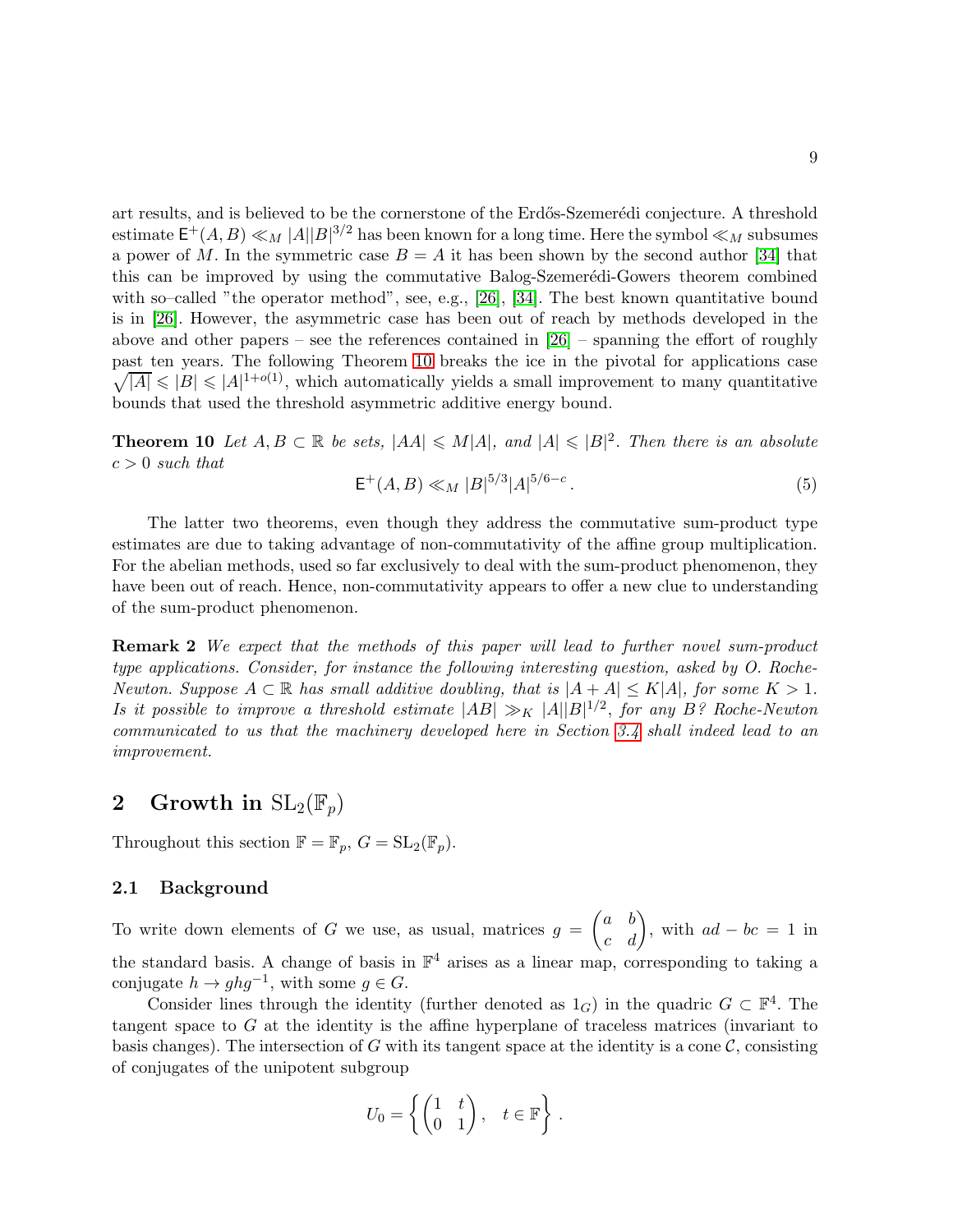art results, and is believed to be the cornerstone of the Erdős-Szemerédi conjecture. A threshold estimate $\mathsf{E}^+(A,B) \ll_M |A||B|^{3/2}$ has been known for a long time. Here the symbol $\ll_M$ subsumes a power of $M$. In the symmetric case $B = A$ it has been shown by the second author [34] that this can be improved by using the commutative Balog-Szemerédi-Gowers theorem combined with so–called "the operator method", see, e.g., [26], [34]. The best known quantitative bound is in [26]. However, the asymmetric case has been out of reach by methods developed in the above and other papers – see the references contained in [26] – spanning the effort of roughly past ten years. The following Theorem 10 breaks the ice in the pivotal for applications case $\sqrt{|A|} \leqslant |B| \leqslant |A|^{1+o(1)}$, which automatically yields a small improvement to many quantitative bounds that used the threshold asymmetric additive energy bound.

**Theorem 10** *Let $A, B \subset \mathbb{R}$ be sets, $|AA| \leqslant M|A|$, and $|A| \leqslant |B|^2$. Then there is an absolute $c > 0$ such that*

$$\mathsf{E}^+(A,B) \ll_M |B|^{5/3}|A|^{5/6-c}\,. \tag{5}$$

The latter two theorems, even though they address the commutative sum-product type estimates are due to taking advantage of non-commutativity of the affine group multiplication. For the abelian methods, used so far exclusively to deal with the sum-product phenomenon, they have been out of reach. Hence, non-commutativity appears to offer a new clue to understanding of the sum-product phenomenon.

**Remark 2** *We expect that the methods of this paper will lead to further novel sum-product type applications. Consider, for instance the following interesting question, asked by O. Roche-Newton. Suppose $A \subset \mathbb{R}$ has small additive doubling, that is $|A + A| \le K|A|$, for some $K > 1$. Is it possible to improve a threshold estimate $|AB| \gg_K |A||B|^{1/2}$, for any $B$? Roche-Newton communicated to us that the machinery developed here in Section 3.4 shall indeed lead to an improvement.*

## 2 Growth in $\mathrm{SL}_2(\mathbb{F}_p)$

Throughout this section $\mathbb{F} = \mathbb{F}_p$, $G = \mathrm{SL}_2(\mathbb{F}_p)$.

### 2.1 Background

To write down elements of $G$ we use, as usual, matrices $g = \begin{pmatrix} a & b \\ c & d \end{pmatrix}$, with $ad - bc = 1$ in the standard basis. A change of basis in $\mathbb{F}^4$ arises as a linear map, corresponding to taking a conjugate $h \to ghg^{-1}$, with some $g \in G$.

Consider lines through the identity (further denoted as $1_G$) in the quadric $G \subset \mathbb{F}^4$. The tangent space to $G$ at the identity is the affine hyperplane of traceless matrices (invariant to basis changes). The intersection of $G$ with its tangent space at the identity is a cone $\mathcal{C}$, consisting of conjugates of the unipotent subgroup

$$U_0 = \left\{ \begin{pmatrix} 1 & t \\ 0 & 1 \end{pmatrix}, \quad t \in \mathbb{F} \right\}.$$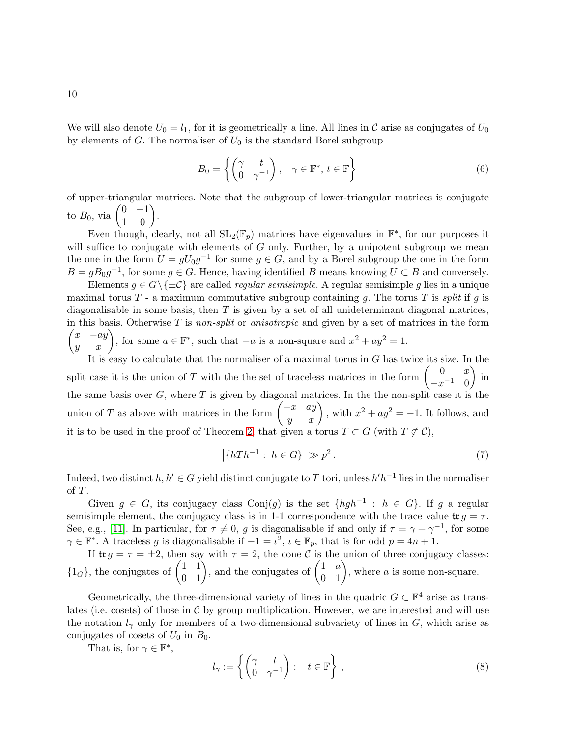We will also denote $U_0 = l_1$, for it is geometrically a line. All lines in $\mathcal{C}$ arise as conjugates of $U_0$ by elements of $G$. The normaliser of $U_0$ is the standard Borel subgroup

$$B_0 = \left\{ \begin{pmatrix} \gamma & t \\ 0 & \gamma^{-1} \end{pmatrix}, \quad \gamma \in \mathbb{F}^*, \, t \in \mathbb{F} \right\} \tag{6}$$

of upper-triangular matrices. Note that the subgroup of lower-triangular matrices is conjugate to $B_0$, via $\begin{pmatrix} 0 & -1 \\ 1 & 0 \end{pmatrix}$.

Even though, clearly, not all $\mathrm{SL}_2(\mathbb{F}_p)$ matrices have eigenvalues in $\mathbb{F}^*$, for our purposes it will suffice to conjugate with elements of $G$ only. Further, by a unipotent subgroup we mean the one in the form $U = gU_0g^{-1}$ for some $g \in G$, and by a Borel subgroup the one in the form $B = gB_0g^{-1}$, for some $g \in G$. Hence, having identified $B$ means knowing $U \subset B$ and conversely.

Elements $g \in G \backslash \{\pm\mathcal{C}\}$ are called *regular semisimple*. A regular semisimple $g$ lies in a unique maximal torus $T$ - a maximum commutative subgroup containing $g$. The torus $T$ is *split* if $g$ is diagonalisable in some basis, then $T$ is given by a set of all unideterminant diagonal matrices, in this basis. Otherwise $T$ is *non-split* or *anisotropic* and given by a set of matrices in the form $\begin{pmatrix} x & -ay \\ y & x \end{pmatrix}$, for some $a \in \mathbb{F}^*$, such that $-a$ is a non-square and $x^2 + ay^2 = 1$.

It is easy to calculate that the normaliser of a maximal torus in $G$ has twice its size. In the split case it is the union of $T$ with the the set of traceless matrices in the form $\begin{pmatrix} 0 & x \\ -x^{-1} & 0 \end{pmatrix}$ in the same basis over $G$, where $T$ is given by diagonal matrices. In the the non-split case it is the union of $T$ as above with matrices in the form $\begin{pmatrix} -x & ay \\ y & x \end{pmatrix}$, with $x^2 + ay^2 = -1$. It follows, and it is to be used in the proof of Theorem 2, that given a torus $T \subset G$ (with $T \not\subset \mathcal{C}$),

$$\left|\{hTh^{-1} : \, h \in G\}\right| \gg p^2 \, . \tag{7}$$

Indeed, two distinct $h, h' \in G$ yield distinct conjugate to $T$ tori, unless $h'h^{-1}$ lies in the normaliser of $T$.

Given $g \in G$, its conjugacy class $\mathrm{Conj}(g)$ is the set $\{hgh^{-1} : \, h \in G\}$. If $g$ a regular semisimple element, the conjugacy class is in 1-1 correspondence with the trace value $\mathfrak{tr}\, g = \tau$. See, e.g., [11]. In particular, for $\tau \neq 0$, $g$ is diagonalisable if and only if $\tau = \gamma + \gamma^{-1}$, for some $\gamma \in \mathbb{F}^*$. A traceless $g$ is diagonalisable if $-1 = \iota^2$, $\iota \in \mathbb{F}_p$, that is for odd $p = 4n + 1$.

If $\mathfrak{tr}\, g = \tau = \pm 2$, then say with $\tau = 2$, the cone $\mathcal{C}$ is the union of three conjugacy classes: $\{1_G\}$, the conjugates of $\begin{pmatrix} 1 & 1 \\ 0 & 1 \end{pmatrix}$, and the conjugates of $\begin{pmatrix} 1 & a \\ 0 & 1 \end{pmatrix}$, where $a$ is some non-square.

Geometrically, the three-dimensional variety of lines in the quadric $G \subset \mathbb{F}^4$ arise as translates (i.e. cosets) of those in $\mathcal{C}$ by group multiplication. However, we are interested and will use the notation $l_\gamma$ only for members of a two-dimensional subvariety of lines in $G$, which arise as conjugates of cosets of $U_0$ in $B_0$.

That is, for $\gamma \in \mathbb{F}^*$,

$$l_\gamma := \left\{ \begin{pmatrix} \gamma & t \\ 0 & \gamma^{-1} \end{pmatrix} : \quad t \in \mathbb{F} \right\} , \tag{8}$$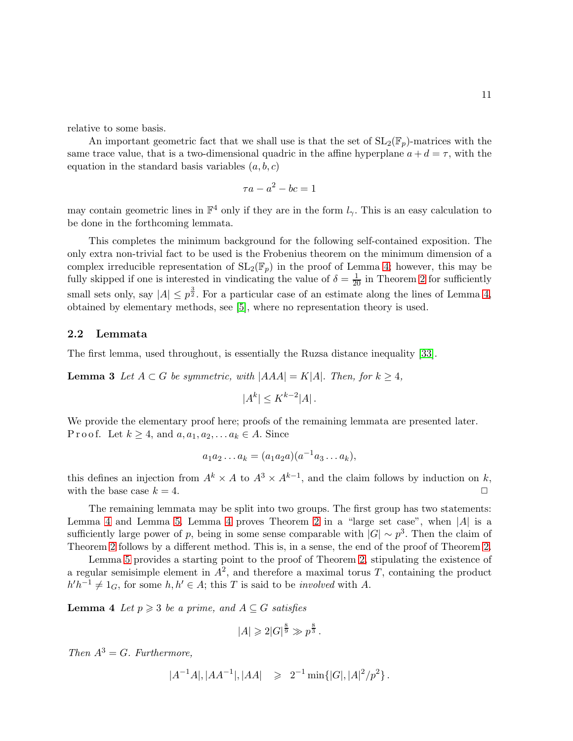relative to some basis.

An important geometric fact that we shall use is that the set of $\mathrm{SL}_2(\mathbb{F}_p)$-matrices with the same trace value, that is a two-dimensional quadric in the affine hyperplane $a+d=\tau$, with the equation in the standard basis variables $(a,b,c)$

$$\tau a - a^2 - bc = 1$$

may contain geometric lines in $\mathbb{F}^4$ only if they are in the form $l_\gamma$. This is an easy calculation to be done in the forthcoming lemmata.

This completes the minimum background for the following self-contained exposition. The only extra non-trivial fact to be used is the Frobenius theorem on the minimum dimension of a complex irreducible representation of $\mathrm{SL}_2(\mathbb{F}_p)$ in the proof of Lemma 4; however, this may be fully skipped if one is interested in vindicating the value of $\delta = \frac{1}{20}$ in Theorem 2 for sufficiently small sets only, say $|A| \le p^{\frac{3}{2}}$. For a particular case of an estimate along the lines of Lemma 4, obtained by elementary methods, see [5], where no representation theory is used.

### 2.2 Lemmata

The first lemma, used throughout, is essentially the Ruzsa distance inequality [33].

**Lemma 3** *Let $A \subset G$ be symmetric, with $|AAA| = K|A|$. Then, for $k \ge 4$,*

$$|A^k| \le K^{k-2}|A|\,.$$

We provide the elementary proof here; proofs of the remaining lemmata are presented later.
P r o o f. Let $k \ge 4$, and $a, a_1, a_2, \ldots a_k \in A$. Since

$$a_1 a_2 \ldots a_k = (a_1 a_2 a)(a^{-1} a_3 \ldots a_k),$$

this defines an injection from $A^k \times A$ to $A^3 \times A^{k-1}$, and the claim follows by induction on $k$, with the base case $k=4$. $\Box$

The remaining lemmata may be split into two groups. The first group has two statements: Lemma 4 and Lemma 5. Lemma 4 proves Theorem 2 in a "large set case", when $|A|$ is a sufficiently large power of $p$, being in some sense comparable with $|G| \sim p^3$. Then the claim of Theorem 2 follows by a different method. This is, in a sense, the end of the proof of Theorem 2.

Lemma 5 provides a starting point to the proof of Theorem 2, stipulating the existence of a regular semisimple element in $A^2$, and therefore a maximal torus $T$, containing the product $h'h^{-1} \neq 1_G$, for some $h, h' \in A$; this $T$ is said to be *involved* with $A$.

**Lemma 4** *Let $p \geqslant 3$ be a prime, and $A \subseteq G$ satisfies*

$$|A| \geqslant 2|G|^{\frac{8}{9}} \gg p^{\frac{8}{3}}\,.$$

*Then $A^3 = G$. Furthermore,*

$$|A^{-1}A|, |AA^{-1}|, |AA| \quad \geqslant \quad 2^{-1}\min\{|G|, |A|^2/p^2\}\,.$$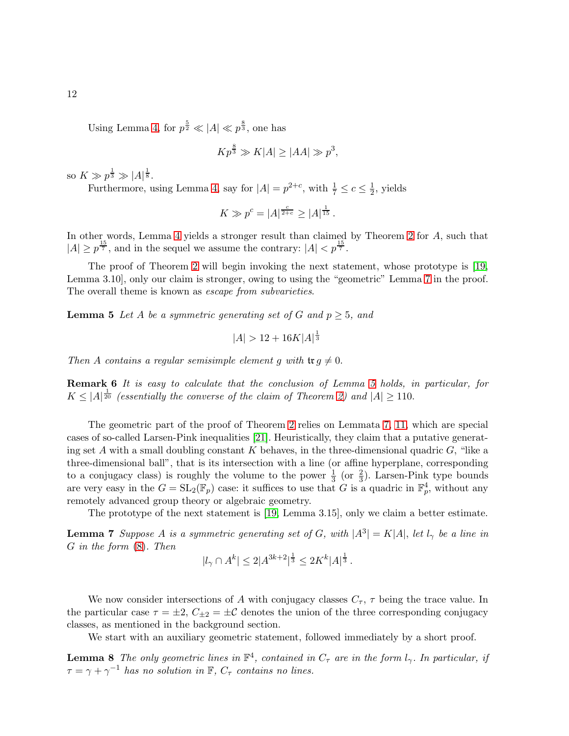Using Lemma 4, for $p^{\frac{5}{2}} \ll |A| \ll p^{\frac{8}{3}}$, one has

$$Kp^{\frac{8}{3}} \gg K|A| \geq |AA| \gg p^3,$$

so $K \gg p^{\frac{1}{3}} \gg |A|^{\frac{1}{8}}$.

Furthermore, using Lemma 4, say for $|A| = p^{2+c}$, with $\frac{1}{7} \leq c \leq \frac{1}{2}$, yields

$$K \gg p^c = |A|^{\frac{c}{2+c}} \geq |A|^{\frac{1}{15}}.$$

In other words, Lemma 4 yields a stronger result than claimed by Theorem 2 for $A$, such that $|A| \geq p^{\frac{15}{7}}$, and in the sequel we assume the contrary: $|A| < p^{\frac{15}{7}}$.

The proof of Theorem 2 will begin invoking the next statement, whose prototype is [19, Lemma 3.10], only our claim is stronger, owing to using the "geometric" Lemma 7 in the proof. The overall theme is known as *escape from subvarieties*.

**Lemma 5** *Let $A$ be a symmetric generating set of $G$ and $p \geq 5$, and*

$$|A| > 12 + 16K|A|^{\frac{1}{3}}$$

*Then $A$ contains a regular semisimple element $g$ with $\mathfrak{tr}\, g \neq 0$.*

**Remark 6** *It is easy to calculate that the conclusion of Lemma 5 holds, in particular, for $K \leq |A|^{\frac{1}{20}}$ (essentially the converse of the claim of Theorem 2) and $|A| \geq 110$.*

The geometric part of the proof of Theorem 2 relies on Lemmata 7, 11, which are special cases of so-called Larsen-Pink inequalities [21]. Heuristically, they claim that a putative generating set $A$ with a small doubling constant $K$ behaves, in the three-dimensional quadric $G$, "like a three-dimensional ball", that is its intersection with a line (or affine hyperplane, corresponding to a conjugacy class) is roughly the volume to the power $\frac{1}{3}$ (or $\frac{2}{3}$). Larsen-Pink type bounds are very easy in the $G = \mathrm{SL}_2(\mathbb{F}_p)$ case: it suffices to use that $G$ is a quadric in $\mathbb{F}_p^4$, without any remotely advanced group theory or algebraic geometry.

The prototype of the next statement is [19, Lemma 3.15], only we claim a better estimate.

**Lemma 7** *Suppose $A$ is a symmetric generating set of $G$, with $|A^3| = K|A|$, let $l_\gamma$ be a line in $G$ in the form (8). Then*

$$|l_\gamma \cap A^k| \leq 2|A^{3k+2}|^{\frac{1}{3}} \leq 2K^k|A|^{\frac{1}{3}}.$$

We now consider intersections of $A$ with conjugacy classes $C_\tau$, $\tau$ being the trace value. In the particular case $\tau = \pm 2$, $C_{\pm 2} = \pm \mathcal{C}$ denotes the union of the three corresponding conjugacy classes, as mentioned in the background section.

We start with an auxiliary geometric statement, followed immediately by a short proof.

**Lemma 8** *The only geometric lines in $\mathbb{F}^4$, contained in $C_\tau$ are in the form $l_\gamma$. In particular, if $\tau = \gamma + \gamma^{-1}$ has no solution in $\mathbb{F}$, $C_\tau$ contains no lines.*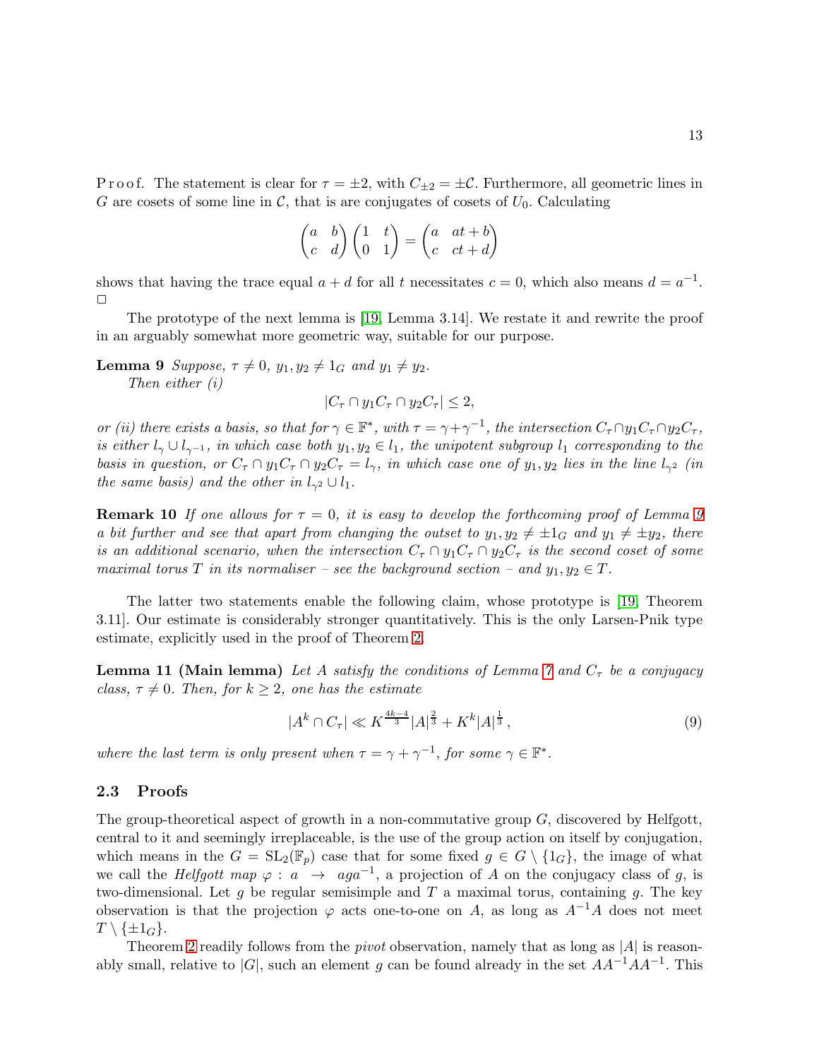P r o o f. The statement is clear for $\tau = \pm 2$, with $C_{\pm 2} = \pm \mathcal{C}$. Furthermore, all geometric lines in $G$ are cosets of some line in $\mathcal{C}$, that is are conjugates of cosets of $U_0$. Calculating

$$\begin{pmatrix} a & b \\ c & d \end{pmatrix} \begin{pmatrix} 1 & t \\ 0 & 1 \end{pmatrix} = \begin{pmatrix} a & at+b \\ c & ct+d \end{pmatrix}$$

shows that having the trace equal $a+d$ for all $t$ necessitates $c = 0$, which also means $d = a^{-1}$. $\square$

The prototype of the next lemma is [19, Lemma 3.14]. We restate it and rewrite the proof in an arguably somewhat more geometric way, suitable for our purpose.

**Lemma 9** *Suppose, $\tau \neq 0$, $y_1, y_2 \neq 1_G$ and $y_1 \neq y_2$.*
*Then either (i)*

$$|C_\tau \cap y_1 C_\tau \cap y_2 C_\tau| \leq 2,$$

*or (ii) there exists a basis, so that for $\gamma \in \mathbb{F}^*$, with $\tau = \gamma + \gamma^{-1}$, the intersection $C_\tau \cap y_1 C_\tau \cap y_2 C_\tau$, is either $l_\gamma \cup l_{\gamma^{-1}}$, in which case both $y_1, y_2 \in l_1$, the unipotent subgroup $l_1$ corresponding to the basis in question, or $C_\tau \cap y_1 C_\tau \cap y_2 C_\tau = l_\gamma$, in which case one of $y_1, y_2$ lies in the line $l_{\gamma^2}$ (in the same basis) and the other in $l_{\gamma^2} \cup l_1$.*

**Remark 10** *If one allows for $\tau = 0$, it is easy to develop the forthcoming proof of Lemma 9 a bit further and see that apart from changing the outset to $y_1, y_2 \neq \pm 1_G$ and $y_1 \neq \pm y_2$, there is an additional scenario, when the intersection $C_\tau \cap y_1 C_\tau \cap y_2 C_\tau$ is the second coset of some maximal torus $T$ in its normaliser – see the background section – and $y_1, y_2 \in T$.*

The latter two statements enable the following claim, whose prototype is [19, Theorem 3.11]. Our estimate is considerably stronger quantitatively. This is the only Larsen-Pnik type estimate, explicitly used in the proof of Theorem 2.

**Lemma 11 (Main lemma)** *Let $A$ satisfy the conditions of Lemma 7 and $C_\tau$ be a conjugacy class, $\tau \neq 0$. Then, for $k \geq 2$, one has the estimate*

$$|A^k \cap C_\tau| \ll K^{\frac{4k-4}{3}} |A|^{\frac{2}{3}} + K^k |A|^{\frac{1}{3}}, \tag{9}$$

*where the last term is only present when $\tau = \gamma + \gamma^{-1}$, for some $\gamma \in \mathbb{F}^*$.*

## 2.3 Proofs

The group-theoretical aspect of growth in a non-commutative group $G$, discovered by Helfgott, central to it and seemingly irreplaceable, is the use of the group action on itself by conjugation, which means in the $G = \mathrm{SL}_2(\mathbb{F}_p)$ case that for some fixed $g \in G \setminus \{1_G\}$, the image of what we call the *Helfgott map* $\varphi : a \to aga^{-1}$, a projection of $A$ on the conjugacy class of $g$, is two-dimensional. Let $g$ be regular semisimple and $T$ a maximal torus, containing $g$. The key observation is that the projection $\varphi$ acts one-to-one on $A$, as long as $A^{-1}A$ does not meet $T \setminus \{\pm 1_G\}$.

Theorem 2 readily follows from the *pivot* observation, namely that as long as $|A|$ is reasonably small, relative to $|G|$, such an element $g$ can be found already in the set $AA^{-1}AA^{-1}$. This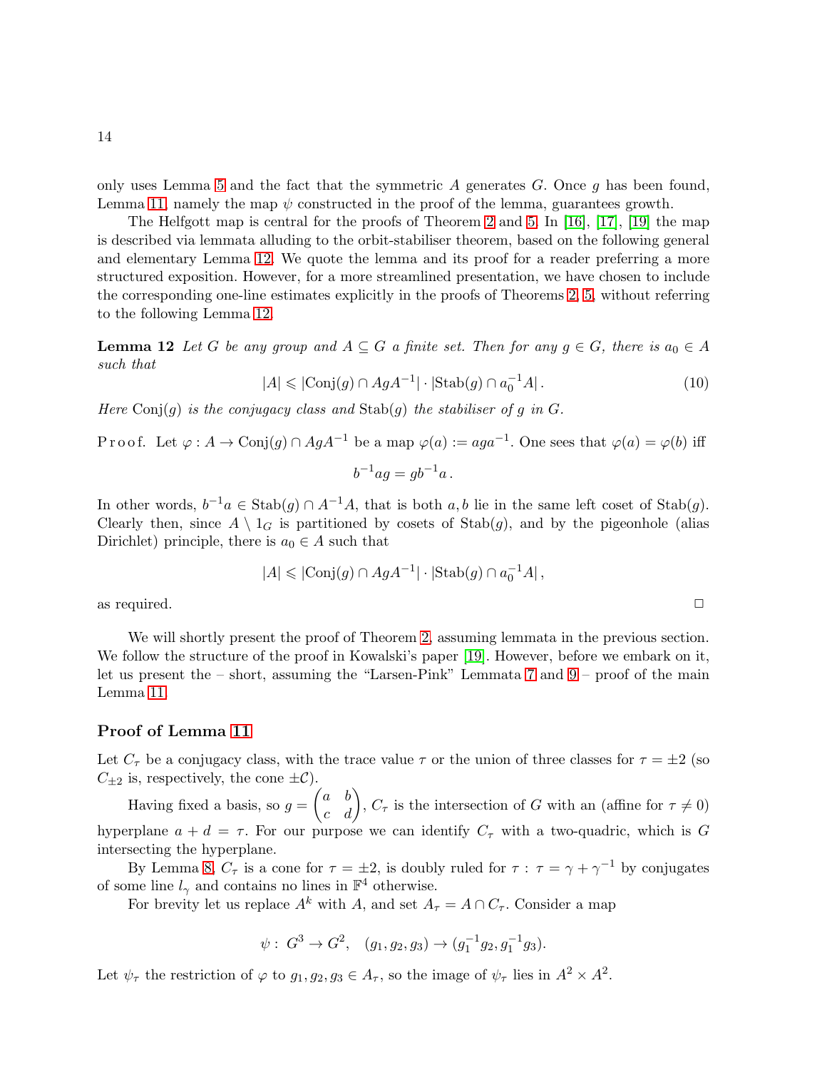only uses Lemma 5 and the fact that the symmetric $A$ generates $G$. Once $g$ has been found, Lemma 11, namely the map $\psi$ constructed in the proof of the lemma, guarantees growth.

The Helfgott map is central for the proofs of Theorem 2 and 5. In [16], [17], [19] the map is described via lemmata alluding to the orbit-stabiliser theorem, based on the following general and elementary Lemma 12. We quote the lemma and its proof for a reader preferring a more structured exposition. However, for a more streamlined presentation, we have chosen to include the corresponding one-line estimates explicitly in the proofs of Theorems 2, 5, without referring to the following Lemma 12.

**Lemma 12** *Let $G$ be any group and $A \subseteq G$ a finite set. Then for any $g \in G$, there is $a_0 \in A$ such that*

$$|A| \leqslant |\mathrm{Conj}(g) \cap AgA^{-1}| \cdot |\mathrm{Stab}(g) \cap a_0^{-1}A|. \tag{10}$$

*Here $\mathrm{Conj}(g)$ is the conjugacy class and $\mathrm{Stab}(g)$ the stabiliser of $g$ in $G$.*

Proof. Let $\varphi : A \to \mathrm{Conj}(g) \cap AgA^{-1}$ be a map $\varphi(a) := aga^{-1}$. One sees that $\varphi(a) = \varphi(b)$ iff

$$b^{-1}ag = gb^{-1}a\,.$$

In other words, $b^{-1}a \in \mathrm{Stab}(g) \cap A^{-1}A$, that is both $a, b$ lie in the same left coset of $\mathrm{Stab}(g)$. Clearly then, since $A \setminus 1_G$ is partitioned by cosets of $\mathrm{Stab}(g)$, and by the pigeonhole (alias Dirichlet) principle, there is $a_0 \in A$ such that

$$|A| \leqslant |\mathrm{Conj}(g) \cap AgA^{-1}| \cdot |\mathrm{Stab}(g) \cap a_0^{-1}A|,$$

as required. □

We will shortly present the proof of Theorem 2, assuming lemmata in the previous section. We follow the structure of the proof in Kowalski's paper [19]. However, before we embark on it, let us present the – short, assuming the "Larsen-Pink" Lemmata 7 and 9 – proof of the main Lemma 11.

## Proof of Lemma 11

Let $C_\tau$ be a conjugacy class, with the trace value $\tau$ or the union of three classes for $\tau = \pm 2$ (so $C_{\pm 2}$ is, respectively, the cone $\pm \mathcal{C}$).

Having fixed a basis, so $g = \begin{pmatrix} a & b \\ c & d \end{pmatrix}$, $C_\tau$ is the intersection of $G$ with an (affine for $\tau \neq 0$) hyperplane $a + d = \tau$. For our purpose we can identify $C_\tau$ with a two-quadric, which is $G$ intersecting the hyperplane.

By Lemma 8, $C_\tau$ is a cone for $\tau = \pm 2$, is doubly ruled for $\tau : \tau = \gamma + \gamma^{-1}$ by conjugates of some line $l_\gamma$ and contains no lines in $\mathbb{F}^4$ otherwise.

For brevity let us replace $A^k$ with $A$, and set $A_\tau = A \cap C_\tau$. Consider a map

$$\psi : \; G^3 \to G^2, \quad (g_1, g_2, g_3) \to (g_1^{-1}g_2, g_1^{-1}g_3).$$

Let $\psi_\tau$ the restriction of $\varphi$ to $g_1, g_2, g_3 \in A_\tau$, so the image of $\psi_\tau$ lies in $A^2 \times A^2$.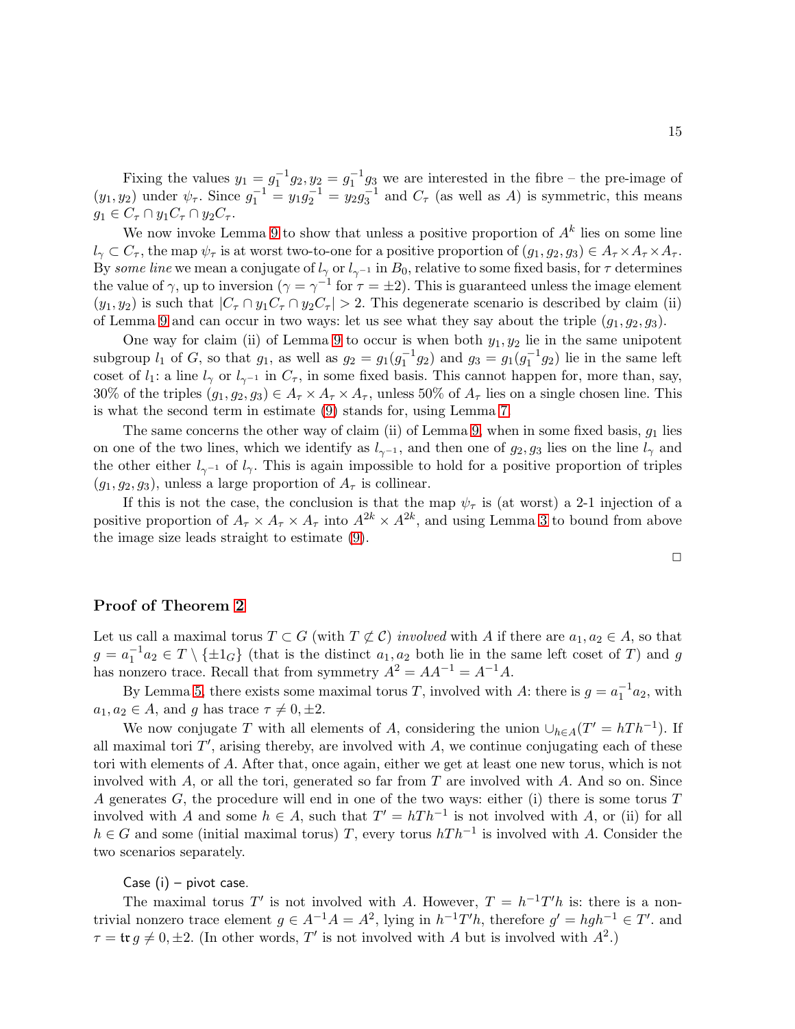Fixing the values $y_1 = g_1^{-1}g_2, y_2 = g_1^{-1}g_3$ we are interested in the fibre – the pre-image of $(y_1, y_2)$ under $\psi_\tau$. Since $g_1^{-1} = y_1 g_2^{-1} = y_2 g_3^{-1}$ and $C_\tau$ (as well as $A$) is symmetric, this means $g_1 \in C_\tau \cap y_1 C_\tau \cap y_2 C_\tau$.

We now invoke Lemma 9 to show that unless a positive proportion of $A^k$ lies on some line $l_\gamma \subset C_\tau$, the map $\psi_\tau$ is at worst two-to-one for a positive proportion of $(g_1, g_2, g_3) \in A_\tau \times A_\tau \times A_\tau$. By *some line* we mean a conjugate of $l_\gamma$ or $l_{\gamma^{-1}}$ in $B_0$, relative to some fixed basis, for $\tau$ determines the value of $\gamma$, up to inversion ($\gamma = \gamma^{-1}$ for $\tau = \pm 2$). This is guaranteed unless the image element $(y_1, y_2)$ is such that $|C_\tau \cap y_1 C_\tau \cap y_2 C_\tau| > 2$. This degenerate scenario is described by claim (ii) of Lemma 9 and can occur in two ways: let us see what they say about the triple $(g_1, g_2, g_3)$.

One way for claim (ii) of Lemma 9 to occur is when both $y_1, y_2$ lie in the same unipotent subgroup $l_1$ of $G$, so that $g_1$, as well as $g_2 = g_1(g_1^{-1}g_2)$ and $g_3 = g_1(g_1^{-1}g_2)$ lie in the same left coset of $l_1$: a line $l_\gamma$ or $l_{\gamma^{-1}}$ in $C_\tau$, in some fixed basis. This cannot happen for, more than, say, 30% of the triples $(g_1, g_2, g_3) \in A_\tau \times A_\tau \times A_\tau$, unless 50% of $A_\tau$ lies on a single chosen line. This is what the second term in estimate (9) stands for, using Lemma 7.

The same concerns the other way of claim (ii) of Lemma 9, when in some fixed basis, $g_1$ lies on one of the two lines, which we identify as $l_{\gamma^{-1}}$, and then one of $g_2, g_3$ lies on the line $l_\gamma$ and the other either $l_{\gamma^{-1}}$ of $l_\gamma$. This is again impossible to hold for a positive proportion of triples $(g_1, g_2, g_3)$, unless a large proportion of $A_\tau$ is collinear.

If this is not the case, the conclusion is that the map $\psi_\tau$ is (at worst) a 2-1 injection of a positive proportion of $A_\tau \times A_\tau \times A_\tau$ into $A^{2k} \times A^{2k}$, and using Lemma 3 to bound from above the image size leads straight to estimate (9).

□

## Proof of Theorem 2

Let us call a maximal torus $T \subset G$ (with $T \not\subset \mathcal{C}$) *involved* with $A$ if there are $a_1, a_2 \in A$, so that $g = a_1^{-1}a_2 \in T \setminus \{\pm 1_G\}$ (that is the distinct $a_1, a_2$ both lie in the same left coset of $T$) and $g$ has nonzero trace. Recall that from symmetry $A^2 = AA^{-1} = A^{-1}A$.

By Lemma 5, there exists some maximal torus $T$, involved with $A$: there is $g = a_1^{-1}a_2$, with $a_1, a_2 \in A$, and $g$ has trace $\tau \neq 0, \pm 2$.

We now conjugate $T$ with all elements of $A$, considering the union $\cup_{h \in A}(T' = hTh^{-1})$. If all maximal tori $T'$, arising thereby, are involved with $A$, we continue conjugating each of these tori with elements of $A$. After that, once again, either we get at least one new torus, which is not involved with $A$, or all the tori, generated so far from $T$ are involved with $A$. And so on. Since $A$ generates $G$, the procedure will end in one of the two ways: either (i) there is some torus $T$ involved with $A$ and some $h \in A$, such that $T' = hTh^{-1}$ is not involved with $A$, or (ii) for all $h \in G$ and some (initial maximal torus) $T$, every torus $hTh^{-1}$ is involved with $A$. Consider the two scenarios separately.

Case (i) – pivot case.

The maximal torus $T'$ is not involved with $A$. However, $T = h^{-1}T'h$ is: there is a non-trivial nonzero trace element $g \in A^{-1}A = A^2$, lying in $h^{-1}T'h$, therefore $g' = hgh^{-1} \in T'$. and $\tau = \mathfrak{tr}\, g \neq 0, \pm 2$. (In other words, $T'$ is not involved with $A$ but is involved with $A^2$.)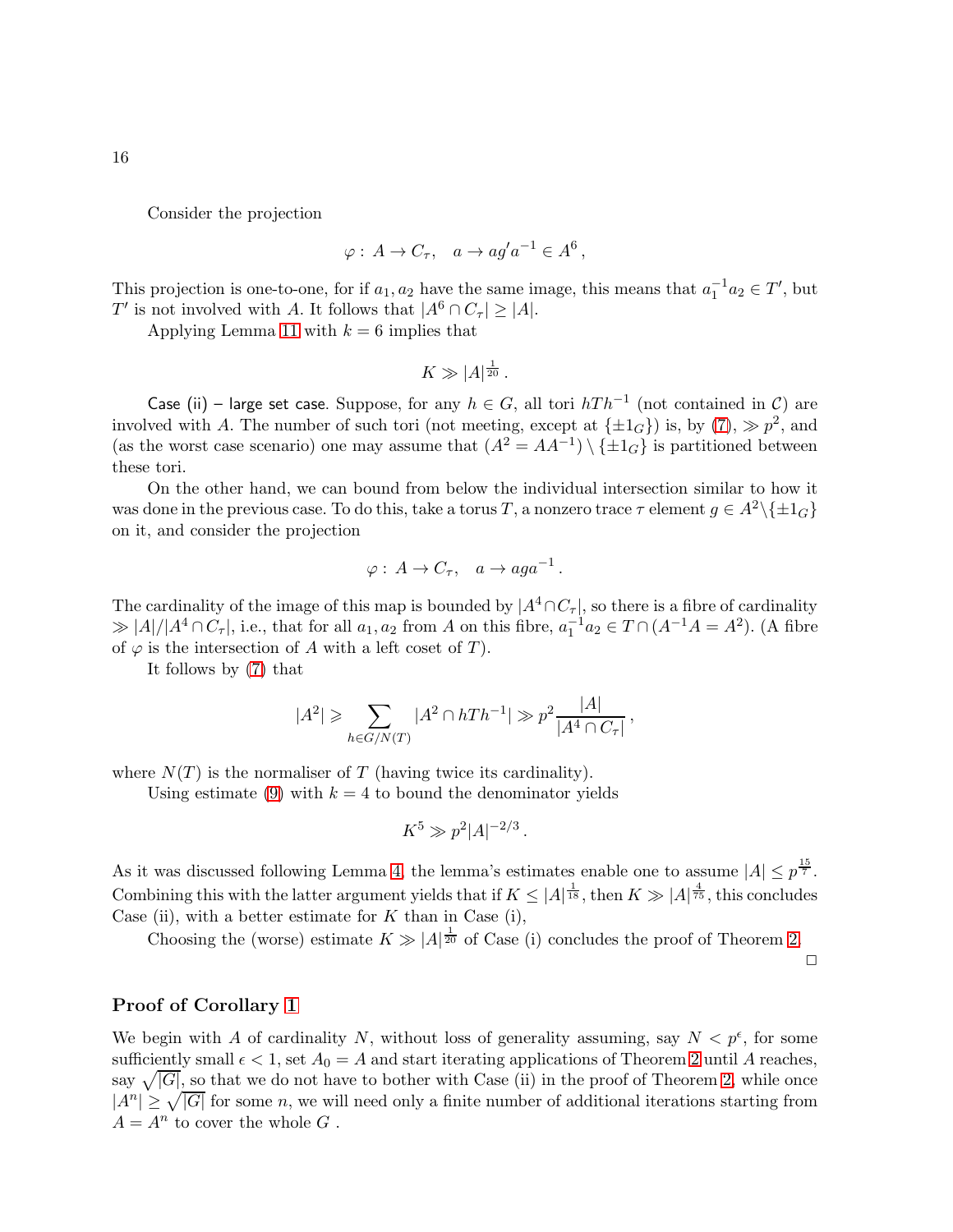Consider the projection

$$\varphi : A \to C_\tau, \quad a \to ag'a^{-1} \in A^6 \,,$$

This projection is one-to-one, for if $a_1, a_2$ have the same image, this means that $a_1^{-1}a_2 \in T'$, but $T'$ is not involved with $A$. It follows that $|A^6 \cap C_\tau| \geq |A|$.

Applying Lemma 11 with $k = 6$ implies that

$$K \gg |A|^{\frac{1}{20}} \,.$$

Case (ii) – large set case. Suppose, for any $h \in G$, all tori $hTh^{-1}$ (not contained in $\mathcal{C}$) are involved with $A$. The number of such tori (not meeting, except at $\{\pm 1_G\}$) is, by (7), $\gg p^2$, and (as the worst case scenario) one may assume that $(A^2 = AA^{-1}) \setminus \{\pm 1_G\}$ is partitioned between these tori.

On the other hand, we can bound from below the individual intersection similar to how it was done in the previous case. To do this, take a torus $T$, a nonzero trace $\tau$ element $g \in A^2 \setminus \{\pm 1_G\}$ on it, and consider the projection

$$\varphi : A \to C_\tau, \quad a \to aga^{-1} \,.$$

The cardinality of the image of this map is bounded by $|A^4 \cap C_\tau|$, so there is a fibre of cardinality $\gg |A|/|A^4 \cap C_\tau|$, i.e., that for all $a_1, a_2$ from $A$ on this fibre, $a_1^{-1}a_2 \in T \cap (A^{-1}A = A^2)$. (A fibre of $\varphi$ is the intersection of $A$ with a left coset of $T$).

It follows by (7) that

$$|A^2| \geqslant \sum_{h \in G/N(T)} |A^2 \cap hTh^{-1}| \gg p^2 \frac{|A|}{|A^4 \cap C_\tau|} \,,$$

where $N(T)$ is the normaliser of $T$ (having twice its cardinality).

Using estimate (9) with $k = 4$ to bound the denominator yields

$$K^5 \gg p^2 |A|^{-2/3} \,.$$

As it was discussed following Lemma 4, the lemma's estimates enable one to assume $|A| \leq p^{\frac{15}{7}}$. Combining this with the latter argument yields that if $K \leq |A|^{\frac{1}{18}}$, then $K \gg |A|^{\frac{4}{75}}$, this concludes Case (ii), with a better estimate for $K$ than in Case (i),

Choosing the (worse) estimate $K \gg |A|^{\frac{1}{20}}$ of Case (i) concludes the proof of Theorem 2.

□

## Proof of Corollary 1

We begin with $A$ of cardinality $N$, without loss of generality assuming, say $N < p^\epsilon$, for some sufficiently small $\epsilon < 1$, set $A_0 = A$ and start iterating applications of Theorem 2 until $A$ reaches, say $\sqrt{|G|}$, so that we do not have to bother with Case (ii) in the proof of Theorem 2, while once $|A^n| \geq \sqrt{|G|}$ for some $n$, we will need only a finite number of additional iterations starting from $A = A^n$ to cover the whole $G$ .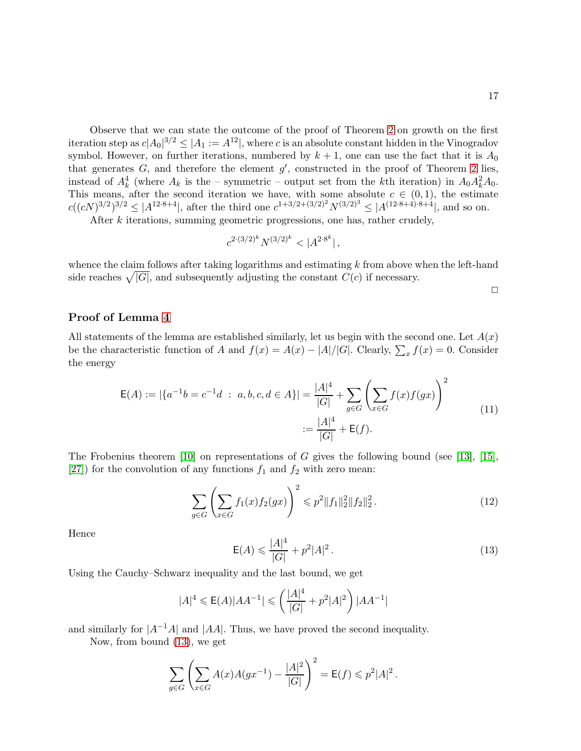Observe that we can state the outcome of the proof of Theorem 2 on growth on the first iteration step as $c|A_0|^{3/2} \le |A_1 := A^{12}|$, where $c$ is an absolute constant hidden in the Vinogradov symbol. However, on further iterations, numbered by $k+1$, one can use the fact that it is $A_0$ that generates $G$, and therefore the element $g'$, constructed in the proof of Theorem 2 lies, instead of $A_k^4$ (where $A_k$ is the – symmetric – output set from the $k$th iteration) in $A_0 A_k^2 A_0$. This means, after the second iteration we have, with some absolute $c \in (0,1)$, the estimate $c((cN)^{3/2})^{3/2} \le |A^{12\cdot 8+4}|$, after the third one $c^{1+3/2+(3/2)^2} N^{(3/2)^3} \le |A^{(12\cdot 8+4)\cdot 8+4}|$, and so on.

After $k$ iterations, summing geometric progressions, one has, rather crudely,

$$
c^{2\cdot (3/2)^k} N^{(3/2)^k} < |A^{2\cdot 8^k}|\,,
$$

whence the claim follows after taking logarithms and estimating $k$ from above when the left-hand side reaches $\sqrt{|G|}$, and subsequently adjusting the constant $C(c)$ if necessary.

□

## Proof of Lemma 4

All statements of the lemma are established similarly, let us begin with the second one. Let $A(x)$ be the characteristic function of $A$ and $f(x) = A(x) - |A|/|G|$. Clearly, $\sum_x f(x) = 0$. Consider the energy

$$
\begin{aligned}
\mathsf{E}(A) := |\{a^{-1}b = c^{-1}d \ : \ a,b,c,d \in A\}| &= \frac{|A|^4}{|G|} + \sum_{g\in G} \left( \sum_{x \in G} f(x) f(gx) \right)^2 \\
&:= \frac{|A|^4}{|G|} + \mathsf{E}(f).
\end{aligned} \tag{11}
$$

The Frobenius theorem [10] on representations of $G$ gives the following bound (see [13], [15], [27]) for the convolution of any functions $f_1$ and $f_2$ with zero mean:

$$
\sum_{g\in G} \left( \sum_{x \in G} f_1(x) f_2(gx) \right)^2 \leqslant p^2 \|f_1\|_2^2 \|f_2\|_2^2\,. \tag{12}
$$

Hence

$$
\mathsf{E}(A) \leqslant \frac{|A|^4}{|G|} + p^2 |A|^2\,. \tag{13}
$$

Using the Cauchy–Schwarz inequality and the last bound, we get

$$
|A|^4 \leqslant \mathsf{E}(A)|AA^{-1}| \leqslant \left( \frac{|A|^4}{|G|} + p^2|A|^2 \right) |AA^{-1}|
$$

and similarly for $|A^{-1}A|$ and $|AA|$. Thus, we have proved the second inequality.

Now, from bound (13), we get

$$
\sum_{g\in G} \left( \sum_{x\in G} A(x)A(gx^{-1}) - \frac{|A|^2}{|G|} \right)^2 = \mathsf{E}(f) \leqslant p^2 |A|^2\,.
$$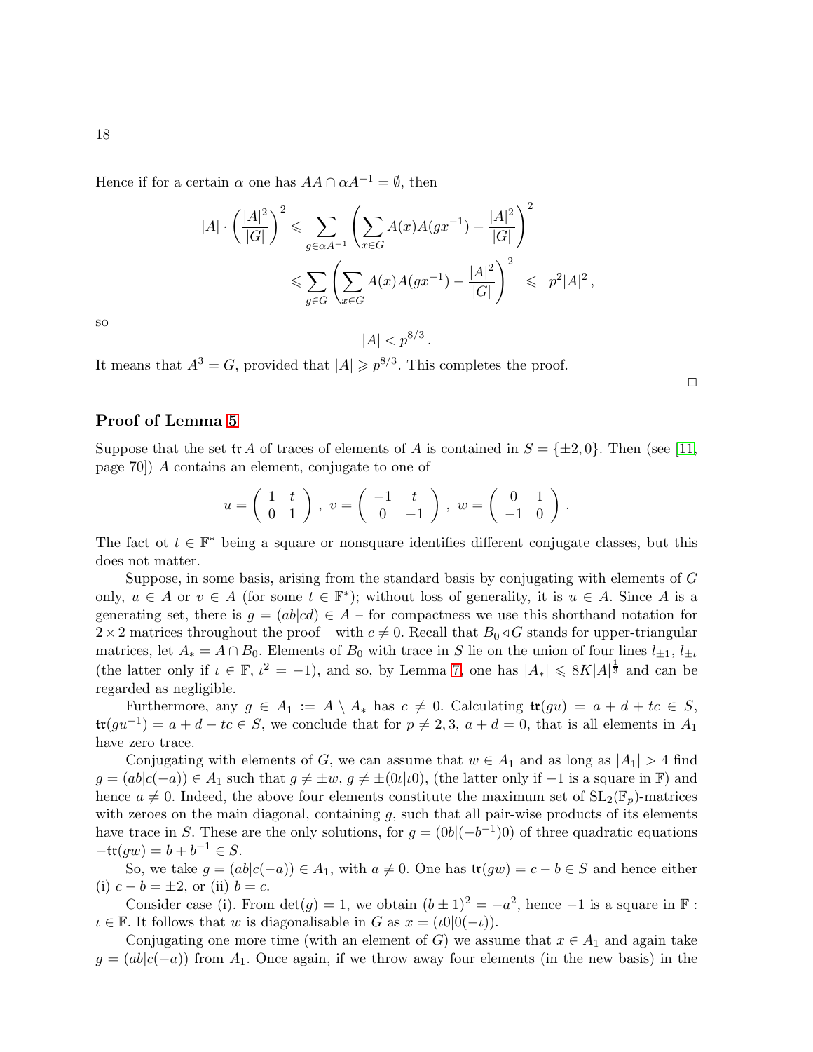Hence if for a certain $\alpha$ one has $AA \cap \alpha A^{-1} = \emptyset$, then

$$|A| \cdot \left(\frac{|A|^2}{|G|}\right)^2 \leqslant \sum_{g \in \alpha A^{-1}} \left(\sum_{x \in G} A(x)A(gx^{-1}) - \frac{|A|^2}{|G|}\right)^2$$
$$\leqslant \sum_{g \in G} \left(\sum_{x \in G} A(x)A(gx^{-1}) - \frac{|A|^2}{|G|}\right)^2 \leqslant p^2|A|^2,$$

so

$$|A| < p^{8/3}.$$

It means that $A^3 = G$, provided that $|A| \geqslant p^{8/3}$. This completes the proof.

□

### Proof of Lemma 5

Suppose that the set $\mathfrak{tr}\, A$ of traces of elements of $A$ is contained in $S = \{\pm 2, 0\}$. Then (see [11, page 70]) $A$ contains an element, conjugate to one of

$$u = \begin{pmatrix} 1 & t \\ 0 & 1 \end{pmatrix},\ v = \begin{pmatrix} -1 & t \\ 0 & -1 \end{pmatrix},\ w = \begin{pmatrix} 0 & 1 \\ -1 & 0 \end{pmatrix}.$$

The fact ot $t \in \mathbb{F}^*$ being a square or nonsquare identifies different conjugate classes, but this does not matter.

Suppose, in some basis, arising from the standard basis by conjugating with elements of $G$ only, $u \in A$ or $v \in A$ (for some $t \in \mathbb{F}^*$); without loss of generality, it is $u \in A$. Since $A$ is a generating set, there is $g = (ab|cd) \in A$ – for compactness we use this shorthand notation for $2 \times 2$ matrices throughout the proof – with $c \neq 0$. Recall that $B_0 \triangleleft G$ stands for upper-triangular matrices, let $A_* = A \cap B_0$. Elements of $B_0$ with trace in $S$ lie on the union of four lines $l_{\pm 1}$, $l_{\pm \iota}$ (the latter only if $\iota \in \mathbb{F}$, $\iota^2 = -1$), and so, by Lemma 7, one has $|A_*| \leqslant 8K|A|^{\frac{1}{3}}$ and can be regarded as negligible.

Furthermore, any $g \in A_1 := A \setminus A_*$ has $c \neq 0$. Calculating $\mathfrak{tr}(gu) = a + d + tc \in S$, $\mathfrak{tr}(gu^{-1}) = a + d - tc \in S$, we conclude that for $p \neq 2, 3$, $a + d = 0$, that is all elements in $A_1$ have zero trace.

Conjugating with elements of $G$, we can assume that $w \in A_1$ and as long as $|A_1| > 4$ find $g = (ab|c(-a)) \in A_1$ such that $g \neq \pm w$, $g \neq \pm(0\iota|\iota 0)$, (the latter only if $-1$ is a square in $\mathbb{F}$) and hence $a \neq 0$. Indeed, the above four elements constitute the maximum set of $\mathrm{SL}_2(\mathbb{F}_p)$-matrices with zeroes on the main diagonal, containing $g$, such that all pair-wise products of its elements have trace in $S$. These are the only solutions, for $g = (0b|(-b^{-1})0)$ of three quadratic equations $-\mathfrak{tr}(gw) = b + b^{-1} \in S$.

So, we take $g = (ab|c(-a)) \in A_1$, with $a \neq 0$. One has $\mathfrak{tr}(gw) = c - b \in S$ and hence either (i) $c - b = \pm 2$, or (ii) $b = c$.

Consider case (i). From $\det(g) = 1$, we obtain $(b \pm 1)^2 = -a^2$, hence $-1$ is a square in $\mathbb{F}$ : $\iota \in \mathbb{F}$. It follows that $w$ is diagonalisable in $G$ as $x = (\iota 0|0(-\iota))$.

Conjugating one more time (with an element of $G$) we assume that $x \in A_1$ and again take $g = (ab|c(-a))$ from $A_1$. Once again, if we throw away four elements (in the new basis) in the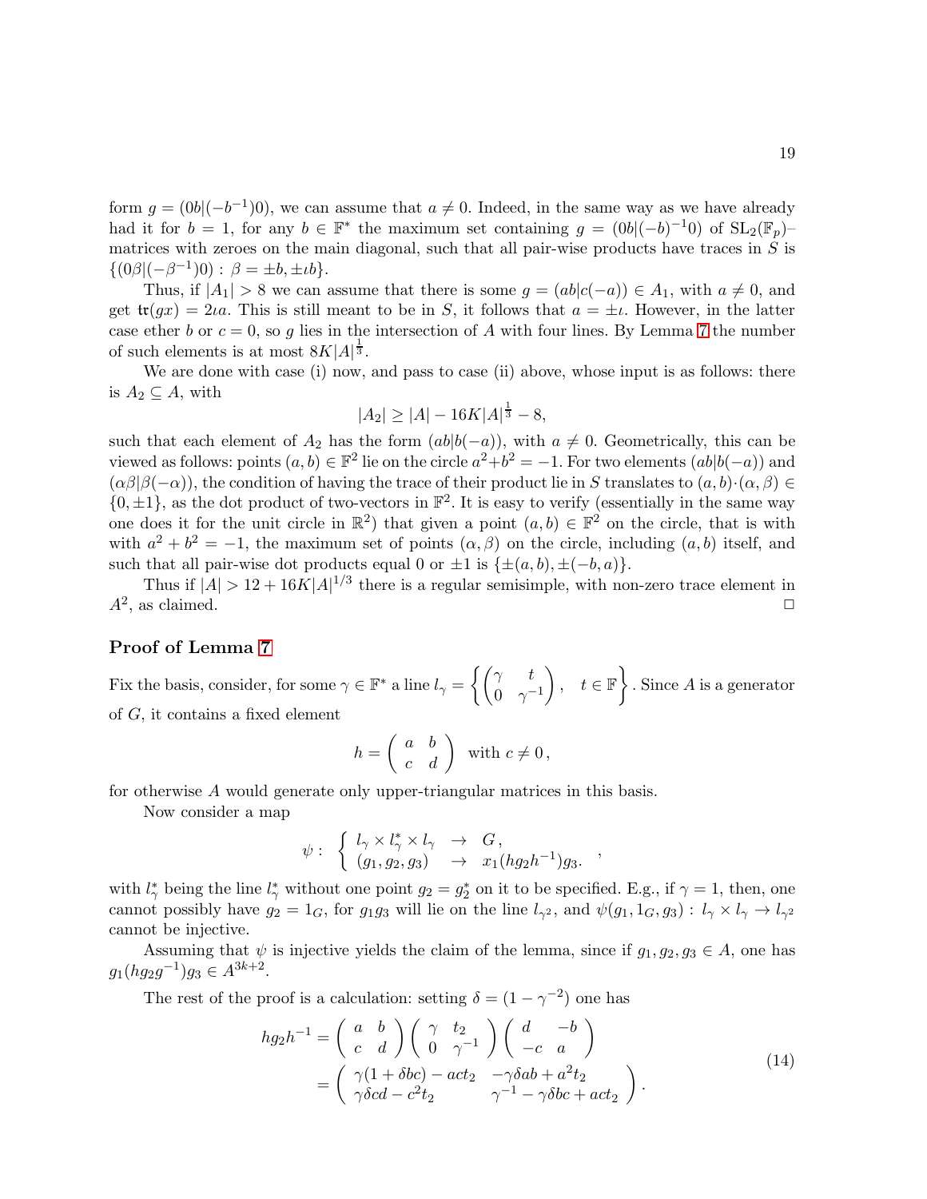form $g = (0b|(-b^{-1})0)$, we can assume that $a \neq 0$. Indeed, in the same way as we have already had it for $b = 1$, for any $b \in \mathbb{F}^*$ the maximum set containing $g = (0b|(-b)^{-1}0)$ of $\mathrm{SL}_2(\mathbb{F}_p)$–matrices with zeroes on the main diagonal, such that all pair-wise products have traces in $S$ is $\{(0\beta|(-\beta^{-1})0) : \beta = \pm b, \pm \iota b\}$.

Thus, if $|A_1| > 8$ we can assume that there is some $g = (ab|c(-a)) \in A_1$, with $a \neq 0$, and get $\mathfrak{tr}(gx) = 2\iota a$. This is still meant to be in $S$, it follows that $a = \pm \iota$. However, in the latter case ether $b$ or $c = 0$, so $g$ lies in the intersection of $A$ with four lines. By Lemma 7 the number of such elements is at most $8K|A|^{\frac{1}{3}}$.

We are done with case (i) now, and pass to case (ii) above, whose input is as follows: there is $A_2 \subseteq A$, with

$$|A_2| \geq |A| - 16K|A|^{\frac{1}{3}} - 8,$$

such that each element of $A_2$ has the form $(ab|b(-a))$, with $a \neq 0$. Geometrically, this can be viewed as follows: points $(a, b) \in \mathbb{F}^2$ lie on the circle $a^2 + b^2 = -1$. For two elements $(ab|b(-a))$ and $(\alpha\beta|\beta(-\alpha))$, the condition of having the trace of their product lie in $S$ translates to $(a, b) \cdot (\alpha, \beta) \in \{0, \pm 1\}$, as the dot product of two-vectors in $\mathbb{F}^2$. It is easy to verify (essentially in the same way one does it for the unit circle in $\mathbb{R}^2$) that given a point $(a, b) \in \mathbb{F}^2$ on the circle, that is with with $a^2 + b^2 = -1$, the maximum set of points $(\alpha, \beta)$ on the circle, including $(a, b)$ itself, and such that all pair-wise dot products equal 0 or $\pm 1$ is $\{\pm(a, b), \pm(-b, a)\}$.

Thus if $|A| > 12 + 16K|A|^{1/3}$ there is a regular semisimple, with non-zero trace element in $A^2$, as claimed. $\square$

### Proof of Lemma 7

Fix the basis, consider, for some $\gamma \in \mathbb{F}^*$ a line $l_\gamma = \left\{ \begin{pmatrix} \gamma & t \\ 0 & \gamma^{-1} \end{pmatrix}, \quad t \in \mathbb{F} \right\}$. Since $A$ is a generator of $G$, it contains a fixed element

$$h = \begin{pmatrix} a & b \\ c & d \end{pmatrix} \text{ with } c \neq 0\,,$$

for otherwise $A$ would generate only upper-triangular matrices in this basis.

Now consider a map

$$\psi : \begin{cases} l_\gamma \times l_\gamma^* \times l_\gamma & \to \; G\,, \\ (g_1, g_2, g_3) & \to \; x_1(hg_2h^{-1})g_3. \end{cases},$$

with $l_\gamma^*$ being the line $l_\gamma^*$ without one point $g_2 = g_2^*$ on it to be specified. E.g., if $\gamma = 1$, then, one cannot possibly have $g_2 = 1_G$, for $g_1g_3$ will lie on the line $l_{\gamma^2}$, and $\psi(g_1, 1_G, g_3) : l_\gamma \times l_\gamma \to l_{\gamma^2}$ cannot be injective.

Assuming that $\psi$ is injective yields the claim of the lemma, since if $g_1, g_2, g_3 \in A$, one has $g_1(hg_2g^{-1})g_3 \in A^{3k+2}$.

The rest of the proof is a calculation: setting $\delta = (1 - \gamma^{-2})$ one has

$$\begin{aligned} hg_2h^{-1} &= \begin{pmatrix} a & b \\ c & d \end{pmatrix} \begin{pmatrix} \gamma & t_2 \\ 0 & \gamma^{-1} \end{pmatrix} \begin{pmatrix} d & -b \\ -c & a \end{pmatrix} \\ &= \begin{pmatrix} \gamma(1 + \delta bc) - act_2 & -\gamma\delta ab + a^2 t_2 \\ \gamma\delta cd - c^2 t_2 & \gamma^{-1} - \gamma\delta bc + act_2 \end{pmatrix}. \end{aligned} \tag{14}$$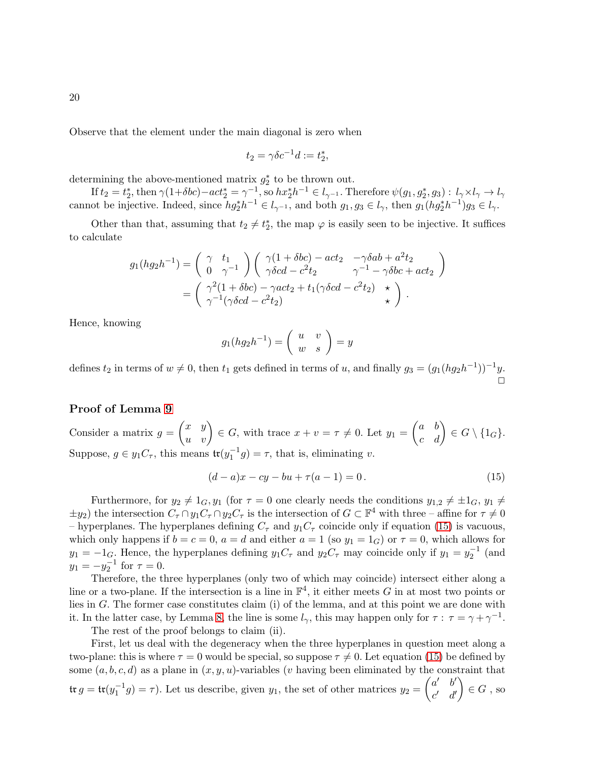Observe that the element under the main diagonal is zero when

$$t_2 = \gamma\delta c^{-1} d := t_2^*,$$

determining the above-mentioned matrix $g_2^*$ to be thrown out.

If $t_2 = t_2^*$, then $\gamma(1+\delta bc) - act_2^* = \gamma^{-1}$, so $hx_2^* h^{-1} \in l_{\gamma^{-1}}$. Therefore $\psi(g_1, g_2^*, g_3) : l_\gamma \times l_\gamma \to l_\gamma$ cannot be injective. Indeed, since $hg_2^* h^{-1} \in l_{\gamma^{-1}}$, and both $g_1, g_3 \in l_\gamma$, then $g_1(hg_2^* h^{-1})g_3 \in l_\gamma$.

Other than that, assuming that $t_2 \neq t_2^*$, the map $\varphi$ is easily seen to be injective. It suffices to calculate

$$\begin{aligned} g_1(hg_2h^{-1}) &= \begin{pmatrix} \gamma & t_1 \\ 0 & \gamma^{-1} \end{pmatrix} \begin{pmatrix} \gamma(1+\delta bc) - act_2 & -\gamma\delta ab + a^2 t_2 \\ \gamma\delta cd - c^2 t_2 & \gamma^{-1} - \gamma\delta bc + act_2 \end{pmatrix} \\ &= \begin{pmatrix} \gamma^2(1+\delta bc) - \gamma act_2 + t_1(\gamma\delta cd - c^2 t_2) & \star \\ \gamma^{-1}(\gamma\delta cd - c^2 t_2) & \star \end{pmatrix}. \end{aligned}$$

Hence, knowing

$$g_1(hg_2h^{-1}) = \begin{pmatrix} u & v \\ w & s \end{pmatrix} = y$$

defines $t_2$ in terms of $w \neq 0$, then $t_1$ gets defined in terms of $u$, and finally $g_3 = (g_1(hg_2h^{-1}))^{-1} y$. □

### Proof of Lemma 9

Consider a matrix $g = \begin{pmatrix} x & y \\ u & v \end{pmatrix} \in G$, with trace $x + v = \tau \neq 0$. Let $y_1 = \begin{pmatrix} a & b \\ c & d \end{pmatrix} \in G \setminus \{1_G\}$. Suppose, $g \in y_1 C_\tau$, this means $\mathfrak{tr}(y_1^{-1} g) = \tau$, that is, eliminating $v$.

$$(d-a)x - cy - bu + \tau(a-1) = 0. \tag{15}$$

Furthermore, for $y_2 \neq 1_G, y_1$ (for $\tau = 0$ one clearly needs the conditions $y_{1,2} \neq \pm 1_G$, $y_1 \neq \pm y_2$) the intersection $C_\tau \cap y_1 C_\tau \cap y_2 C_\tau$ is the intersection of $G \subset \mathbb{F}^4$ with three – affine for $\tau \neq 0$ – hyperplanes. The hyperplanes defining $C_\tau$ and $y_1 C_\tau$ coincide only if equation (15) is vacuous, which only happens if $b = c = 0$, $a = d$ and either $a = 1$ (so $y_1 = 1_G$) or $\tau = 0$, which allows for $y_1 = -1_G$. Hence, the hyperplanes defining $y_1 C_\tau$ and $y_2 C_\tau$ may coincide only if $y_1 = y_2^{-1}$ (and $y_1 = -y_2^{-1}$ for $\tau = 0$.

Therefore, the three hyperplanes (only two of which may coincide) intersect either along a line or a two-plane. If the intersection is a line in $\mathbb{F}^4$, it either meets $G$ in at most two points or lies in $G$. The former case constitutes claim (i) of the lemma, and at this point we are done with it. In the latter case, by Lemma 8, the line is some $l_\gamma$, this may happen only for $\tau : \tau = \gamma + \gamma^{-1}$.

The rest of the proof belongs to claim (ii).

First, let us deal with the degeneracy when the three hyperplanes in question meet along a two-plane: this is where $\tau = 0$ would be special, so suppose $\tau \neq 0$. Let equation (15) be defined by some $(a, b, c, d)$ as a plane in $(x, y, u)$-variables ($v$ having been eliminated by the constraint that $\mathfrak{tr}\, g = \mathfrak{tr}(y_1^{-1} g) = \tau$). Let us describe, given $y_1$, the set of other matrices $y_2 = \begin{pmatrix} a' & b' \\ c' & d' \end{pmatrix} \in G$ , so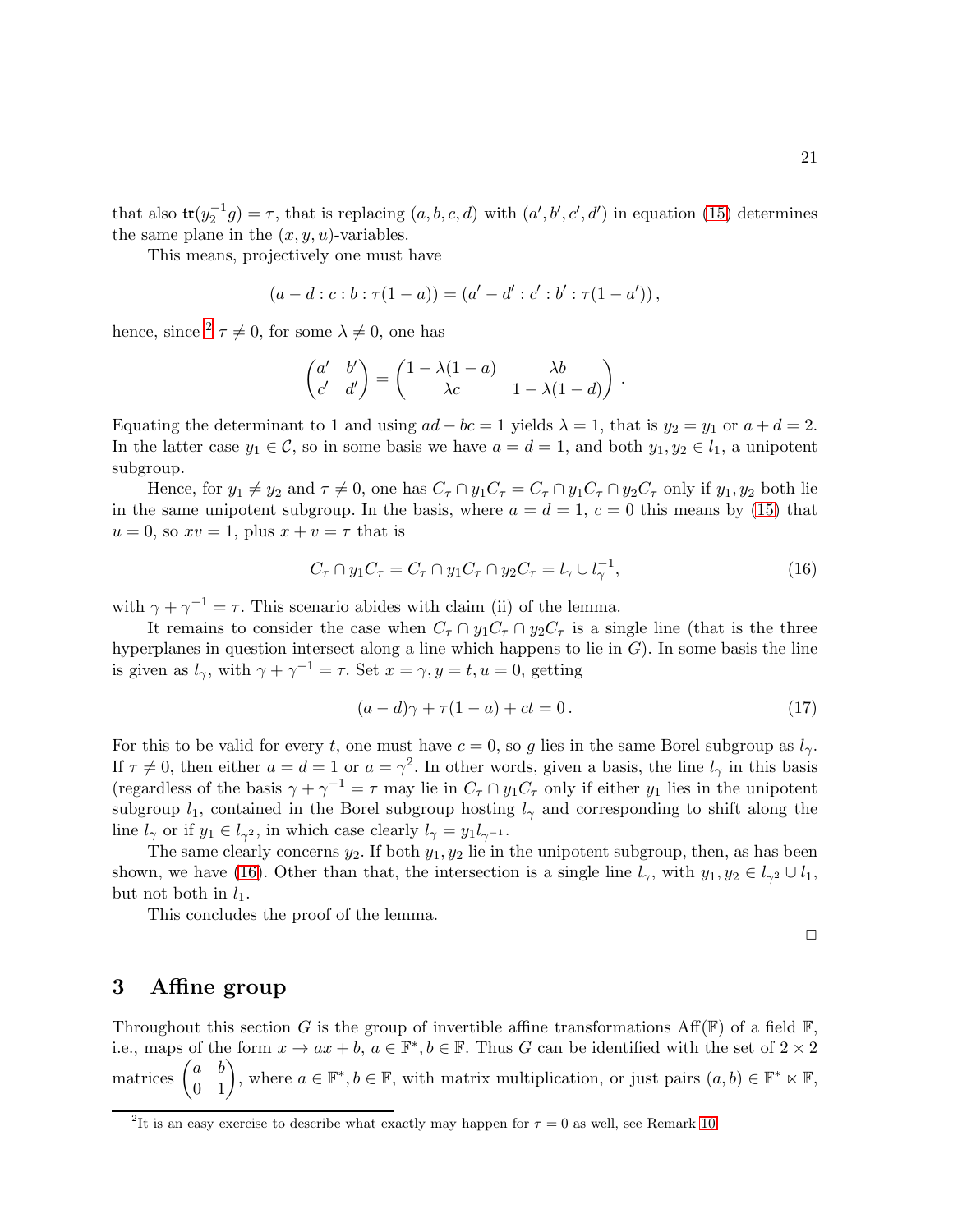that also $\mathfrak{tr}(y_2^{-1}g) = \tau$, that is replacing $(a, b, c, d)$ with $(a', b', c', d')$ in equation (15) determines the same plane in the $(x, y, u)$-variables.

This means, projectively one must have

$$(a - d : c : b : \tau(1 - a)) = (a' - d' : c' : b' : \tau(1 - a'))\,,$$

hence, since [2] $\tau \neq 0$, for some $\lambda \neq 0$, one has

$$\begin{pmatrix} a' & b' \\ c' & d' \end{pmatrix} = \begin{pmatrix} 1 - \lambda(1 - a) & \lambda b \\ \lambda c & 1 - \lambda(1 - d) \end{pmatrix}\,.$$

Equating the determinant to 1 and using $ad - bc = 1$ yields $\lambda = 1$, that is $y_2 = y_1$ or $a + d = 2$. In the latter case $y_1 \in \mathcal{C}$, so in some basis we have $a = d = 1$, and both $y_1, y_2 \in l_1$, a unipotent subgroup.

Hence, for $y_1 \neq y_2$ and $\tau \neq 0$, one has $C_\tau \cap y_1 C_\tau = C_\tau \cap y_1 C_\tau \cap y_2 C_\tau$ only if $y_1, y_2$ both lie in the same unipotent subgroup. In the basis, where $a = d = 1$, $c = 0$ this means by (15) that $u = 0$, so $xv = 1$, plus $x + v = \tau$ that is

$$C_\tau \cap y_1 C_\tau = C_\tau \cap y_1 C_\tau \cap y_2 C_\tau = l_\gamma \cup l_\gamma^{-1}, \tag{16}$$

with $\gamma + \gamma^{-1} = \tau$. This scenario abides with claim (ii) of the lemma.

It remains to consider the case when $C_\tau \cap y_1 C_\tau \cap y_2 C_\tau$ is a single line (that is the three hyperplanes in question intersect along a line which happens to lie in $G$). In some basis the line is given as $l_\gamma$, with $\gamma + \gamma^{-1} = \tau$. Set $x = \gamma, y = t, u = 0$, getting

$$(a - d)\gamma + \tau(1 - a) + ct = 0\,. \tag{17}$$

For this to be valid for every $t$, one must have $c = 0$, so $g$ lies in the same Borel subgroup as $l_\gamma$. If $\tau \neq 0$, then either $a = d = 1$ or $a = \gamma^2$. In other words, given a basis, the line $l_\gamma$ in this basis (regardless of the basis $\gamma + \gamma^{-1} = \tau$ may lie in $C_\tau \cap y_1 C_\tau$ only if either $y_1$ lies in the unipotent subgroup $l_1$, contained in the Borel subgroup hosting $l_\gamma$ and corresponding to shift along the line $l_\gamma$ or if $y_1 \in l_{\gamma^2}$, in which case clearly $l_\gamma = y_1 l_{\gamma^{-1}}$.

The same clearly concerns $y_2$. If both $y_1, y_2$ lie in the unipotent subgroup, then, as has been shown, we have (16). Other than that, the intersection is a single line $l_\gamma$, with $y_1, y_2 \in l_{\gamma^2} \cup l_1$, but not both in $l_1$.

This concludes the proof of the lemma.

□

## 3 Affine group

Throughout this section $G$ is the group of invertible affine transformations $\mathrm{Aff}(\mathbb{F})$ of a field $\mathbb{F}$, i.e., maps of the form $x \to ax + b$, $a \in \mathbb{F}^*, b \in \mathbb{F}$. Thus $G$ can be identified with the set of $2 \times 2$ matrices $\begin{pmatrix} a & b \\ 0 & 1 \end{pmatrix}$, where $a \in \mathbb{F}^*, b \in \mathbb{F}$, with matrix multiplication, or just pairs $(a, b) \in \mathbb{F}^* \ltimes \mathbb{F}$,

[2] It is an easy exercise to describe what exactly may happen for $\tau = 0$ as well, see Remark 10.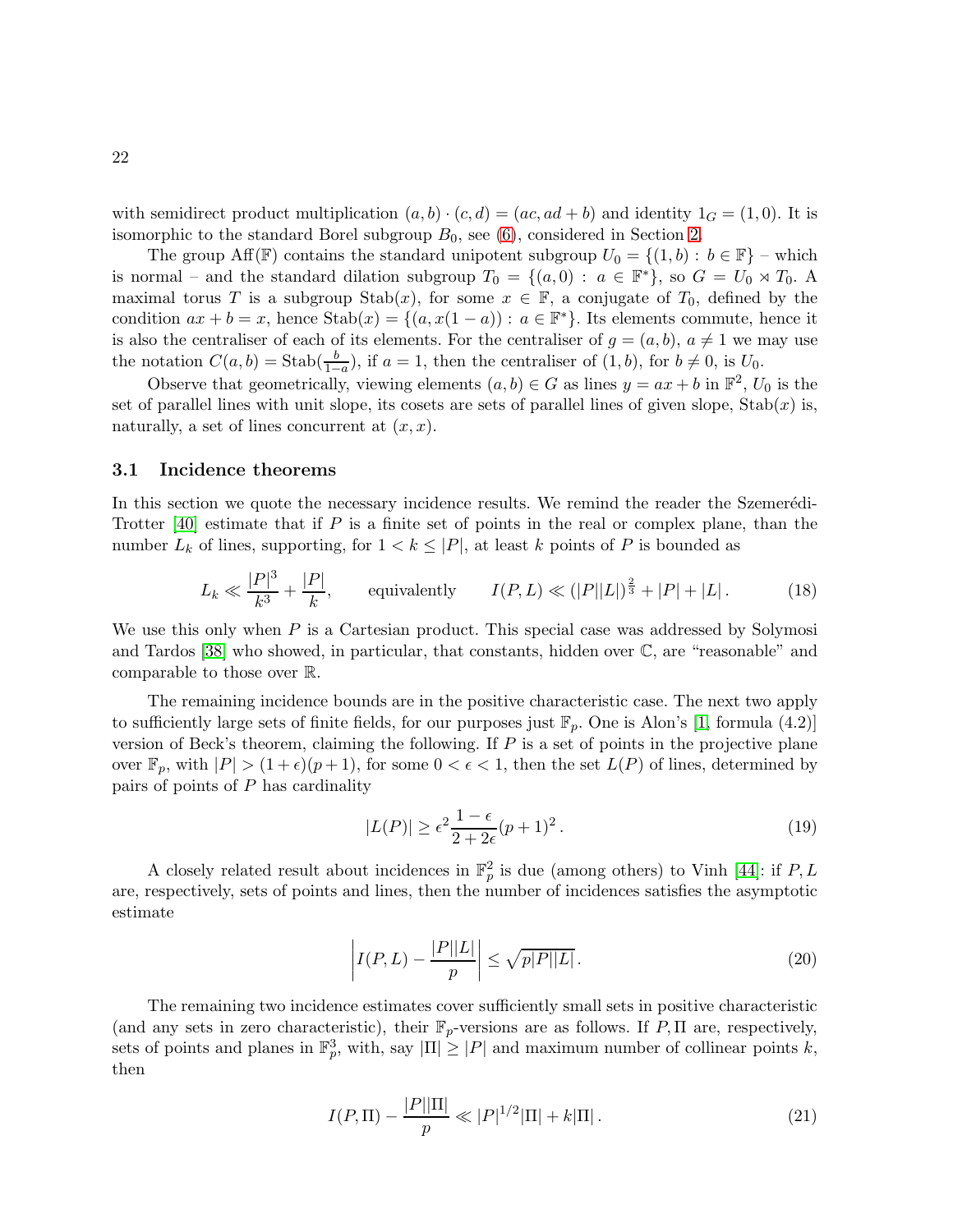with semidirect product multiplication $(a,b)\cdot(c,d) = (ac, ad+b)$ and identity $1_G = (1,0)$. It is isomorphic to the standard Borel subgroup $B_0$, see (6), considered in Section 2.

The group $\mathrm{Aff}(\mathbb{F})$ contains the standard unipotent subgroup $U_0 = \{(1,b) : b \in \mathbb{F}\}$ – which is normal – and the standard dilation subgroup $T_0 = \{(a,0) : a \in \mathbb{F}^*\}$, so $G = U_0 \rtimes T_0$. A maximal torus $T$ is a subgroup $\mathrm{Stab}(x)$, for some $x \in \mathbb{F}$, a conjugate of $T_0$, defined by the condition $ax + b = x$, hence $\mathrm{Stab}(x) = \{(a, x(1-a)) : a \in \mathbb{F}^*\}$. Its elements commute, hence it is also the centraliser of each of its elements. For the centraliser of $g = (a,b)$, $a \neq 1$ we may use the notation $C(a,b) = \mathrm{Stab}(\frac{b}{1-a})$, if $a = 1$, then the centraliser of $(1,b)$, for $b \neq 0$, is $U_0$.

Observe that geometrically, viewing elements $(a,b) \in G$ as lines $y = ax + b$ in $\mathbb{F}^2$, $U_0$ is the set of parallel lines with unit slope, its cosets are sets of parallel lines of given slope, $\mathrm{Stab}(x)$ is, naturally, a set of lines concurrent at $(x,x)$.

### 3.1 Incidence theorems

In this section we quote the necessary incidence results. We remind the reader the Szemerédi-Trotter [40] estimate that if $P$ is a finite set of points in the real or complex plane, than the number $L_k$ of lines, supporting, for $1 < k \leq |P|$, at least $k$ points of $P$ is bounded as

$$L_k \ll \frac{|P|^3}{k^3} + \frac{|P|}{k}, \qquad \text{equivalently} \qquad I(P,L) \ll (|P||L|)^{\frac{2}{3}} + |P| + |L|\,. \tag{18}$$

We use this only when $P$ is a Cartesian product. This special case was addressed by Solymosi and Tardos [38] who showed, in particular, that constants, hidden over $\mathbb{C}$, are "reasonable" and comparable to those over $\mathbb{R}$.

The remaining incidence bounds are in the positive characteristic case. The next two apply to sufficiently large sets of finite fields, for our purposes just $\mathbb{F}_p$. One is Alon's [1, formula (4.2)] version of Beck's theorem, claiming the following. If $P$ is a set of points in the projective plane over $\mathbb{F}_p$, with $|P| > (1+\epsilon)(p+1)$, for some $0 < \epsilon < 1$, then the set $L(P)$ of lines, determined by pairs of points of $P$ has cardinality

$$|L(P)| \geq \epsilon^2 \frac{1-\epsilon}{2+2\epsilon}(p+1)^2\,. \tag{19}$$

A closely related result about incidences in $\mathbb{F}_p^2$ is due (among others) to Vinh [44]: if $P, L$ are, respectively, sets of points and lines, then the number of incidences satisfies the asymptotic estimate

$$\left| I(P,L) - \frac{|P||L|}{p} \right| \leq \sqrt{p|P||L|}\,. \tag{20}$$

The remaining two incidence estimates cover sufficiently small sets in positive characteristic (and any sets in zero characteristic), their $\mathbb{F}_p$-versions are as follows. If $P, \Pi$ are, respectively, sets of points and planes in $\mathbb{F}_p^3$, with, say $|\Pi| \geq |P|$ and maximum number of collinear points $k$, then

$$I(P,\Pi) - \frac{|P||\Pi|}{p} \ll |P|^{1/2}|\Pi| + k|\Pi|\,. \tag{21}$$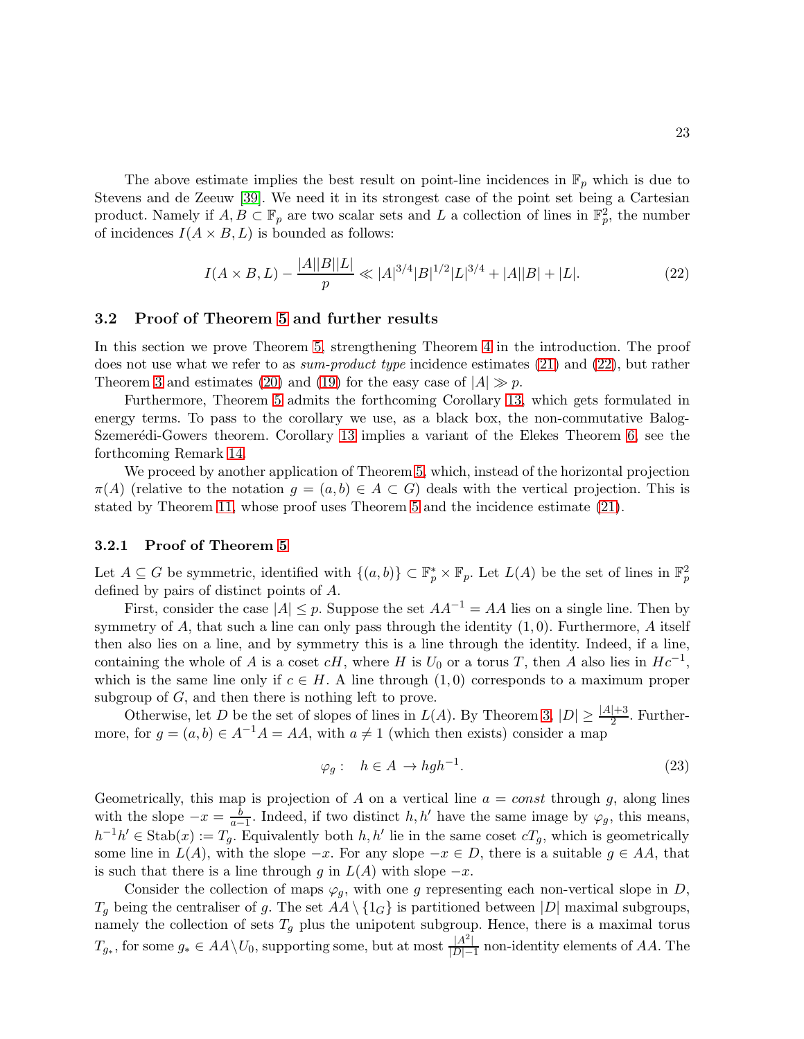The above estimate implies the best result on point-line incidences in $\mathbb{F}_p$ which is due to Stevens and de Zeeuw [39]. We need it in its strongest case of the point set being a Cartesian product. Namely if $A, B \subset \mathbb{F}_p$ are two scalar sets and $L$ a collection of lines in $\mathbb{F}_p^2$, the number of incidences $I(A \times B, L)$ is bounded as follows:

$$I(A \times B, L) - \frac{|A||B||L|}{p} \ll |A|^{3/4}|B|^{1/2}|L|^{3/4} + |A||B| + |L|. \tag{22}$$

### 3.2 Proof of Theorem 5 and further results

In this section we prove Theorem 5, strengthening Theorem 4 in the introduction. The proof does not use what we refer to as *sum-product type* incidence estimates (21) and (22), but rather Theorem 3 and estimates (20) and (19) for the easy case of $|A| \gg p$.

Furthermore, Theorem 5 admits the forthcoming Corollary 13, which gets formulated in energy terms. To pass to the corollary we use, as a black box, the non-commutative Balog-Szemerédi-Gowers theorem. Corollary 13 implies a variant of the Elekes Theorem 6, see the forthcoming Remark 14.

We proceed by another application of Theorem 5, which, instead of the horizontal projection $\pi(A)$ (relative to the notation $g = (a, b) \in A \subset G$) deals with the vertical projection. This is stated by Theorem 11, whose proof uses Theorem 5 and the incidence estimate (21).

#### 3.2.1 Proof of Theorem 5

Let $A \subseteq G$ be symmetric, identified with $\{(a, b)\} \subset \mathbb{F}_p^* \times \mathbb{F}_p$. Let $L(A)$ be the set of lines in $\mathbb{F}_p^2$ defined by pairs of distinct points of $A$.

First, consider the case $|A| \leq p$. Suppose the set $AA^{-1} = AA$ lies on a single line. Then by symmetry of $A$, that such a line can only pass through the identity $(1, 0)$. Furthermore, $A$ itself then also lies on a line, and by symmetry this is a line through the identity. Indeed, if a line, containing the whole of $A$ is a coset $cH$, where $H$ is $U_0$ or a torus $T$, then $A$ also lies in $Hc^{-1}$, which is the same line only if $c \in H$. A line through $(1, 0)$ corresponds to a maximum proper subgroup of $G$, and then there is nothing left to prove.

Otherwise, let $D$ be the set of slopes of lines in $L(A)$. By Theorem 3, $|D| \geq \frac{|A|+3}{2}$. Furthermore, for $g = (a, b) \in A^{-1}A = AA$, with $a \neq 1$ (which then exists) consider a map

$$\varphi_g : \quad h \in A \to hgh^{-1}. \tag{23}$$

Geometrically, this map is projection of $A$ on a vertical line $a = const$ through $g$, along lines with the slope $-x = \frac{b}{a-1}$. Indeed, if two distinct $h, h'$ have the same image by $\varphi_g$, this means, $h^{-1}h' \in \mathrm{Stab}(x) := T_g$. Equivalently both $h, h'$ lie in the same coset $cT_g$, which is geometrically some line in $L(A)$, with the slope $-x$. For any slope $-x \in D$, there is a suitable $g \in AA$, that is such that there is a line through $g$ in $L(A)$ with slope $-x$.

Consider the collection of maps $\varphi_g$, with one $g$ representing each non-vertical slope in $D$, $T_g$ being the centraliser of $g$. The set $AA \setminus \{1_G\}$ is partitioned between $|D|$ maximal subgroups, namely the collection of sets $T_g$ plus the unipotent subgroup. Hence, there is a maximal torus $T_{g_*}$, for some $g_* \in AA \setminus U_0$, supporting some, but at most $\frac{|A^2|}{|D|-1}$ non-identity elements of $AA$. The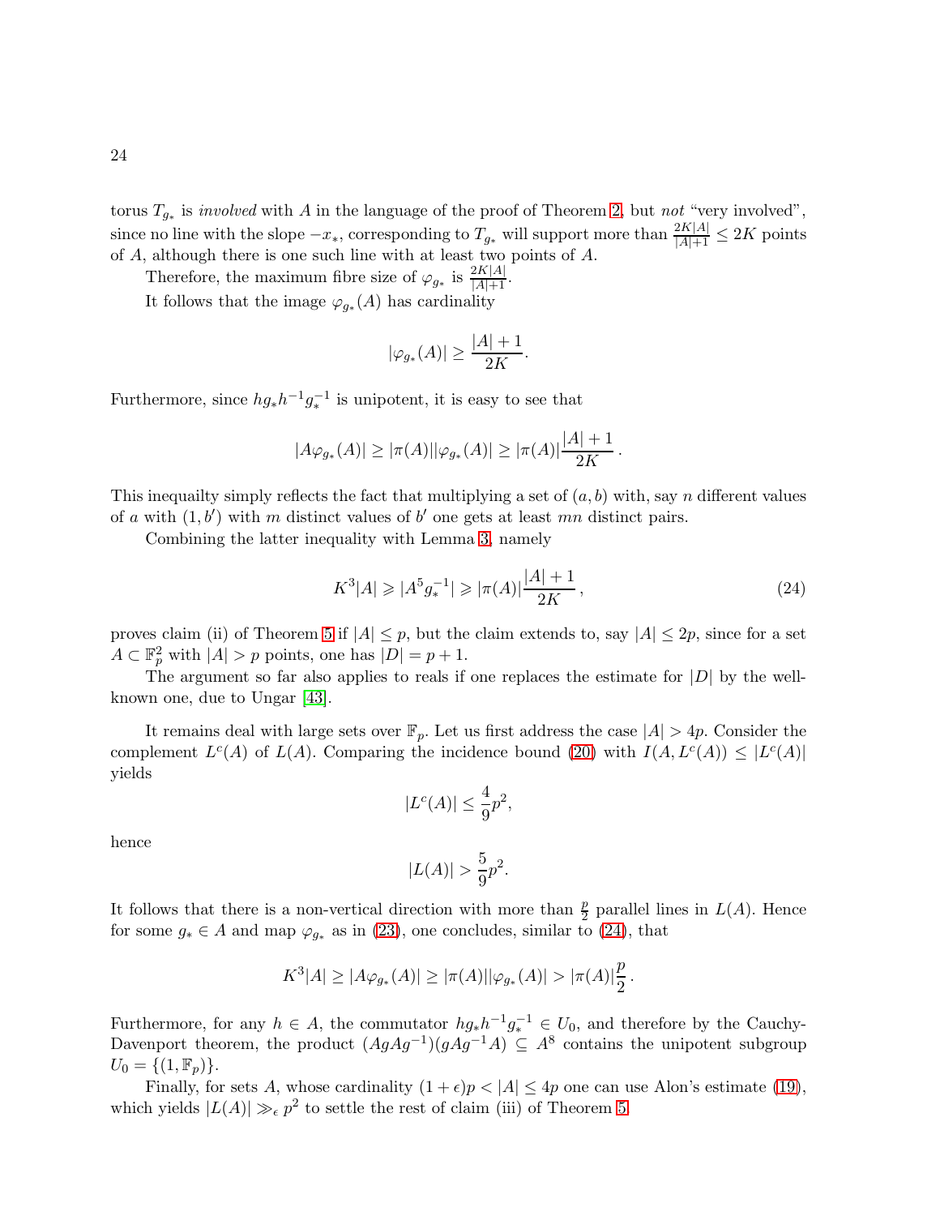torus $T_{g_*}$ is *involved* with $A$ in the language of the proof of Theorem 2, but *not* "very involved", since no line with the slope $-x_*$, corresponding to $T_{g_*}$ will support more than $\frac{2K|A|}{|A|+1} \le 2K$ points of $A$, although there is one such line with at least two points of $A$.

Therefore, the maximum fibre size of $\varphi_{g_*}$ is $\frac{2K|A|}{|A|+1}$.

It follows that the image $\varphi_{g_*}(A)$ has cardinality

$$|\varphi_{g_*}(A)| \ge \frac{|A|+1}{2K}.$$

Furthermore, since $hg_*h^{-1}g_*^{-1}$ is unipotent, it is easy to see that

$$|A\varphi_{g_*}(A)| \ge |\pi(A)||\varphi_{g_*}(A)| \ge |\pi(A)|\frac{|A|+1}{2K}\,.$$

This inequailty simply reflects the fact that multiplying a set of $(a,b)$ with, say $n$ different values of $a$ with $(1,b')$ with $m$ distinct values of $b'$ one gets at least $mn$ distinct pairs.

Combining the latter inequality with Lemma 3, namely

$$K^3|A| \geqslant |A^5 g_*^{-1}| \geqslant |\pi(A)|\frac{|A|+1}{2K}\,, \tag{24}$$

proves claim (ii) of Theorem 5 if $|A| \le p$, but the claim extends to, say $|A| \le 2p$, since for a set $A \subset \mathbb{F}_p^2$ with $|A| > p$ points, one has $|D| = p+1$.

The argument so far also applies to reals if one replaces the estimate for $|D|$ by the well-known one, due to Ungar [43].

It remains deal with large sets over $\mathbb{F}_p$. Let us first address the case $|A| > 4p$. Consider the complement $L^c(A)$ of $L(A)$. Comparing the incidence bound (20) with $I(A, L^c(A)) \le |L^c(A)|$ yields

$$|L^c(A)| \le \frac{4}{9}p^2,$$

hence

$$|L(A)| > \frac{5}{9}p^2.$$

It follows that there is a non-vertical direction with more than $\frac{p}{2}$ parallel lines in $L(A)$. Hence for some $g_* \in A$ and map $\varphi_{g_*}$ as in (23), one concludes, similar to (24), that

$$K^3|A| \ge |A\varphi_{g_*}(A)| \ge |\pi(A)||\varphi_{g_*}(A)| > |\pi(A)|\frac{p}{2}\,.$$

Furthermore, for any $h \in A$, the commutator $hg_*h^{-1}g_*^{-1} \in U_0$, and therefore by the Cauchy-Davenport theorem, the product $(AgAg^{-1})(gAg^{-1}A) \subseteq A^8$ contains the unipotent subgroup $U_0 = \{(1, \mathbb{F}_p)\}$.

Finally, for sets $A$, whose cardinality $(1+\epsilon)p < |A| \le 4p$ one can use Alon's estimate (19), which yields $|L(A)| \gg_\epsilon p^2$ to settle the rest of claim (iii) of Theorem 5.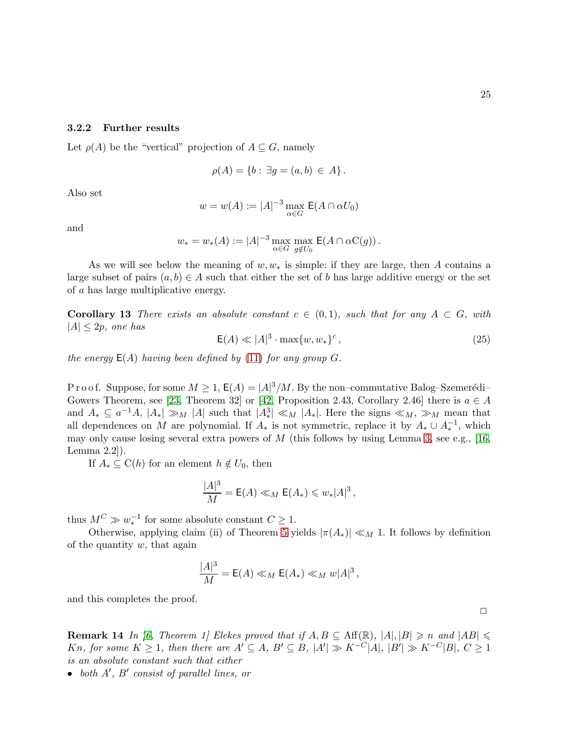### 3.2.2 Further results

Let $\rho(A)$ be the "vertical" projection of $A \subseteq G$, namely

$$\rho(A) = \{b : \exists g = (a,b) \in A\}.$$

Also set

$$w = w(A) := |A|^{-3} \max_{\alpha \in G} \mathsf{E}(A \cap \alpha U_0)$$

and

$$w_* = w_*(A) := |A|^{-3} \max_{\alpha \in G} \max_{g \notin U_0} \mathsf{E}(A \cap \alpha \mathrm{C}(g)).$$

As we will see below the meaning of $w, w_*$ is simple: if they are large, then $A$ contains a large subset of pairs $(a,b) \in A$ such that either the set of $b$ has large additive energy or the set of $a$ has large multiplicative energy.

**Corollary 13** *There exists an absolute constant $c \in (0,1)$, such that for any $A \subset G$, with $|A| \le 2p$, one has*

$$\mathsf{E}(A) \ll |A|^3 \cdot \max\{w, w_*\}^c, \tag{25}$$

*the energy $\mathsf{E}(A)$ having been defined by (11) for any group $G$.*

P r o o f. Suppose, for some $M \ge 1$, $\mathsf{E}(A) = |A|^3/M$. By the non–commutative Balog–Szemerédi–Gowers Theorem, see [23, Theorem 32] or [42, Proposition 2.43, Corollary 2.46] there is $a \in A$ and $A_* \subseteq a^{-1}A$, $|A_*| \gg_M |A|$ such that $|A_*^3| \ll_M |A_*|$. Here the signs $\ll_M$, $\gg_M$ mean that all dependences on $M$ are polynomial. If $A_*$ is not symmetric, replace it by $A_* \cup A_*^{-1}$, which may only cause losing several extra powers of $M$ (this follows by using Lemma 3, see e.g., [16, Lemma 2.2]).

If $A_* \subseteq \mathrm{C}(h)$ for an element $h \notin U_0$, then

$$\frac{|A|^3}{M} = \mathsf{E}(A) \ll_M \mathsf{E}(A_*) \leqslant w_* |A|^3,$$

thus $M^C \gg w_*^{-1}$ for some absolute constant $C \ge 1$.

Otherwise, applying claim (ii) of Theorem 5 yields $|\pi(A_*)| \ll_M 1$. It follows by definition of the quantity $w$, that again

$$\frac{|A|^3}{M} = \mathsf{E}(A) \ll_M \mathsf{E}(A_*) \ll_M w|A|^3,$$

and this completes the proof.

$\square$

**Remark 14** *In [6, Theorem 1] Elekes proved that if $A, B \subseteq \mathrm{Aff}(\mathbb{R})$, $|A|, |B| \geqslant n$ and $|AB| \leqslant Kn$, for some $K \ge 1$, then there are $A' \subseteq A$, $B' \subseteq B$, $|A'| \gg K^{-C}|A|$, $|B'| \gg K^{-C}|B|$, $C \ge 1$ is an absolute constant such that either*

- *both $A'$, $B'$ consist of parallel lines, or*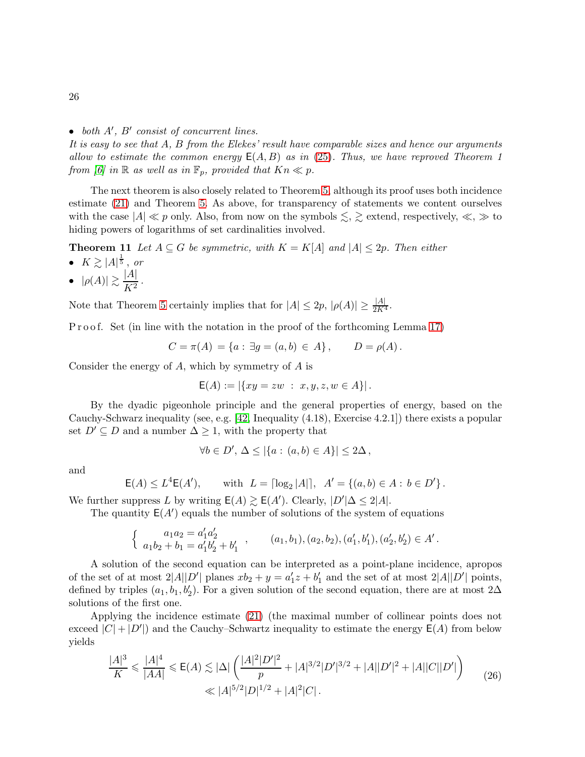- *both $A'$, $B'$ consist of concurrent lines.*

*It is easy to see that $A$, $B$ from the Elekes' result have comparable sizes and hence our arguments allow to estimate the common energy $\mathsf{E}(A,B)$ as in (25). Thus, we have reproved Theorem 1 from [6] in $\mathbb{R}$ as well as in $\mathbb{F}_p$, provided that $Kn \ll p$.*

The next theorem is also closely related to Theorem 5, although its proof uses both incidence estimate (21) and Theorem 5. As above, for transparency of statements we content ourselves with the case $|A| \ll p$ only. Also, from now on the symbols $\lesssim, \gtrsim$ extend, respectively, $\ll, \gg$ to hiding powers of logarithms of set cardinalities involved.

**Theorem 11** *Let $A \subseteq G$ be symmetric, with $K = K[A]$ and $|A| \le 2p$. Then either*

- *$K \gtrsim |A|^{\frac{1}{5}}$, or*
- *$|\rho(A)| \gtrsim \dfrac{|A|}{K^2}$.*

Note that Theorem 5 certainly implies that for $|A| \le 2p$, $|\rho(A)| \ge \frac{|A|}{2K^4}$.

P r o o f. Set (in line with the notation in the proof of the forthcoming Lemma 17)

$$C = \pi(A) = \{a : \exists g = (a,b) \in A\}, \qquad D = \rho(A)\,.$$

Consider the energy of $A$, which by symmetry of $A$ is

$$\mathsf{E}(A) := |\{xy = zw \ : \ x,y,z,w \in A\}|\,.$$

By the dyadic pigeonhole principle and the general properties of energy, based on the Cauchy-Schwarz inequality (see, e.g. [42, Inequality (4.18), Exercise 4.2.1]) there exists a popular set $D' \subseteq D$ and a number $\Delta \ge 1$, with the property that

$$\forall b \in D',\, \Delta \le |\{a : (a,b) \in A\}| \le 2\Delta\,,$$

and

$$\mathsf{E}(A) \le L^4 \mathsf{E}(A'), \qquad \text{with } \ L = \lceil \log_2 |A| \rceil, \ \ A' = \{(a,b) \in A : \, b \in D'\}\,.$$

We further suppress $L$ by writing $\mathsf{E}(A) \gtrsim \mathsf{E}(A')$. Clearly, $|D'|\Delta \le 2|A|$.

The quantity $\mathsf{E}(A')$ equals the number of solutions of the system of equations

$$\begin{cases} a_1 a_2 = a_1' a_2' \\ a_1 b_2 + b_1 = a_1' b_2' + b_1' \end{cases}, \qquad (a_1,b_1),(a_2,b_2),(a_1',b_1'),(a_2',b_2') \in A'\,.$$

A solution of the second equation can be interpreted as a point-plane incidence, apropos of the set of at most $2|A||D'|$ planes $xb_2 + y = a_1' z + b_1'$ and the set of at most $2|A||D'|$ points, defined by triples $(a_1, b_1, b_2')$. For a given solution of the second equation, there are at most $2\Delta$ solutions of the first one.

Applying the incidence estimate (21) (the maximal number of collinear points does not exceed $|C| + |D'|$) and the Cauchy–Schwartz inequality to estimate the energy $\mathsf{E}(A)$ from below yields

$$\begin{aligned} \frac{|A|^3}{K} \leqslant \frac{|A|^4}{|AA|} \leqslant \mathsf{E}(A) &\lesssim |\Delta| \left( \frac{|A|^2|D'|^2}{p} + |A|^{3/2}|D'|^{3/2} + |A||D'|^2 + |A||C||D'| \right) \\ &\ll |A|^{5/2}|D|^{1/2} + |A|^2|C|\,. \end{aligned} \tag{26}$$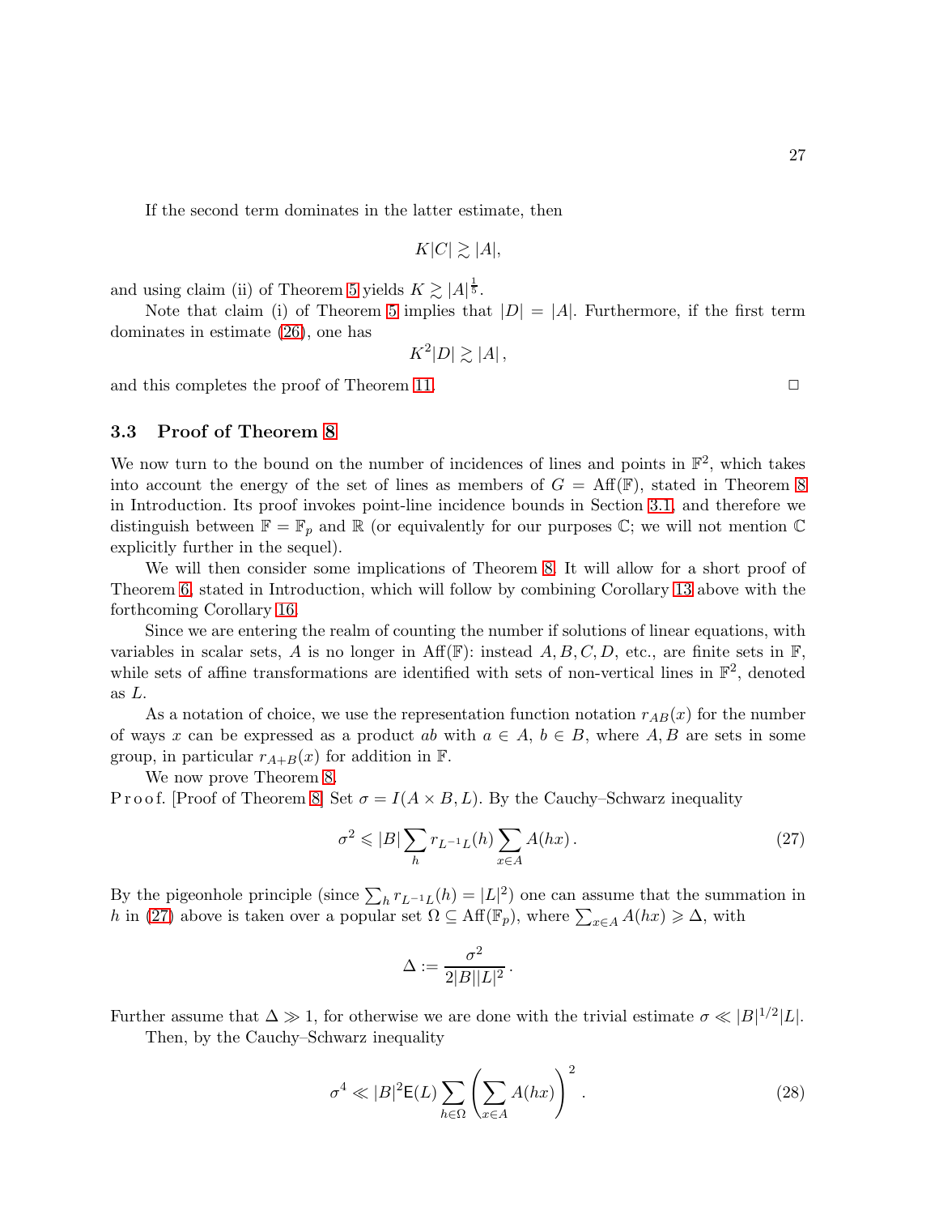If the second term dominates in the latter estimate, then

$$K|C| \gtrsim |A|,$$

and using claim (ii) of Theorem 5 yields $K \gtrsim |A|^{\frac{1}{5}}$.

Note that claim (i) of Theorem 5 implies that $|D| = |A|$. Furthermore, if the first term dominates in estimate (26), one has

$$K^2|D| \gtrsim |A|\,,$$

and this completes the proof of Theorem 11. $\square$

### 3.3 Proof of Theorem 8

We now turn to the bound on the number of incidences of lines and points in $\mathbb{F}^2$, which takes into account the energy of the set of lines as members of $G = \mathrm{Aff}(\mathbb{F})$, stated in Theorem 8 in Introduction. Its proof invokes point-line incidence bounds in Section 3.1, and therefore we distinguish between $\mathbb{F} = \mathbb{F}_p$ and $\mathbb{R}$ (or equivalently for our purposes $\mathbb{C}$; we will not mention $\mathbb{C}$ explicitly further in the sequel).

We will then consider some implications of Theorem 8. It will allow for a short proof of Theorem 6, stated in Introduction, which will follow by combining Corollary 13 above with the forthcoming Corollary 16.

Since we are entering the realm of counting the number if solutions of linear equations, with variables in scalar sets, $A$ is no longer in $\mathrm{Aff}(\mathbb{F})$: instead $A, B, C, D$, etc., are finite sets in $\mathbb{F}$, while sets of affine transformations are identified with sets of non-vertical lines in $\mathbb{F}^2$, denoted as $L$.

As a notation of choice, we use the representation function notation $r_{AB}(x)$ for the number of ways $x$ can be expressed as a product $ab$ with $a \in A$, $b \in B$, where $A, B$ are sets in some group, in particular $r_{A+B}(x)$ for addition in $\mathbb{F}$.

We now prove Theorem 8.

P r o o f. [Proof of Theorem 8] Set $\sigma = I(A \times B, L)$. By the Cauchy–Schwarz inequality

$$\sigma^2 \leqslant |B| \sum_h r_{L^{-1}L}(h) \sum_{x \in A} A(hx)\,. \tag{27}$$

By the pigeonhole principle (since $\sum_h r_{L^{-1}L}(h) = |L|^2$) one can assume that the summation in $h$ in (27) above is taken over a popular set $\Omega \subseteq \mathrm{Aff}(\mathbb{F}_p)$, where $\sum_{x\in A} A(hx) \geqslant \Delta$, with

$$\Delta := \frac{\sigma^2}{2|B||L|^2}\,.$$

Further assume that $\Delta \gg 1$, for otherwise we are done with the trivial estimate $\sigma \ll |B|^{1/2}|L|$.

Then, by the Cauchy–Schwarz inequality

$$\sigma^4 \ll |B|^2 \mathsf{E}(L) \sum_{h \in \Omega} \left( \sum_{x \in A} A(hx) \right)^2\,. \tag{28}$$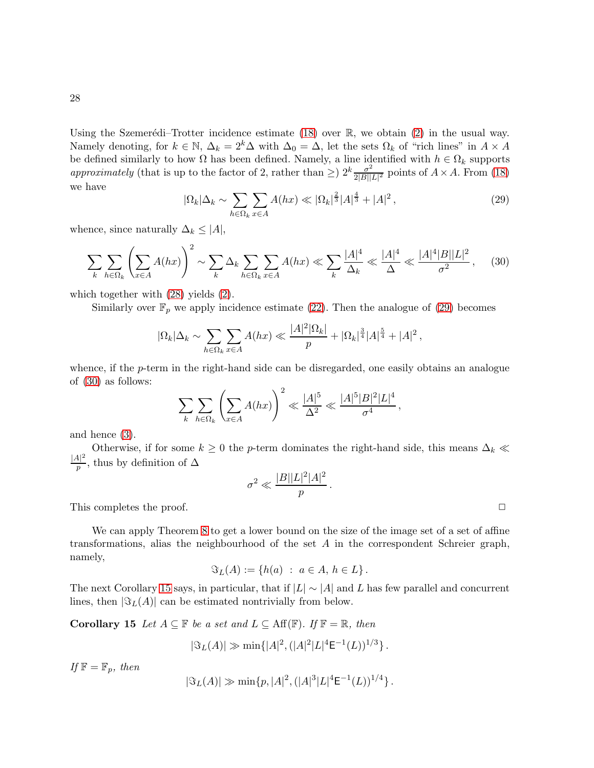Using the Szemerédi–Trotter incidence estimate (18) over $\mathbb{R}$, we obtain (2) in the usual way. Namely denoting, for $k \in \mathbb{N}$, $\Delta_k = 2^k \Delta$ with $\Delta_0 = \Delta$, let the sets $\Omega_k$ of "rich lines" in $A \times A$ be defined similarly to how $\Omega$ has been defined. Namely, a line identified with $h \in \Omega_k$ supports *approximately* (that is up to the factor of 2, rather than $\geq$) $2^k \frac{\sigma^2}{2|B||L|^2}$ points of $A \times A$. From (18) we have

$$|\Omega_k|\Delta_k \sim \sum_{h \in \Omega_k} \sum_{x \in A} A(hx) \ll |\Omega_k|^{\frac{2}{3}} |A|^{\frac{4}{3}} + |A|^2 \,, \tag{29}$$

whence, since naturally $\Delta_k \leq |A|$,

$$\sum_k \sum_{h \in \Omega_k} \left( \sum_{x \in A} A(hx) \right)^2 \sim \sum_k \Delta_k \sum_{h \in \Omega_k} \sum_{x \in A} A(hx) \ll \sum_k \frac{|A|^4}{\Delta_k} \ll \frac{|A|^4}{\Delta} \ll \frac{|A|^4 |B||L|^2}{\sigma^2} \,, \tag{30}$$

which together with (28) yields (2).

Similarly over $\mathbb{F}_p$ we apply incidence estimate (22). Then the analogue of (29) becomes

$$|\Omega_k|\Delta_k \sim \sum_{h \in \Omega_k} \sum_{x \in A} A(hx) \ll \frac{|A|^2 |\Omega_k|}{p} + |\Omega_k|^{\frac{3}{4}} |A|^{\frac{5}{4}} + |A|^2 \,,$$

whence, if the $p$-term in the right-hand side can be disregarded, one easily obtains an analogue of (30) as follows:

$$\sum_k \sum_{h \in \Omega_k} \left( \sum_{x \in A} A(hx) \right)^2 \ll \frac{|A|^5}{\Delta^2} \ll \frac{|A|^5 |B|^2 |L|^4}{\sigma^4} \,,$$

and hence (3).

Otherwise, if for some $k \geq 0$ the $p$-term dominates the right-hand side, this means $\Delta_k \ll \frac{|A|^2}{p}$, thus by definition of $\Delta$

$$\sigma^2 \ll \frac{|B||L|^2 |A|^2}{p} \,.$$

This completes the proof. $\Box$

We can apply Theorem 8 to get a lower bound on the size of the image set of a set of affine transformations, alias the neighbourhood of the set $A$ in the correspondent Schreier graph, namely,

$$\Im_L(A) := \{ h(a) \ : \ a \in A, \, h \in L \} \,.$$

The next Corollary 15 says, in particular, that if $|L| \sim |A|$ and $L$ has few parallel and concurrent lines, then $|\Im_L(A)|$ can be estimated nontrivially from below.

**Corollary 15** *Let $A \subseteq \mathbb{F}$ be a set and $L \subseteq \mathrm{Aff}(\mathbb{F})$. If $\mathbb{F} = \mathbb{R}$, then*

$$|\Im_L(A)| \gg \min\{ |A|^2, (|A|^2 |L|^4 \mathsf{E}^{-1}(L))^{1/3} \} \,.$$

*If $\mathbb{F} = \mathbb{F}_p$, then*

$$|\Im_L(A)| \gg \min\{ p, |A|^2, (|A|^3 |L|^4 \mathsf{E}^{-1}(L))^{1/4} \} \,.$$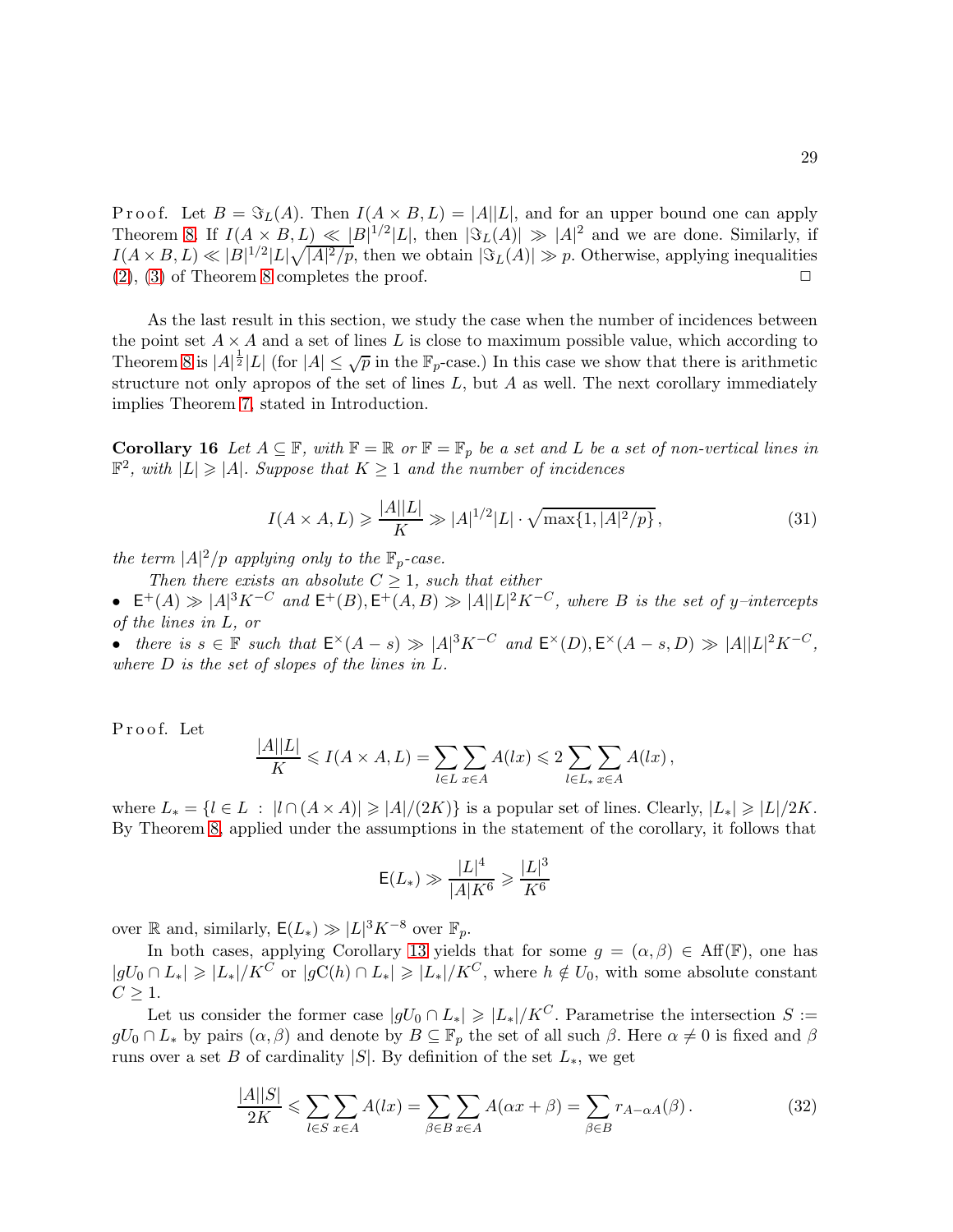P r o o f. Let $B = \Im_L(A)$. Then $I(A \times B, L) = |A||L|$, and for an upper bound one can apply Theorem 8. If $I(A \times B, L) \ll |B|^{1/2}|L|$, then $|\Im_L(A)| \gg |A|^2$ and we are done. Similarly, if $I(A \times B, L) \ll |B|^{1/2}|L|\sqrt{|A|^2/p}$, then we obtain $|\Im_L(A)| \gg p$. Otherwise, applying inequalities (2), (3) of Theorem 8 completes the proof. $\Box$

As the last result in this section, we study the case when the number of incidences between the point set $A \times A$ and a set of lines $L$ is close to maximum possible value, which according to Theorem 8 is $|A|^{\frac{1}{2}}|L|$ (for $|A| \leq \sqrt{p}$ in the $\mathbb{F}_p$-case.) In this case we show that there is arithmetic structure not only apropos of the set of lines $L$, but $A$ as well. The next corollary immediately implies Theorem 7, stated in Introduction.

**Corollary 16** *Let $A \subseteq \mathbb{F}$, with $\mathbb{F} = \mathbb{R}$ or $\mathbb{F} = \mathbb{F}_p$ be a set and $L$ be a set of non-vertical lines in $\mathbb{F}^2$, with $|L| \geqslant |A|$. Suppose that $K \geq 1$ and the number of incidences*

$$I(A \times A, L) \geqslant \frac{|A||L|}{K} \gg |A|^{1/2}|L| \cdot \sqrt{\max\{1, |A|^2/p\}}\,, \tag{31}$$

*the term $|A|^2/p$ applying only to the $\mathbb{F}_p$-case.*

*Then there exists an absolute $C \geq 1$, such that either*

- *$\mathsf{E}^+(A) \gg |A|^3 K^{-C}$ and $\mathsf{E}^+(B), \mathsf{E}^+(A, B) \gg |A||L|^2 K^{-C}$, where $B$ is the set of $y$–intercepts of the lines in $L$, or*
- *there is $s \in \mathbb{F}$ such that $\mathsf{E}^\times(A - s) \gg |A|^3 K^{-C}$ and $\mathsf{E}^\times(D), \mathsf{E}^\times(A - s, D) \gg |A||L|^2 K^{-C}$, where $D$ is the set of slopes of the lines in $L$.*

P r o o f. Let

$$\frac{|A||L|}{K} \leqslant I(A \times A, L) = \sum_{l \in L} \sum_{x \in A} A(lx) \leqslant 2 \sum_{l \in L_*} \sum_{x \in A} A(lx)\,,$$

where $L_* = \{l \in L \ : \ |l \cap (A \times A)| \geqslant |A|/(2K)\}$ is a popular set of lines. Clearly, $|L_*| \geqslant |L|/2K$. By Theorem 8, applied under the assumptions in the statement of the corollary, it follows that

$$\mathsf{E}(L_*) \gg \frac{|L|^4}{|A|K^6} \geqslant \frac{|L|^3}{K^6}$$

over $\mathbb{R}$ and, similarly, $\mathsf{E}(L_*) \gg |L|^3 K^{-8}$ over $\mathbb{F}_p$.

In both cases, applying Corollary 13 yields that for some $g = (\alpha, \beta) \in \mathrm{Aff}(\mathbb{F})$, one has $|gU_0 \cap L_*| \geqslant |L_*|/K^C$ or $|g\mathrm{C}(h) \cap L_*| \geqslant |L_*|/K^C$, where $h \notin U_0$, with some absolute constant $C \geq 1$.

Let us consider the former case $|gU_0 \cap L_*| \geqslant |L_*|/K^C$. Parametrise the intersection $S := gU_0 \cap L_*$ by pairs $(\alpha, \beta)$ and denote by $B \subseteq \mathbb{F}_p$ the set of all such $\beta$. Here $\alpha \neq 0$ is fixed and $\beta$ runs over a set $B$ of cardinality $|S|$. By definition of the set $L_*$, we get

$$\frac{|A||S|}{2K} \leqslant \sum_{l \in S} \sum_{x \in A} A(lx) = \sum_{\beta \in B} \sum_{x \in A} A(\alpha x + \beta) = \sum_{\beta \in B} r_{A - \alpha A}(\beta)\,. \tag{32}$$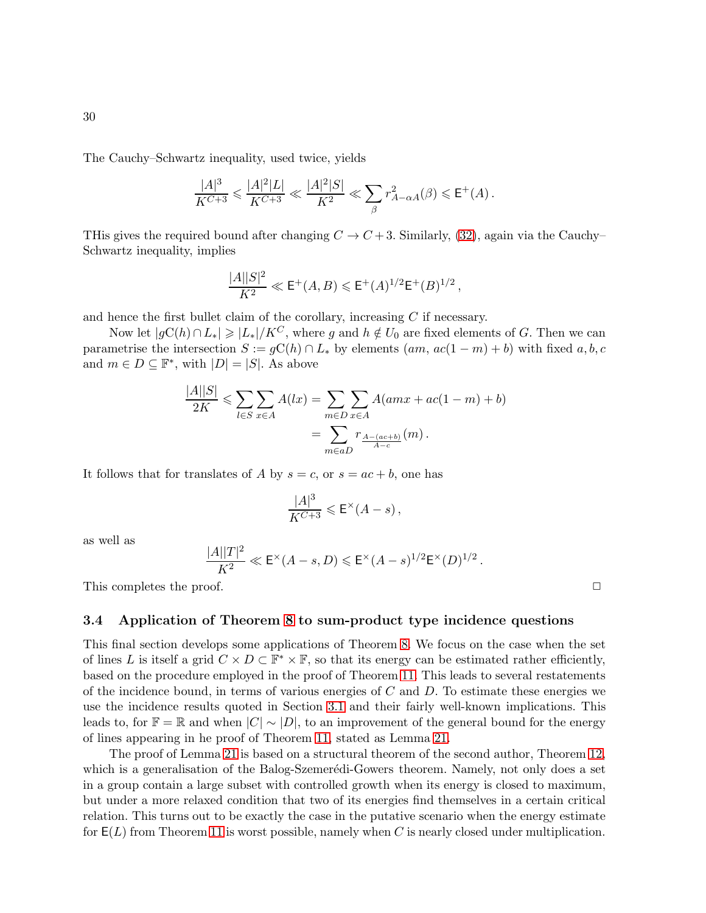The Cauchy–Schwartz inequality, used twice, yields

$$\frac{|A|^3}{K^{C+3}} \leqslant \frac{|A|^2|L|}{K^{C+3}} \ll \frac{|A|^2|S|}{K^2} \ll \sum_\beta r^2_{A-\alpha A}(\beta) \leqslant \mathsf{E}^+(A)\,.$$

THis gives the required bound after changing $C \to C+3$. Similarly, (32), again via the Cauchy–Schwartz inequality, implies

$$\frac{|A||S|^2}{K^2} \ll \mathsf{E}^+(A,B) \leqslant \mathsf{E}^+(A)^{1/2}\mathsf{E}^+(B)^{1/2}\,,$$

and hence the first bullet claim of the corollary, increasing $C$ if necessary.

Now let $|g\mathrm{C}(h) \cap L_*| \geqslant |L_*|/K^C$, where $g$ and $h \notin U_0$ are fixed elements of $G$. Then we can parametrise the intersection $S := g\mathrm{C}(h) \cap L_*$ by elements $(am,\, ac(1-m)+b)$ with fixed $a,b,c$ and $m \in D \subseteq \mathbb{F}^*$, with $|D| = |S|$. As above

$$\begin{aligned}\frac{|A||S|}{2K} \leqslant \sum_{l\in S}\sum_{x\in A} A(lx) &= \sum_{m\in D}\sum_{x\in A} A(amx + ac(1-m) + b) \\ &= \sum_{m\in aD} r_{\frac{A-(ac+b)}{A-c}}(m)\,.\end{aligned}$$

It follows that for translates of $A$ by $s = c$, or $s = ac+b$, one has

$$\frac{|A|^3}{K^{C+3}} \leqslant \mathsf{E}^\times(A-s)\,,$$

as well as

$$\frac{|A||T|^2}{K^2} \ll \mathsf{E}^\times(A-s, D) \leqslant \mathsf{E}^\times(A-s)^{1/2}\mathsf{E}^\times(D)^{1/2}\,.$$

This completes the proof. $\square$

### 3.4 Application of Theorem 8 to sum-product type incidence questions

This final section develops some applications of Theorem 8. We focus on the case when the set of lines $L$ is itself a grid $C \times D \subset \mathbb{F}^* \times \mathbb{F}$, so that its energy can be estimated rather efficiently, based on the procedure employed in the proof of Theorem 11. This leads to several restatements of the incidence bound, in terms of various energies of $C$ and $D$. To estimate these energies we use the incidence results quoted in Section 3.1 and their fairly well-known implications. This leads to, for $\mathbb{F} = \mathbb{R}$ and when $|C| \sim |D|$, to an improvement of the general bound for the energy of lines appearing in he proof of Theorem 11, stated as Lemma 21.

The proof of Lemma 21 is based on a structural theorem of the second author, Theorem 12, which is a generalisation of the Balog-Szemerédi-Gowers theorem. Namely, not only does a set in a group contain a large subset with controlled growth when its energy is closed to maximum, but under a more relaxed condition that two of its energies find themselves in a certain critical relation. This turns out to be exactly the case in the putative scenario when the energy estimate for $\mathsf{E}(L)$ from Theorem 11 is worst possible, namely when $C$ is nearly closed under multiplication.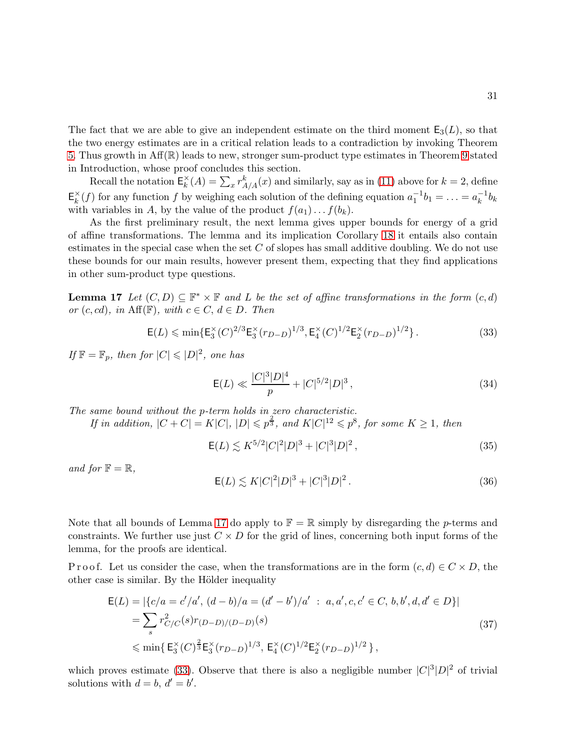The fact that we are able to give an independent estimate on the third moment $\mathsf{E}_3(L)$, so that the two energy estimates are in a critical relation leads to a contradiction by invoking Theorem 5. Thus growth in $\mathrm{Aff}(\mathbb{R})$ leads to new, stronger sum-product type estimates in Theorem 9 stated in Introduction, whose proof concludes this section.

Recall the notation $\mathsf{E}^\times_k(A) = \sum_x r^k_{A/A}(x)$ and similarly, say as in (11) above for $k=2$, define $\mathsf{E}^\times_k(f)$ for any function $f$ by weighing each solution of the defining equation $a_1^{-1}b_1 = \ldots = a_k^{-1}b_k$ with variables in $A$, by the value of the product $f(a_1)\ldots f(b_k)$.

As the first preliminary result, the next lemma gives upper bounds for energy of a grid of affine transformations. The lemma and its implication Corollary 18 it entails also contain estimates in the special case when the set $C$ of slopes has small additive doubling. We do not use these bounds for our main results, however present them, expecting that they find applications in other sum-product type questions.

**Lemma 17** *Let $(C,D) \subseteq \mathbb{F}^* \times \mathbb{F}$ and $L$ be the set of affine transformations in the form $(c,d)$ or $(c,cd)$, in $\mathrm{Aff}(\mathbb{F})$, with $c \in C$, $d \in D$. Then*

$$\mathsf{E}(L) \leqslant \min\{\mathsf{E}^\times_3(C)^{2/3}\mathsf{E}^\times_3(r_{D-D})^{1/3}, \mathsf{E}^\times_4(C)^{1/2}\mathsf{E}^\times_2(r_{D-D})^{1/2}\}\,. \tag{33}$$

*If $\mathbb{F} = \mathbb{F}_p$, then for $|C| \leqslant |D|^2$, one has*

$$\mathsf{E}(L) \ll \frac{|C|^3|D|^4}{p} + |C|^{5/2}|D|^3\,, \tag{34}$$

*The same bound without the $p$-term holds in zero characteristic.*

*If in addition, $|C+C| = K|C|$, $|D| \leqslant p^{\frac{2}{3}}$, and $K|C|^{12} \leqslant p^8$, for some $K \geq 1$, then*

$$\mathsf{E}(L) \lesssim K^{5/2}|C|^2|D|^3 + |C|^3|D|^2\,, \tag{35}$$

*and for $\mathbb{F} = \mathbb{R}$,*

$$\mathsf{E}(L) \lesssim K|C|^2|D|^3 + |C|^3|D|^2\,. \tag{36}$$

Note that all bounds of Lemma 17 do apply to $\mathbb{F} = \mathbb{R}$ simply by disregarding the $p$-terms and constraints. We further use just $C \times D$ for the grid of lines, concerning both input forms of the lemma, for the proofs are identical.

P r o o f. Let us consider the case, when the transformations are in the form $(c,d) \in C \times D$, the other case is similar. By the Hölder inequality

$$\begin{aligned}
\mathsf{E}(L) &= |\{c/a = c'/a',\, (d-b)/a = (d'-b')/a' \;:\; a,a',c,c' \in C,\, b,b',d,d' \in D\}| \\
&= \sum_s r^2_{C/C}(s) r_{(D-D)/(D-D)}(s) \\
&\leqslant \min\{\, \mathsf{E}^\times_3(C)^{\frac{2}{3}}\mathsf{E}^\times_3(r_{D-D})^{1/3},\, \mathsf{E}^\times_4(C)^{1/2}\mathsf{E}^\times_2(r_{D-D})^{1/2}\,\}\,,
\end{aligned} \tag{37}$$

which proves estimate (33). Observe that there is also a negligible number $|C|^3|D|^2$ of trivial solutions with $d=b$, $d'=b'$.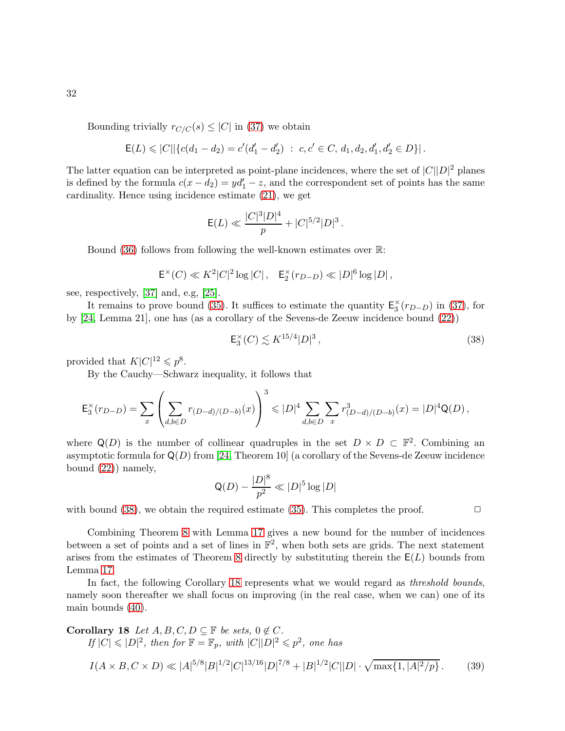Bounding trivially $r_{C/C}(s) \le |C|$ in (37) we obtain

$$\mathsf{E}(L) \leqslant |C||\{c(d_1 - d_2) = c'(d_1' - d_2') \ : \ c, c' \in C,\ d_1, d_2, d_1', d_2' \in D\}|\,.$$

The latter equation can be interpreted as point-plane incidences, where the set of $|C||D|^2$ planes is defined by the formula $c(x - d_2) = yd_1' - z$, and the correspondent set of points has the same cardinality. Hence using incidence estimate (21), we get

$$\mathsf{E}(L) \ll \frac{|C|^3|D|^4}{p} + |C|^{5/2}|D|^3\,.$$

Bound (36) follows from following the well-known estimates over $\mathbb{R}$:

$$\mathsf{E}^\times(C) \ll K^2|C|^2 \log|C|\,, \quad \mathsf{E}_2^\times(r_{D-D}) \ll |D|^6 \log|D|\,,$$

see, respectively, [37] and, e.g, [25].

It remains to prove bound (35). It suffices to estimate the quantity $\mathsf{E}_3^\times(r_{D-D})$ in (37), for by [24, Lemma 21], one has (as a corollary of the Sevens-de Zeeuw incidence bound (22))

$$\mathsf{E}_3^\times(C) \lesssim K^{15/4}|D|^3\,, \tag{38}$$

provided that $K|C|^{12} \leqslant p^8$.

By the Cauchy—Schwarz inequality, it follows that

$$\mathsf{E}_3^\times(r_{D-D}) = \sum_x \left( \sum_{d,b\in D} r_{(D-d)/(D-b)}(x) \right)^3 \leqslant |D|^4 \sum_{d,b\in D} \sum_x r^3_{(D-d)/(D-b)}(x) = |D|^4 \mathsf{Q}(D)\,,$$

where $\mathsf{Q}(D)$ is the number of collinear quadruples in the set $D \times D \subset \mathbb{F}^2$. Combining an asymptotic formula for $\mathsf{Q}(D)$ from [24, Theorem 10] (a corollary of the Sevens-de Zeeuw incidence bound (22)) namely,

$$\mathsf{Q}(D) - \frac{|D|^8}{p^2} \ll |D|^5 \log|D|$$

with bound (38), we obtain the required estimate (35). This completes the proof. $\Box$

Combining Theorem 8 with Lemma 17 gives a new bound for the number of incidences between a set of points and a set of lines in $\mathbb{F}^2$, when both sets are grids. The next statement arises from the estimates of Theorem 8 directly by substituting therein the $\mathsf{E}(L)$ bounds from Lemma 17.

In fact, the following Corollary 18 represents what we would regard as *threshold bounds*, namely soon thereafter we shall focus on improving (in the real case, when we can) one of its main bounds (40).

**Corollary 18** *Let $A, B, C, D \subseteq \mathbb{F}$ be sets, $0 \notin C$.*
*If $|C| \leqslant |D|^2$, then for $\mathbb{F} = \mathbb{F}_p$, with $|C||D|^2 \leqslant p^2$, one has*

$$I(A \times B, C \times D) \ll |A|^{5/8}|B|^{1/2}|C|^{13/16}|D|^{7/8} + |B|^{1/2}|C||D| \cdot \sqrt{\max\{1, |A|^2/p\}}\,. \tag{39}$$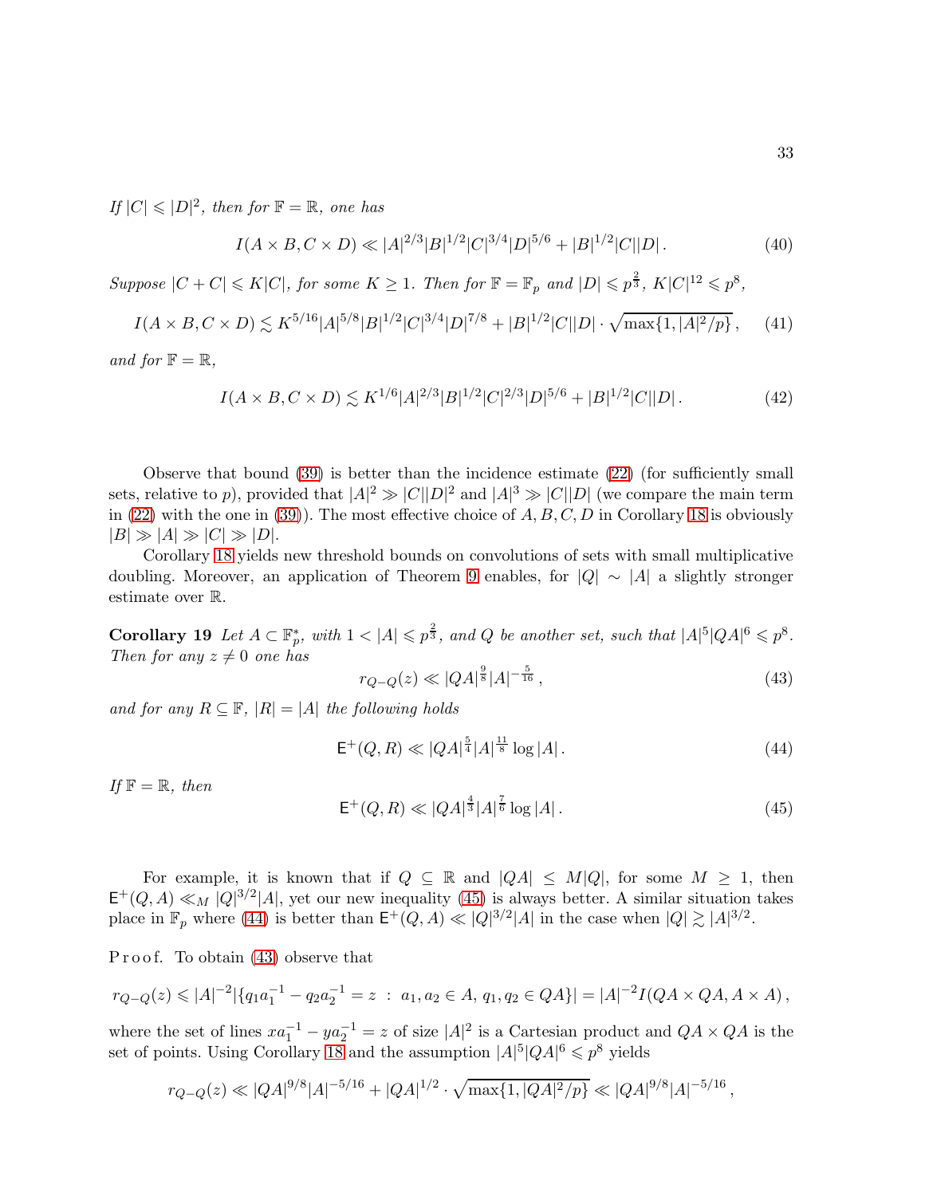*If $|C| \leqslant |D|^2$, then for $\mathbb{F} = \mathbb{R}$, one has*

$$I(A \times B, C \times D) \ll |A|^{2/3}|B|^{1/2}|C|^{3/4}|D|^{5/6} + |B|^{1/2}|C||D|\,. \tag{40}$$

*Suppose $|C + C| \leqslant K|C|$, for some $K \geq 1$. Then for $\mathbb{F} = \mathbb{F}_p$ and $|D| \leqslant p^{\frac{2}{3}}$, $K|C|^{12} \leqslant p^8$,*

$$I(A \times B, C \times D) \lesssim K^{5/16}|A|^{5/8}|B|^{1/2}|C|^{3/4}|D|^{7/8} + |B|^{1/2}|C||D| \cdot \sqrt{\max\{1, |A|^2/p\}}\,, \tag{41}$$

*and for $\mathbb{F} = \mathbb{R}$,*

$$I(A \times B, C \times D) \lesssim K^{1/6}|A|^{2/3}|B|^{1/2}|C|^{2/3}|D|^{5/6} + |B|^{1/2}|C||D|\,. \tag{42}$$

Observe that bound (39) is better than the incidence estimate (22) (for sufficiently small sets, relative to $p$), provided that $|A|^2 \gg |C||D|^2$ and $|A|^3 \gg |C||D|$ (we compare the main term in (22) with the one in (39)). The most effective choice of $A, B, C, D$ in Corollary 18 is obviously $|B| \gg |A| \gg |C| \gg |D|$.

Corollary 18 yields new threshold bounds on convolutions of sets with small multiplicative doubling. Moreover, an application of Theorem 9 enables, for $|Q| \sim |A|$ a slightly stronger estimate over $\mathbb{R}$.

**Corollary 19** *Let $A \subset \mathbb{F}_p^*$, with $1 < |A| \leqslant p^{\frac{2}{3}}$, and $Q$ be another set, such that $|A|^5|QA|^6 \leqslant p^8$. Then for any $z \neq 0$ one has*

$$r_{Q-Q}(z) \ll |QA|^{\frac{9}{8}}|A|^{-\frac{5}{16}}\,, \tag{43}$$

*and for any $R \subseteq \mathbb{F}$, $|R| = |A|$ the following holds*

$$\mathsf{E}^+(Q, R) \ll |QA|^{\frac{5}{4}}|A|^{\frac{11}{8}} \log |A|\,. \tag{44}$$

*If $\mathbb{F} = \mathbb{R}$, then*

$$\mathsf{E}^+(Q, R) \ll |QA|^{\frac{4}{3}}|A|^{\frac{7}{6}} \log |A|\,. \tag{45}$$

For example, it is known that if $Q \subseteq \mathbb{R}$ and $|QA| \leq M|Q|$, for some $M \geq 1$, then $\mathsf{E}^+(Q, A) \ll_M |Q|^{3/2}|A|$, yet our new inequality (45) is always better. A similar situation takes place in $\mathbb{F}_p$ where (44) is better than $\mathsf{E}^+(Q, A) \ll |Q|^{3/2}|A|$ in the case when $|Q| \gtrsim |A|^{3/2}$.

P r o o f. To obtain (43) observe that

$$r_{Q-Q}(z) \leqslant |A|^{-2}|\{q_1 a_1^{-1} - q_2 a_2^{-1} = z \ : \ a_1, a_2 \in A,\, q_1, q_2 \in QA\}| = |A|^{-2} I(QA \times QA, A \times A)\,,$$

where the set of lines $x a_1^{-1} - y a_2^{-1} = z$ of size $|A|^2$ is a Cartesian product and $QA \times QA$ is the set of points. Using Corollary 18 and the assumption $|A|^5|QA|^6 \leqslant p^8$ yields

$$r_{Q-Q}(z) \ll |QA|^{9/8}|A|^{-5/16} + |QA|^{1/2} \cdot \sqrt{\max\{1, |QA|^2/p\}} \ll |QA|^{9/8}|A|^{-5/16}\,,$$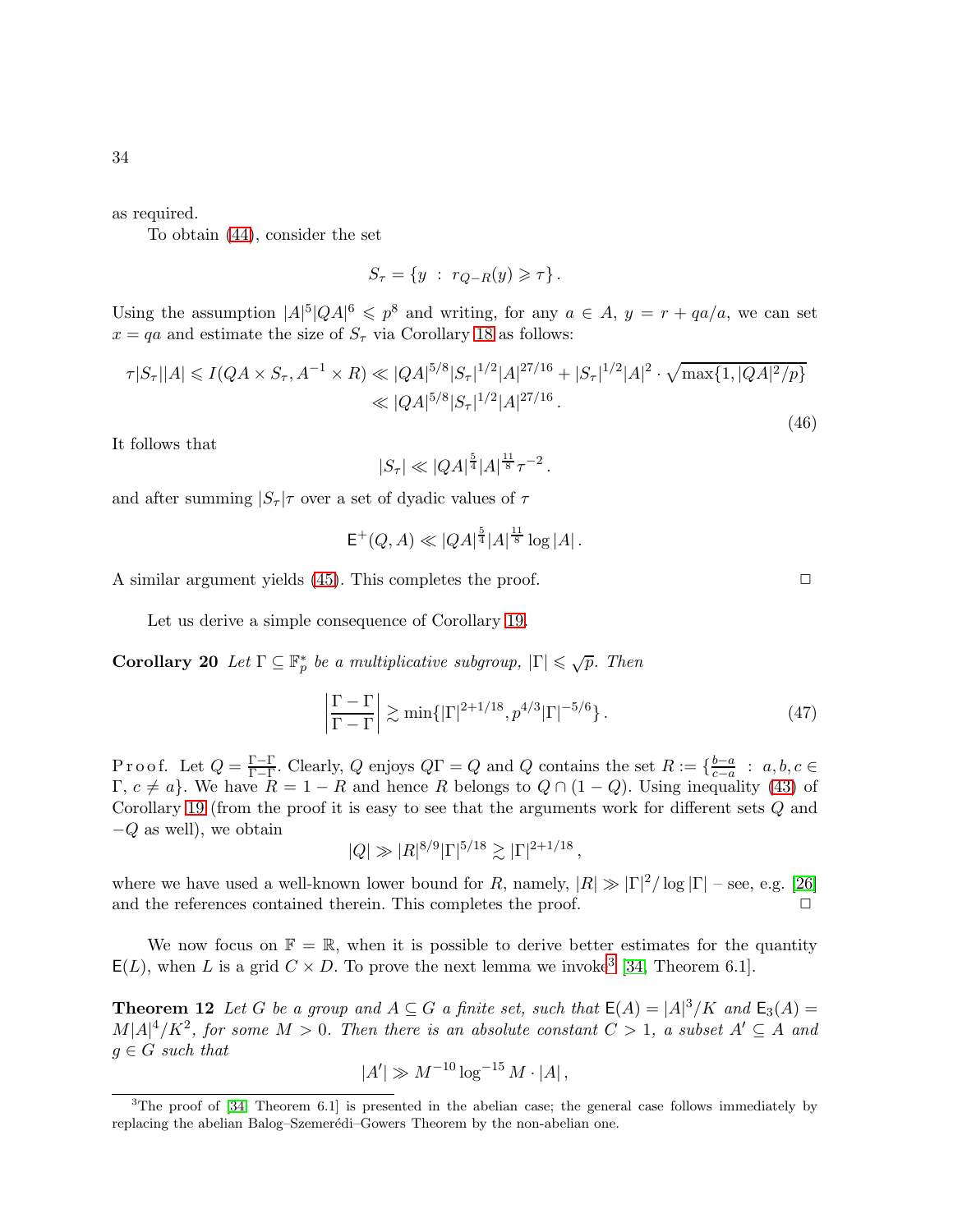as required.

To obtain (44), consider the set

$$S_\tau = \{y \ : \ r_{Q-R}(y) \geqslant \tau\}\,.$$

Using the assumption $|A|^5|QA|^6 \leqslant p^8$ and writing, for any $a \in A$, $y = r + qa/a$, we can set $x = qa$ and estimate the size of $S_\tau$ via Corollary 18 as follows:

$$\tau|S_\tau||A| \leqslant I(QA \times S_\tau, A^{-1} \times R) \ll |QA|^{5/8}|S_\tau|^{1/2}|A|^{27/16} + |S_\tau|^{1/2}|A|^2 \cdot \sqrt{\max\{1, |QA|^2/p\}}$$
$$\ll |QA|^{5/8}|S_\tau|^{1/2}|A|^{27/16}\,. \tag{46}$$

It follows that

$$|S_\tau| \ll |QA|^{\frac{5}{4}}|A|^{\frac{11}{8}}\tau^{-2}\,.$$

and after summing $|S_\tau|\tau$ over a set of dyadic values of $\tau$

$$\mathsf{E}^+(Q, A) \ll |QA|^{\frac{5}{4}}|A|^{\frac{11}{8}}\log|A|\,.$$

A similar argument yields (45). This completes the proof. $\square$

Let us derive a simple consequence of Corollary 19.

**Corollary 20** *Let $\Gamma \subseteq \mathbb{F}_p^*$ be a multiplicative subgroup, $|\Gamma| \leqslant \sqrt{p}$. Then*

$$\left|\frac{\Gamma - \Gamma}{\Gamma - \Gamma}\right| \gtrsim \min\{|\Gamma|^{2+1/18}, p^{4/3}|\Gamma|^{-5/6}\}\,. \tag{47}$$

P r o o f. Let $Q = \frac{\Gamma-\Gamma}{\Gamma-\Gamma}$. Clearly, $Q$ enjoys $Q\Gamma = Q$ and $Q$ contains the set $R := \{\frac{b-a}{c-a} \ : \ a, b, c \in \Gamma,\, c \neq a\}$. We have $R = 1 - R$ and hence $R$ belongs to $Q \cap (1 - Q)$. Using inequality (43) of Corollary 19 (from the proof it is easy to see that the arguments work for different sets $Q$ and $-Q$ as well), we obtain

$$|Q| \gg |R|^{8/9}|\Gamma|^{5/18} \gtrsim |\Gamma|^{2+1/18}\,,$$

where we have used a well-known lower bound for $R$, namely, $|R| \gg |\Gamma|^2/\log|\Gamma|$ – see, e.g. [26] and the references contained therein. This completes the proof. $\square$

We now focus on $\mathbb{F} = \mathbb{R}$, when it is possible to derive better estimates for the quantity $\mathsf{E}(L)$, when $L$ is a grid $C \times D$. To prove the next lemma we invoke[3] [34, Theorem 6.1].

**Theorem 12** *Let $G$ be a group and $A \subseteq G$ a finite set, such that $\mathsf{E}(A) = |A|^3/K$ and $\mathsf{E}_3(A) = M|A|^4/K^2$, for some $M > 0$. Then there is an absolute constant $C > 1$, a subset $A' \subseteq A$ and $g \in G$ such that*

$$|A'| \gg M^{-10}\log^{-15} M \cdot |A|\,,$$

[3] The proof of [34, Theorem 6.1] is presented in the abelian case; the general case follows immediately by replacing the abelian Balog–Szemerédi–Gowers Theorem by the non-abelian one.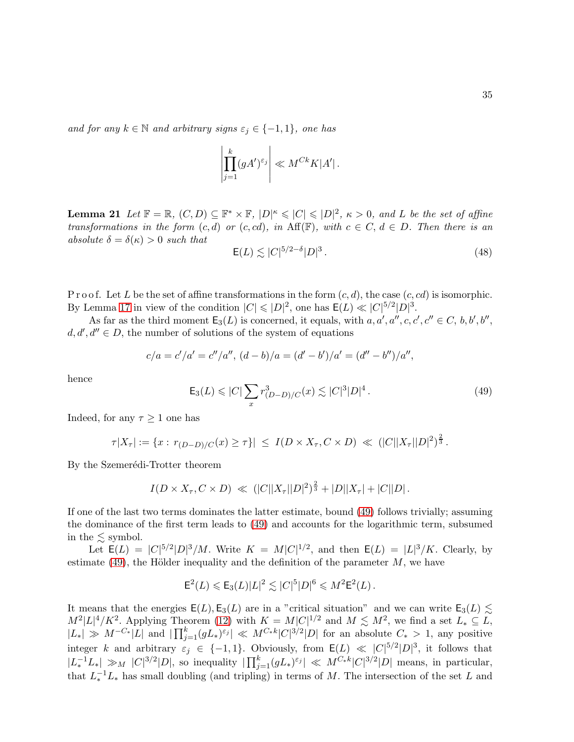*and for any $k \in \mathbb{N}$ and arbitrary signs $\varepsilon_j \in \{-1, 1\}$, one has*

$$\left| \prod_{j=1}^{k} (gA')^{\varepsilon_j} \right| \ll M^{Ck} K |A'| \,.$$

**Lemma 21** *Let $\mathbb{F} = \mathbb{R}$, $(C, D) \subseteq \mathbb{F}^* \times \mathbb{F}$, $|D|^\kappa \leqslant |C| \leqslant |D|^2$, $\kappa > 0$, and $L$ be the set of affine transformations in the form $(c, d)$ or $(c, cd)$, in $\mathrm{Aff}(\mathbb{F})$, with $c \in C$, $d \in D$. Then there is an absolute $\delta = \delta(\kappa) > 0$ such that*

$$\mathsf{E}(L) \lesssim |C|^{5/2-\delta} |D|^3 \,. \tag{48}$$

P r o o f. Let $L$ be the set of affine transformations in the form $(c, d)$, the case $(c, cd)$ is isomorphic. By Lemma 17 in view of the condition $|C| \leqslant |D|^2$, one has $\mathsf{E}(L) \ll |C|^{5/2} |D|^3$.

As far as the third moment $\mathsf{E}_3(L)$ is concerned, it equals, with $a, a', a'', c, c', c'' \in C$, $b, b', b''$, $d, d', d'' \in D$, the number of solutions of the system of equations

$$c/a = c'/a' = c''/a'', \; (d-b)/a = (d'-b')/a' = (d''-b'')/a'',$$

hence

$$\mathsf{E}_3(L) \leqslant |C| \sum_x r^3_{(D-D)/C}(x) \lesssim |C|^3 |D|^4 \,. \tag{49}$$

Indeed, for any $\tau \geq 1$ one has

$$\tau |X_\tau| := \{x \,:\, r_{(D-D)/C}(x) \geq \tau\}| \;\leq\; I(D \times X_\tau, C \times D) \;\ll\; (|C||X_\tau||D|^2)^{\frac{2}{3}} \,.$$

By the Szemerédi-Trotter theorem

$$I(D \times X_\tau, C \times D) \;\ll\; (|C||X_\tau||D|^2)^{\frac{2}{3}} + |D||X_\tau| + |C||D| \,.$$

If one of the last two terms dominates the latter estimate, bound (49) follows trivially; assuming the dominance of the first term leads to (49) and accounts for the logarithmic term, subsumed in the $\lesssim$ symbol.

Let $\mathsf{E}(L) = |C|^{5/2}|D|^3/M$. Write $K = M|C|^{1/2}$, and then $\mathsf{E}(L) = |L|^3/K$. Clearly, by estimate (49), the Hölder inequality and the definition of the parameter $M$, we have

$$\mathsf{E}^2(L) \leqslant \mathsf{E}_3(L)|L|^2 \lesssim |C|^5 |D|^6 \leqslant M^2 \mathsf{E}^2(L) \,.$$

It means that the energies $\mathsf{E}(L), \mathsf{E}_3(L)$ are in a "critical situation" and we can write $\mathsf{E}_3(L) \lesssim M^2 |L|^4 / K^2$. Applying Theorem (12) with $K = M|C|^{1/2}$ and $M \lesssim M^2$, we find a set $L_* \subseteq L$, $|L_*| \gg M^{-C_*}|L|$ and $|\prod_{j=1}^k (gL_*)^{\varepsilon_j}| \ll M^{C_* k} |C|^{3/2} |D|$ for an absolute $C_* > 1$, any positive integer $k$ and arbitrary $\varepsilon_j \in \{-1, 1\}$. Obviously, from $\mathsf{E}(L) \ll |C|^{5/2}|D|^3$, it follows that $|L_*^{-1} L_*| \gg_M |C|^{3/2}|D|$, so inequality $|\prod_{j=1}^k (gL_*)^{\varepsilon_j}| \ll M^{C_* k}|C|^{3/2}|D|$ means, in particular, that $L_*^{-1}L_*$ has small doubling (and tripling) in terms of $M$. The intersection of the set $L$ and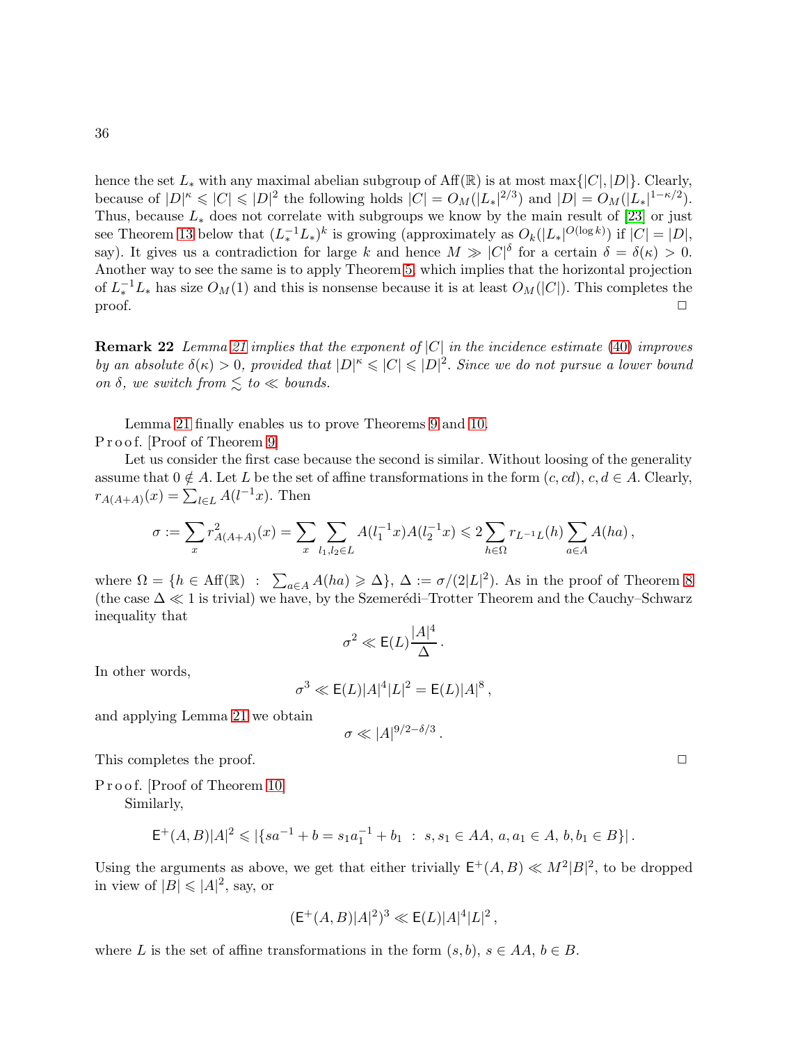hence the set $L_*$ with any maximal abelian subgroup of $\mathrm{Aff}(\mathbb{R})$ is at most $\max\{|C|,|D|\}$. Clearly, because of $|D|^\kappa \leqslant |C| \leqslant |D|^2$ the following holds $|C| = O_M(|L_*|^{2/3})$ and $|D| = O_M(|L_*|^{1-\kappa/2})$. Thus, because $L_*$ does not correlate with subgroups we know by the main result of [23] or just see Theorem 13 below that $(L_*^{-1}L_*)^k$ is growing (approximately as $O_k(|L_*|^{O(\log k)})$ if $|C| = |D|$, say). It gives us a contradiction for large $k$ and hence $M \gg |C|^\delta$ for a certain $\delta = \delta(\kappa) > 0$. Another way to see the same is to apply Theorem 5, which implies that the horizontal projection of $L_*^{-1}L_*$ has size $O_M(1)$ and this is nonsense because it is at least $O_M(|C|)$. This completes the proof. $\Box$

**Remark 22** *Lemma 21 implies that the exponent of $|C|$ in the incidence estimate (40) improves by an absolute $\delta(\kappa) > 0$, provided that $|D|^\kappa \leqslant |C| \leqslant |D|^2$. Since we do not pursue a lower bound on $\delta$, we switch from $\lesssim$ to $\ll$ bounds.*

Lemma 21 finally enables us to prove Theorems 9 and 10.

P r o o f. [Proof of Theorem 9]

Let us consider the first case because the second is similar. Without loosing of the generality assume that $0 \notin A$. Let $L$ be the set of affine transformations in the form $(c, cd)$, $c, d \in A$. Clearly, $r_{A(A+A)}(x) = \sum_{l \in L} A(l^{-1}x)$. Then

$$\sigma := \sum_x r^2_{A(A+A)}(x) = \sum_x \sum_{l_1,l_2 \in L} A(l_1^{-1}x)A(l_2^{-1}x) \leqslant 2 \sum_{h \in \Omega} r_{L^{-1}L}(h) \sum_{a \in A} A(ha)\,,$$

where $\Omega = \{h \in \mathrm{Aff}(\mathbb{R}) \;:\; \sum_{a\in A} A(ha) \geqslant \Delta\}$, $\Delta := \sigma/(2|L|^2)$. As in the proof of Theorem 8 (the case $\Delta \ll 1$ is trivial) we have, by the Szemerédi–Trotter Theorem and the Cauchy–Schwarz inequality that

$$\sigma^2 \ll \mathsf{E}(L) \frac{|A|^4}{\Delta}\,.$$

In other words,

$$\sigma^3 \ll \mathsf{E}(L)|A|^4|L|^2 = \mathsf{E}(L)|A|^8\,,$$

and applying Lemma 21 we obtain

$$\sigma \ll |A|^{9/2-\delta/3}\,.$$

This completes the proof. $\Box$

P r o o f. [Proof of Theorem 10]

Similarly,

$$\mathsf{E}^+(A,B)|A|^2 \leqslant |\{sa^{-1} + b = s_1a_1^{-1} + b_1 \;:\; s, s_1 \in AA,\, a, a_1 \in A,\, b, b_1 \in B\}|\,.$$

Using the arguments as above, we get that either trivially $\mathsf{E}^+(A,B) \ll M^2|B|^2$, to be dropped in view of $|B| \leqslant |A|^2$, say, or

$$(\mathsf{E}^+(A,B)|A|^2)^3 \ll \mathsf{E}(L)|A|^4|L|^2\,,$$

where $L$ is the set of affine transformations in the form $(s, b)$, $s \in AA$, $b \in B$.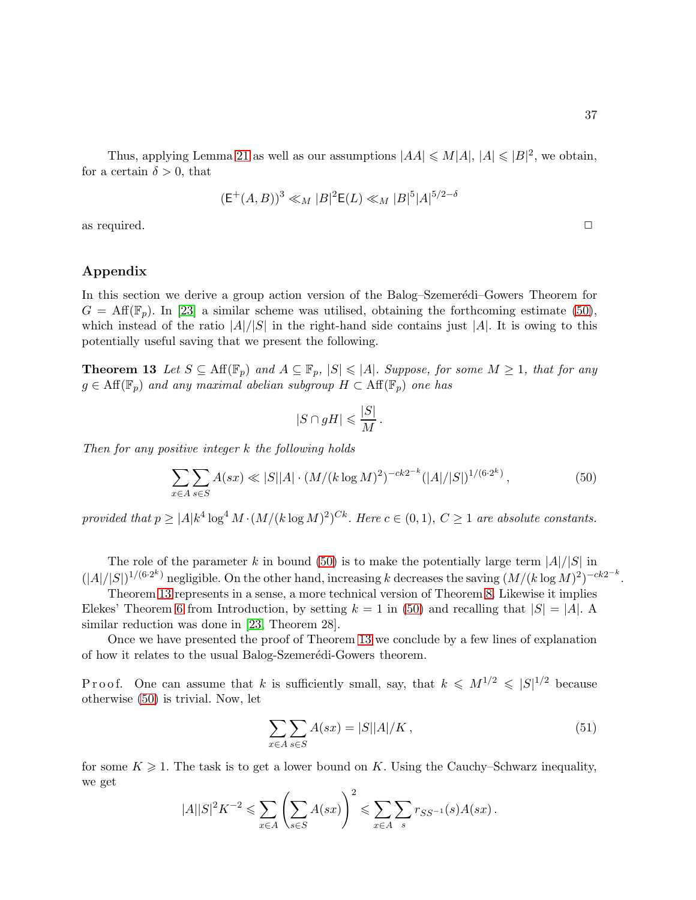Thus, applying Lemma 21 as well as our assumptions $|AA| \leqslant M|A|$, $|A| \leqslant |B|^2$, we obtain, for a certain $\delta > 0$, that

$$(\mathsf{E}^+(A,B))^3 \ll_M |B|^2 \mathsf{E}(L) \ll_M |B|^5 |A|^{5/2-\delta}$$

as required. $\Box$

## Appendix

In this section we derive a group action version of the Balog–Szemerédi–Gowers Theorem for $G = \mathrm{Aff}(\mathbb{F}_p)$. In [23] a similar scheme was utilised, obtaining the forthcoming estimate (50), which instead of the ratio $|A|/|S|$ in the right-hand side contains just $|A|$. It is owing to this potentially useful saving that we present the following.

**Theorem 13** *Let $S \subseteq \mathrm{Aff}(\mathbb{F}_p)$ and $A \subseteq \mathbb{F}_p$, $|S| \leqslant |A|$. Suppose, for some $M \geq 1$, that for any $g \in \mathrm{Aff}(\mathbb{F}_p)$ and any maximal abelian subgroup $H \subset \mathrm{Aff}(\mathbb{F}_p)$ one has*

$$|S \cap gH| \leqslant \frac{|S|}{M}\,.$$

*Then for any positive integer $k$ the following holds*

$$\sum_{x\in A}\sum_{s \in S} A(sx) \ll |S||A| \cdot (M/(k\log M)^2)^{-ck2^{-k}} (|A|/|S|)^{1/(6\cdot 2^k)}\,, \tag{50}$$

*provided that $p \geq |A| k^4 \log^4 M \cdot (M/(k \log M)^2)^{Ck}$. Here $c \in (0,1)$, $C \geq 1$ are absolute constants.*

The role of the parameter $k$ in bound (50) is to make the potentially large term $|A|/|S|$ in $(|A|/|S|)^{1/(6\cdot 2^k)}$ negligible. On the other hand, increasing $k$ decreases the saving $(M/(k\log M)^2)^{-ck2^{-k}}$.

Theorem 13 represents in a sense, a more technical version of Theorem 8. Likewise it implies Elekes' Theorem 6 from Introduction, by setting $k=1$ in (50) and recalling that $|S| = |A|$. A similar reduction was done in [23, Theorem 28].

Once we have presented the proof of Theorem 13 we conclude by a few lines of explanation of how it relates to the usual Balog-Szemerédi-Gowers theorem.

*Proof.* One can assume that $k$ is sufficiently small, say, that $k \leqslant M^{1/2} \leqslant |S|^{1/2}$ because otherwise (50) is trivial. Now, let

$$\sum_{x\in A}\sum_{s\in S} A(sx) = |S||A|/K\,, \tag{51}$$

for some $K \geqslant 1$. The task is to get a lower bound on $K$. Using the Cauchy–Schwarz inequality, we get

$$|A||S|^2 K^{-2} \leqslant \sum_{x\in A}\left(\sum_{s\in S} A(sx)\right)^2 \leqslant \sum_{x \in A}\sum_{s} r_{SS^{-1}}(s) A(sx)\,.$$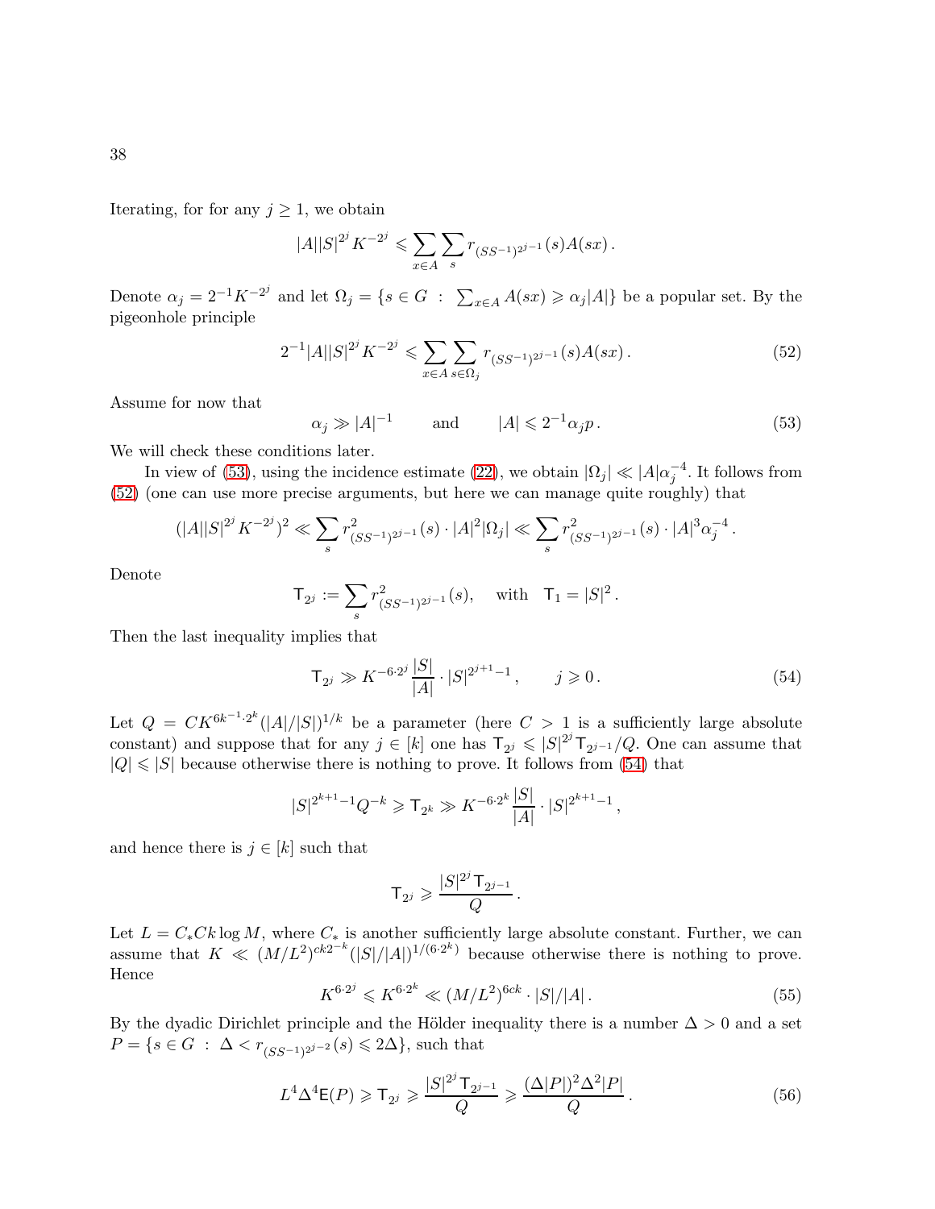Iterating, for for any $j \geq 1$, we obtain

$$|A||S|^{2^j} K^{-2^j} \leqslant \sum_{x\in A} \sum_{s} r_{(SS^{-1})^{2^{j-1}}}(s) A(sx)\,.$$

Denote $\alpha_j = 2^{-1} K^{-2^j}$ and let $\Omega_j = \{s \in G \ :\ \sum_{x\in A} A(sx) \geqslant \alpha_j |A|\}$ be a popular set. By the pigeonhole principle

$$2^{-1}|A||S|^{2^j} K^{-2^j} \leqslant \sum_{x\in A} \sum_{s\in \Omega_j} r_{(SS^{-1})^{2^{j-1}}}(s) A(sx)\,. \tag{52}$$

Assume for now that

$$\alpha_j \gg |A|^{-1} \qquad \text{and} \qquad |A| \leqslant 2^{-1}\alpha_j p\,. \tag{53}$$

We will check these conditions later.

In view of (53), using the incidence estimate (22), we obtain $|\Omega_j| \ll |A|\alpha_j^{-4}$. It follows from (52) (one can use more precise arguments, but here we can manage quite roughly) that

$$(|A||S|^{2^j} K^{-2^j})^2 \ll \sum_s r^2_{(SS^{-1})^{2^{j-1}}}(s) \cdot |A|^2 |\Omega_j| \ll \sum_s r^2_{(SS^{-1})^{2^{j-1}}}(s) \cdot |A|^3 \alpha_j^{-4}\,.$$

Denote

$$\mathsf{T}_{2^j} := \sum_s r^2_{(SS^{-1})^{2^{j-1}}}(s), \quad \text{with} \quad \mathsf{T}_1 = |S|^2\,.$$

Then the last inequality implies that

$$\mathsf{T}_{2^j} \gg K^{-6\cdot 2^j} \frac{|S|}{|A|} \cdot |S|^{2^{j+1}-1}\,, \qquad j \geqslant 0\,. \tag{54}$$

Let $Q = CK^{6k^{-1}\cdot 2^k} (|A|/|S|)^{1/k}$ be a parameter (here $C > 1$ is a sufficiently large absolute constant) and suppose that for any $j \in [k]$ one has $\mathsf{T}_{2^j} \leqslant |S|^{2^j} \mathsf{T}_{2^{j-1}}/Q$. One can assume that $|Q| \leqslant |S|$ because otherwise there is nothing to prove. It follows from (54) that

$$|S|^{2^{k+1}-1} Q^{-k} \geqslant \mathsf{T}_{2^k} \gg K^{-6\cdot 2^k} \frac{|S|}{|A|} \cdot |S|^{2^{k+1}-1}\,,$$

and hence there is $j \in [k]$ such that

$$\mathsf{T}_{2^j} \geqslant \frac{|S|^{2^j} \mathsf{T}_{2^{j-1}}}{Q}\,.$$

Let $L = C_* Ck \log M$, where $C_*$ is another sufficiently large absolute constant. Further, we can assume that $K \ll (M/L^2)^{ck2^{-k}} (|S|/|A|)^{1/(6\cdot 2^k)}$ because otherwise there is nothing to prove. Hence

$$K^{6\cdot 2^j} \leqslant K^{6\cdot 2^k} \ll (M/L^2)^{6ck} \cdot |S|/|A|\,. \tag{55}$$

By the dyadic Dirichlet principle and the Hölder inequality there is a number $\Delta > 0$ and a set $P = \{s \in G \ :\ \Delta < r_{(SS^{-1})^{2^{j-2}}}(s) \leqslant 2\Delta\}$, such that

$$L^4 \Delta^4 \mathsf{E}(P) \geqslant \mathsf{T}_{2^j} \geqslant \frac{|S|^{2^j} \mathsf{T}_{2^{j-1}}}{Q} \geqslant \frac{(\Delta|P|)^2 \Delta^2 |P|}{Q}\,. \tag{56}$$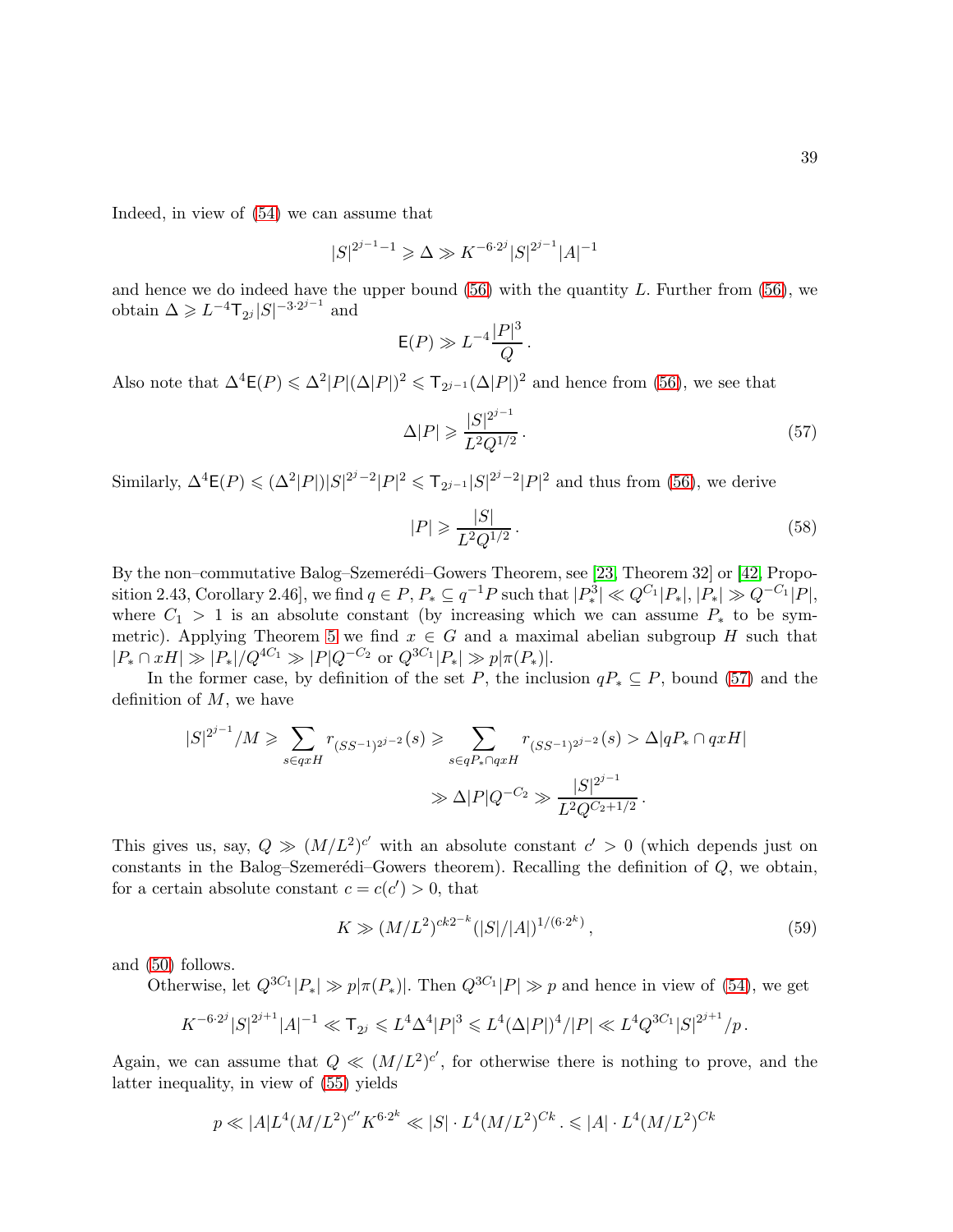Indeed, in view of (54) we can assume that

$$|S|^{2^{j-1}-1} \geqslant \Delta \gg K^{-6\cdot 2^j} |S|^{2^{j-1}} |A|^{-1}$$

and hence we do indeed have the upper bound (56) with the quantity $L$. Further from (56), we obtain $\Delta \geqslant L^{-4} \mathsf{T}_{2^j} |S|^{-3\cdot 2^{j-1}}$ and

$$\mathsf{E}(P) \gg L^{-4} \frac{|P|^3}{Q}\,.$$

Also note that $\Delta^4 \mathsf{E}(P) \leqslant \Delta^2 |P| (\Delta |P|)^2 \leqslant \mathsf{T}_{2^{j-1}} (\Delta |P|)^2$ and hence from (56), we see that

$$\Delta |P| \geqslant \frac{|S|^{2^{j-1}}}{L^2 Q^{1/2}}\,. \tag{57}$$

Similarly, $\Delta^4 \mathsf{E}(P) \leqslant (\Delta^2 |P|) |S|^{2^j-2} |P|^2 \leqslant \mathsf{T}_{2^{j-1}} |S|^{2^j-2} |P|^2$ and thus from (56), we derive

$$|P| \geqslant \frac{|S|}{L^2 Q^{1/2}}\,. \tag{58}$$

By the non–commutative Balog–Szemerédi–Gowers Theorem, see [23, Theorem 32] or [42, Proposition 2.43, Corollary 2.46], we find $q \in P$, $P_* \subseteq q^{-1} P$ such that $|P_*^3| \ll Q^{C_1} |P_*|$, $|P_*| \gg Q^{-C_1} |P|$, where $C_1 > 1$ is an absolute constant (by increasing which we can assume $P_*$ to be symmetric). Applying Theorem 5 we find $x \in G$ and a maximal abelian subgroup $H$ such that $|P_* \cap xH| \gg |P_*|/Q^{4C_1} \gg |P| Q^{-C_2}$ or $Q^{3C_1} |P_*| \gg p |\pi(P_*)|$.

In the former case, by definition of the set $P$, the inclusion $qP_* \subseteq P$, bound (57) and the definition of $M$, we have

$$|S|^{2^{j-1}}/M \geqslant \sum_{s \in qxH} r_{(SS^{-1})^{2^{j-2}}}(s) \geqslant \sum_{s \in qP_* \cap qxH} r_{(SS^{-1})^{2^{j-2}}}(s) > \Delta |qP_* \cap qxH|$$

$$\gg \Delta |P| Q^{-C_2} \gg \frac{|S|^{2^{j-1}}}{L^2 Q^{C_2+1/2}}\,.$$

This gives us, say, $Q \gg (M/L^2)^{c'}$ with an absolute constant $c' > 0$ (which depends just on constants in the Balog–Szemerédi–Gowers theorem). Recalling the definition of $Q$, we obtain, for a certain absolute constant $c = c(c') > 0$, that

$$K \gg (M/L^2)^{ck2^{-k}} (|S|/|A|)^{1/(6\cdot 2^k)}\,, \tag{59}$$

and (50) follows.

Otherwise, let $Q^{3C_1} |P_*| \gg p |\pi(P_*)|$. Then $Q^{3C_1} |P| \gg p$ and hence in view of (54), we get

$$K^{-6\cdot 2^j} |S|^{2^{j+1}} |A|^{-1} \ll \mathsf{T}_{2^j} \leqslant L^4 \Delta^4 |P|^3 \leqslant L^4 (\Delta |P|)^4 / |P| \ll L^4 Q^{3C_1} |S|^{2^{j+1}} / p\,.$$

Again, we can assume that $Q \ll (M/L^2)^{c'}$, for otherwise there is nothing to prove, and the latter inequality, in view of (55) yields

$$p \ll |A| L^4 (M/L^2)^{c''} K^{6\cdot 2^k} \ll |S| \cdot L^4 (M/L^2)^{Ck}\,. \leqslant |A| \cdot L^4 (M/L^2)^{Ck}$$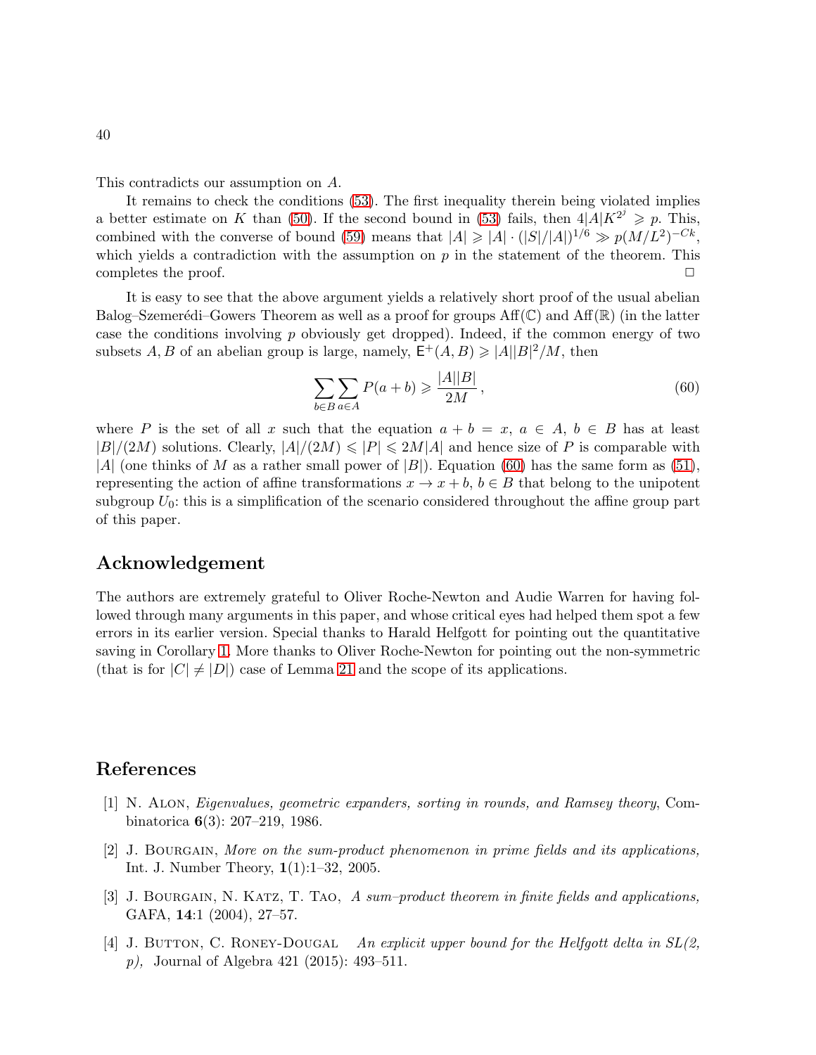This contradicts our assumption on $A$.

It remains to check the conditions (53). The first inequality therein being violated implies a better estimate on $K$ than (50). If the second bound in (53) fails, then $4|A|K^{2^j} \geqslant p$. This, combined with the converse of bound (59) means that $|A| \geqslant |A| \cdot (|S|/|A|)^{1/6} \gg p(M/L^2)^{-Ck}$, which yields a contradiction with the assumption on $p$ in the statement of the theorem. This completes the proof. $\square$

It is easy to see that the above argument yields a relatively short proof of the usual abelian Balog–Szemerédi–Gowers Theorem as well as a proof for groups $\mathrm{Aff}(\mathbb{C})$ and $\mathrm{Aff}(\mathbb{R})$ (in the latter case the conditions involving $p$ obviously get dropped). Indeed, if the common energy of two subsets $A, B$ of an abelian group is large, namely, $\mathsf{E}^+(A,B) \geqslant |A||B|^2/M$, then

$$\sum_{b\in B}\sum_{a\in A} P(a+b) \geqslant \frac{|A||B|}{2M}\,, \tag{60}$$

where $P$ is the set of all $x$ such that the equation $a+b=x$, $a\in A$, $b\in B$ has at least $|B|/(2M)$ solutions. Clearly, $|A|/(2M) \leqslant |P| \leqslant 2M|A|$ and hence size of $P$ is comparable with $|A|$ (one thinks of $M$ as a rather small power of $|B|$). Equation (60) has the same form as (51), representing the action of affine transformations $x \to x+b$, $b \in B$ that belong to the unipotent subgroup $U_0$: this is a simplification of the scenario considered throughout the affine group part of this paper.

## Acknowledgement

The authors are extremely grateful to Oliver Roche-Newton and Audie Warren for having followed through many arguments in this paper, and whose critical eyes had helped them spot a few errors in its earlier version. Special thanks to Harald Helfgott for pointing out the quantitative saving in Corollary 1. More thanks to Oliver Roche-Newton for pointing out the non-symmetric (that is for $|C| \neq |D|$) case of Lemma 21 and the scope of its applications.

## References

[1] N. Alon, *Eigenvalues, geometric expanders, sorting in rounds, and Ramsey theory*, Combinatorica **6**(3): 207–219, 1986.

[2] J. Bourgain, *More on the sum-product phenomenon in prime fields and its applications,* Int. J. Number Theory, **1**(1):1–32, 2005.

[3] J. Bourgain, N. Katz, T. Tao, *A sum–product theorem in finite fields and applications,* GAFA, **14**:1 (2004), 27–57.

[4] J. Button, C. Roney-Dougal *An explicit upper bound for the Helfgott delta in SL(2, p),* Journal of Algebra 421 (2015): 493–511.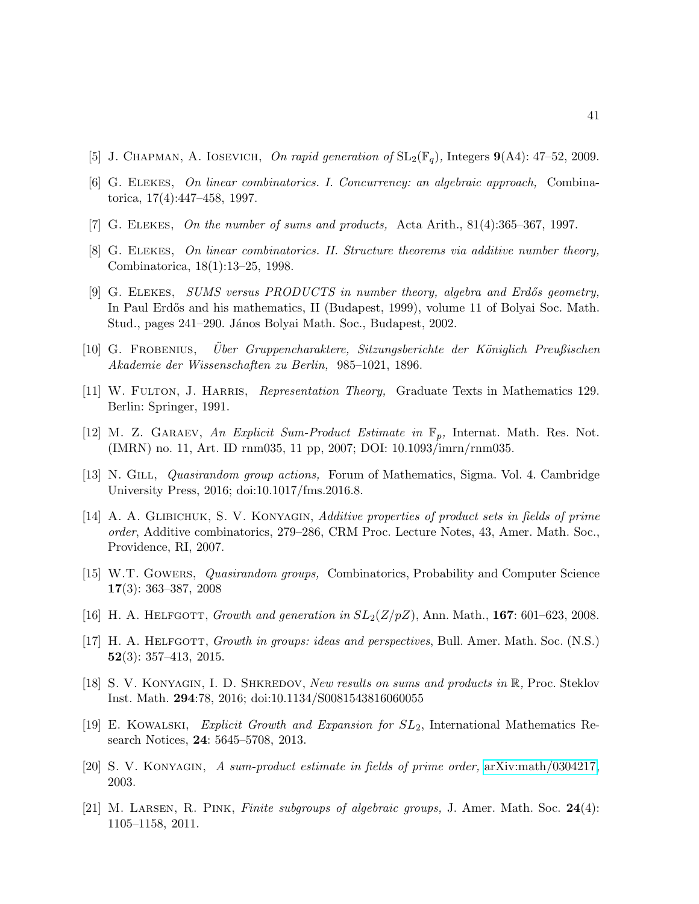[5] J. Chapman, A. Iosevich, *On rapid generation of* $\mathrm{SL}_2(\mathbb{F}_q)$, Integers **9**(A4): 47–52, 2009.

[6] G. Elekes, *On linear combinatorics. I. Concurrency: an algebraic approach,* Combinatorica, 17(4):447–458, 1997.

[7] G. Elekes, *On the number of sums and products,* Acta Arith., 81(4):365–367, 1997.

[8] G. Elekes, *On linear combinatorics. II. Structure theorems via additive number theory,* Combinatorica, 18(1):13–25, 1998.

[9] G. Elekes, *SUMS versus PRODUCTS in number theory, algebra and Erdős geometry,* In Paul Erdős and his mathematics, II (Budapest, 1999), volume 11 of Bolyai Soc. Math. Stud., pages 241–290. János Bolyai Math. Soc., Budapest, 2002.

[10] G. Frobenius, *Über Gruppencharaktere, Sitzungsberichte der Königlich Preußischen Akademie der Wissenschaften zu Berlin,* 985–1021, 1896.

[11] W. Fulton, J. Harris, *Representation Theory,* Graduate Texts in Mathematics 129. Berlin: Springer, 1991.

[12] M. Z. Garaev, *An Explicit Sum-Product Estimate in* $\mathbb{F}_p$, Internat. Math. Res. Not. (IMRN) no. 11, Art. ID rnm035, 11 pp, 2007; DOI: 10.1093/imrn/rnm035.

[13] N. Gill, *Quasirandom group actions,* Forum of Mathematics, Sigma. Vol. 4. Cambridge University Press, 2016; doi:10.1017/fms.2016.8.

[14] A. A. Glibichuk, S. V. Konyagin, *Additive properties of product sets in fields of prime order*, Additive combinatorics, 279–286, CRM Proc. Lecture Notes, 43, Amer. Math. Soc., Providence, RI, 2007.

[15] W.T. Gowers, *Quasirandom groups,* Combinatorics, Probability and Computer Science **17**(3): 363–387, 2008

[16] H. A. Helfgott, *Growth and generation in* $SL_2(Z/pZ)$, Ann. Math., **167**: 601–623, 2008.

[17] H. A. Helfgott, *Growth in groups: ideas and perspectives*, Bull. Amer. Math. Soc. (N.S.) **52**(3): 357–413, 2015.

[18] S. V. Konyagin, I. D. Shkredov, *New results on sums and products in* $\mathbb{R}$, Proc. Steklov Inst. Math. **294**:78, 2016; doi:10.1134/S0081543816060055

[19] E. Kowalski, *Explicit Growth and Expansion for* $SL_2$, International Mathematics Research Notices, **24**: 5645–5708, 2013.

[20] S. V. Konyagin, *A sum-product estimate in fields of prime order,* arXiv:math/0304217, 2003.

[21] M. Larsen, R. Pink, *Finite subgroups of algebraic groups,* J. Amer. Math. Soc. **24**(4): 1105–1158, 2011.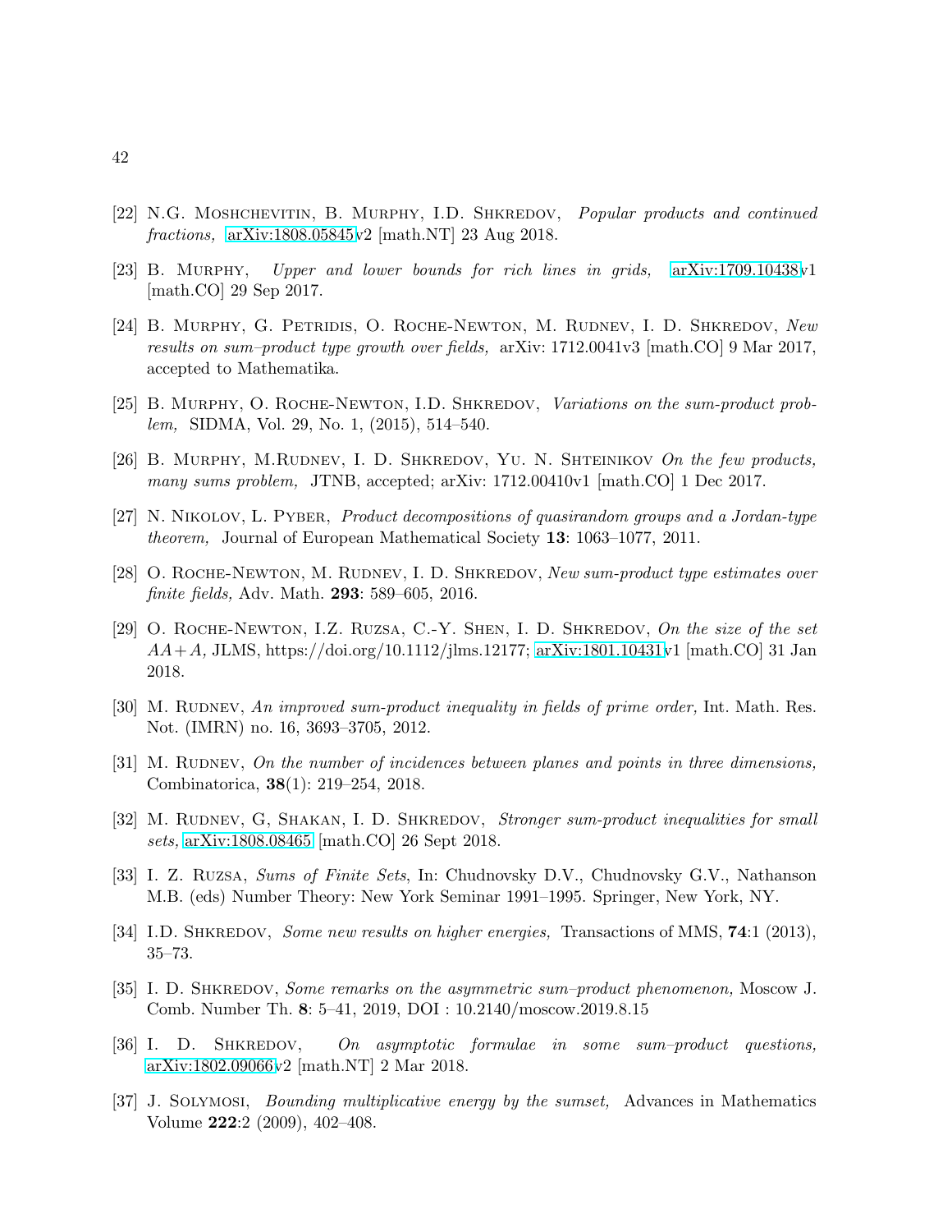[22] N.G. Moshchevitin, B. Murphy, I.D. Shkredov, *Popular products and continued fractions,* arXiv:1808.05845v2 [math.NT] 23 Aug 2018.

[23] B. Murphy, *Upper and lower bounds for rich lines in grids,* arXiv:1709.10438v1 [math.CO] 29 Sep 2017.

[24] B. Murphy, G. Petridis, O. Roche-Newton, M. Rudnev, I. D. Shkredov, *New results on sum–product type growth over fields,* arXiv: 1712.0041v3 [math.CO] 9 Mar 2017, accepted to Mathematika.

[25] B. Murphy, O. Roche-Newton, I.D. Shkredov, *Variations on the sum-product problem,* SIDMA, Vol. 29, No. 1, (2015), 514–540.

[26] B. Murphy, M.Rudnev, I. D. Shkredov, Yu. N. Shteinikov *On the few products, many sums problem,* JTNB, accepted; arXiv: 1712.00410v1 [math.CO] 1 Dec 2017.

[27] N. Nikolov, L. Pyber, *Product decompositions of quasirandom groups and a Jordan-type theorem,* Journal of European Mathematical Society **13**: 1063–1077, 2011.

[28] O. Roche-Newton, M. Rudnev, I. D. Shkredov, *New sum-product type estimates over finite fields,* Adv. Math. **293**: 589–605, 2016.

[29] O. Roche-Newton, I.Z. Ruzsa, C.-Y. Shen, I. D. Shkredov, *On the size of the set $AA+A$,* JLMS, https://doi.org/10.1112/jlms.12177; arXiv:1801.10431v1 [math.CO] 31 Jan 2018.

[30] M. Rudnev, *An improved sum-product inequality in fields of prime order,* Int. Math. Res. Not. (IMRN) no. 16, 3693–3705, 2012.

[31] M. Rudnev, *On the number of incidences between planes and points in three dimensions,* Combinatorica, **38**(1): 219–254, 2018.

[32] M. Rudnev, G, Shakan, I. D. Shkredov, *Stronger sum-product inequalities for small sets,* arXiv:1808.08465 [math.CO] 26 Sept 2018.

[33] I. Z. Ruzsa, *Sums of Finite Sets*, In: Chudnovsky D.V., Chudnovsky G.V., Nathanson M.B. (eds) Number Theory: New York Seminar 1991–1995. Springer, New York, NY.

[34] I.D. Shkredov, *Some new results on higher energies,* Transactions of MMS, **74**:1 (2013), 35–73.

[35] I. D. Shkredov, *Some remarks on the asymmetric sum–product phenomenon,* Moscow J. Comb. Number Th. **8**: 5–41, 2019, DOI : 10.2140/moscow.2019.8.15

[36] I. D. Shkredov, *On asymptotic formulae in some sum–product questions,* arXiv:1802.09066v2 [math.NT] 2 Mar 2018.

[37] J. Solymosi, *Bounding multiplicative energy by the sumset,* Advances in Mathematics Volume **222**:2 (2009), 402–408.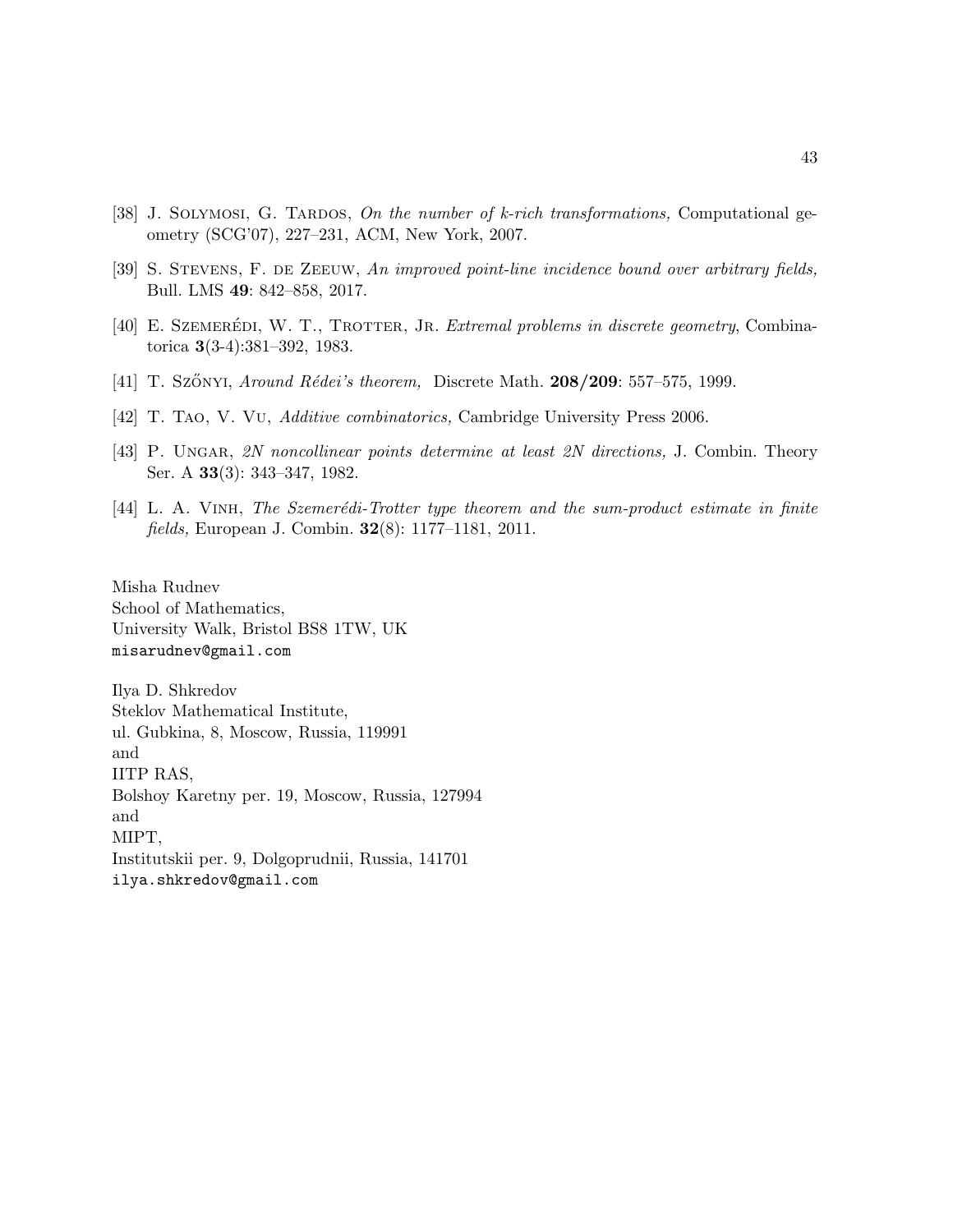[38] J. Solymosi, G. Tardos, *On the number of k-rich transformations,* Computational geometry (SCG'07), 227–231, ACM, New York, 2007.

[39] S. Stevens, F. de Zeeuw, *An improved point-line incidence bound over arbitrary fields,* Bull. LMS **49**: 842–858, 2017.

[40] E. Szemerédi, W. T., Trotter, Jr. *Extremal problems in discrete geometry*, Combinatorica **3**(3-4):381–392, 1983.

[41] T. Szőnyi, *Around Rédei's theorem,* Discrete Math. **208/209**: 557–575, 1999.

[42] T. Tao, V. Vu, *Additive combinatorics,* Cambridge University Press 2006.

[43] P. Ungar, *2N noncollinear points determine at least 2N directions,* J. Combin. Theory Ser. A **33**(3): 343–347, 1982.

[44] L. A. Vinh, *The Szemerédi-Trotter type theorem and the sum-product estimate in finite fields,* European J. Combin. **32**(8): 1177–1181, 2011.

Misha Rudnev
School of Mathematics,
University Walk, Bristol BS8 1TW, UK
misarudnev@gmail.com

Ilya D. Shkredov
Steklov Mathematical Institute,
ul. Gubkina, 8, Moscow, Russia, 119991
and
IITP RAS,
Bolshoy Karetny per. 19, Moscow, Russia, 127994
and
MIPT,
Institutskii per. 9, Dolgoprudnii, Russia, 141701
ilya.shkredov@gmail.com